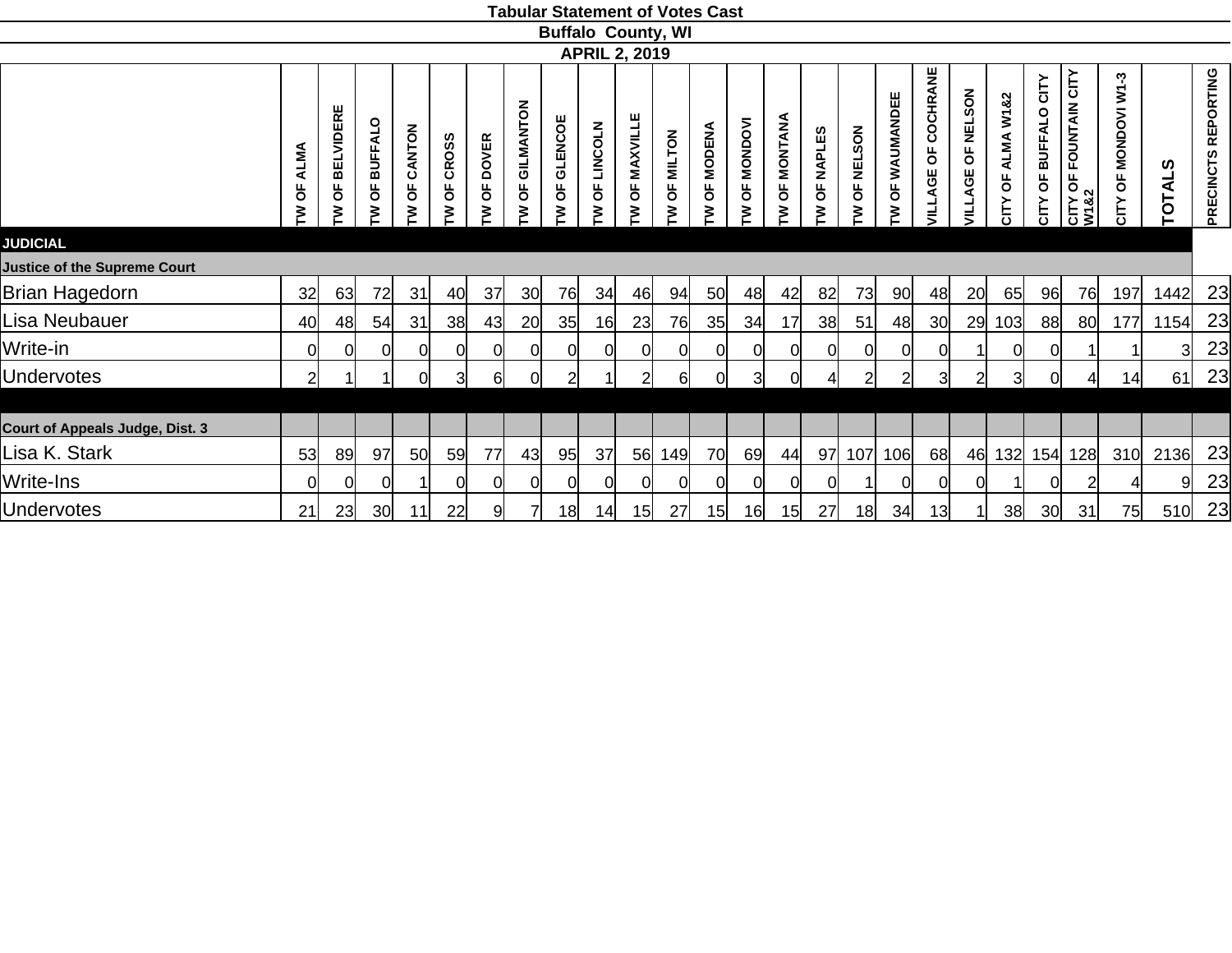# Tabular Statement of Votes Cast

## Buffalo County, WI

### APRIL 2, 2019

| | TW OF ALMA | TW OF BELVIDERE | TW OF BUFFALO | TW OF CANTON | TW OF CROSS | TW OF DOVER | TW OF GILMANTON | TW OF GLENCOE | TW OF LINCOLN | TW OF MAXVILLE | TW OF MILTON | TW OF MODENA | TW OF MONDOVI | TW OF MONTANA | TW OF NAPLES | TW OF NELSON | TW OF WAUMANDEE | VILLAGE OF COCHRANE | VILLAGE OF NELSON | CITY OF ALMA W1&2 | CITY OF BUFFALO CITY | CITY OF FOUNTAIN CITY W1&2 | CITY OF MONDOVI W1-3 | TOTALS | PRECINCTS REPORTING |
|---|---|---|---|---|---|---|---|---|---|---|---|---|---|---|---|---|---|---|---|---|---|---|---|---|---|
| **JUDICIAL** | | | | | | | | | | | | | | | | | | | | | | | | | |
| **Justice of the Supreme Court** | | | | | | | | | | | | | | | | | | | | | | | | | |
| Brian Hagedorn | 32 | 63 | 72 | 31 | 40 | 37 | 30 | 76 | 34 | 46 | 94 | 50 | 48 | 42 | 82 | 73 | 90 | 48 | 20 | 65 | 96 | 76 | 197 | 1442 | 23 |
| Lisa Neubauer | 40 | 48 | 54 | 31 | 38 | 43 | 20 | 35 | 16 | 23 | 76 | 35 | 34 | 17 | 38 | 51 | 48 | 30 | 29 | 103 | 88 | 80 | 177 | 1154 | 23 |
| Write-in | 0 | 0 | 0 | 0 | 0 | 0 | 0 | 0 | 0 | 0 | 0 | 0 | 0 | 0 | 0 | 0 | 0 | 0 | 1 | 0 | 0 | 1 | 1 | 3 | 23 |
| Undervotes | 2 | 1 | 1 | 0 | 3 | 6 | 0 | 2 | 1 | 2 | 6 | 0 | 3 | 0 | 4 | 2 | 2 | 3 | 2 | 3 | 0 | 4 | 14 | 61 | 23 |
| **Court of Appeals Judge, Dist. 3** | | | | | | | | | | | | | | | | | | | | | | | | | |
| Lisa K. Stark | 53 | 89 | 97 | 50 | 59 | 77 | 43 | 95 | 37 | 56 | 149 | 70 | 69 | 44 | 97 | 107 | 106 | 68 | 46 | 132 | 154 | 128 | 310 | 2136 | 23 |
| Write-Ins | 0 | 0 | 0 | 1 | 0 | 0 | 0 | 0 | 0 | 0 | 0 | 0 | 0 | 0 | 0 | 1 | 0 | 0 | 0 | 1 | 0 | 2 | 4 | 9 | 23 |
| Undervotes | 21 | 23 | 30 | 11 | 22 | 9 | 7 | 18 | 14 | 15 | 27 | 15 | 16 | 15 | 27 | 18 | 34 | 13 | 1 | 38 | 30 | 31 | 75 | 510 | 23 |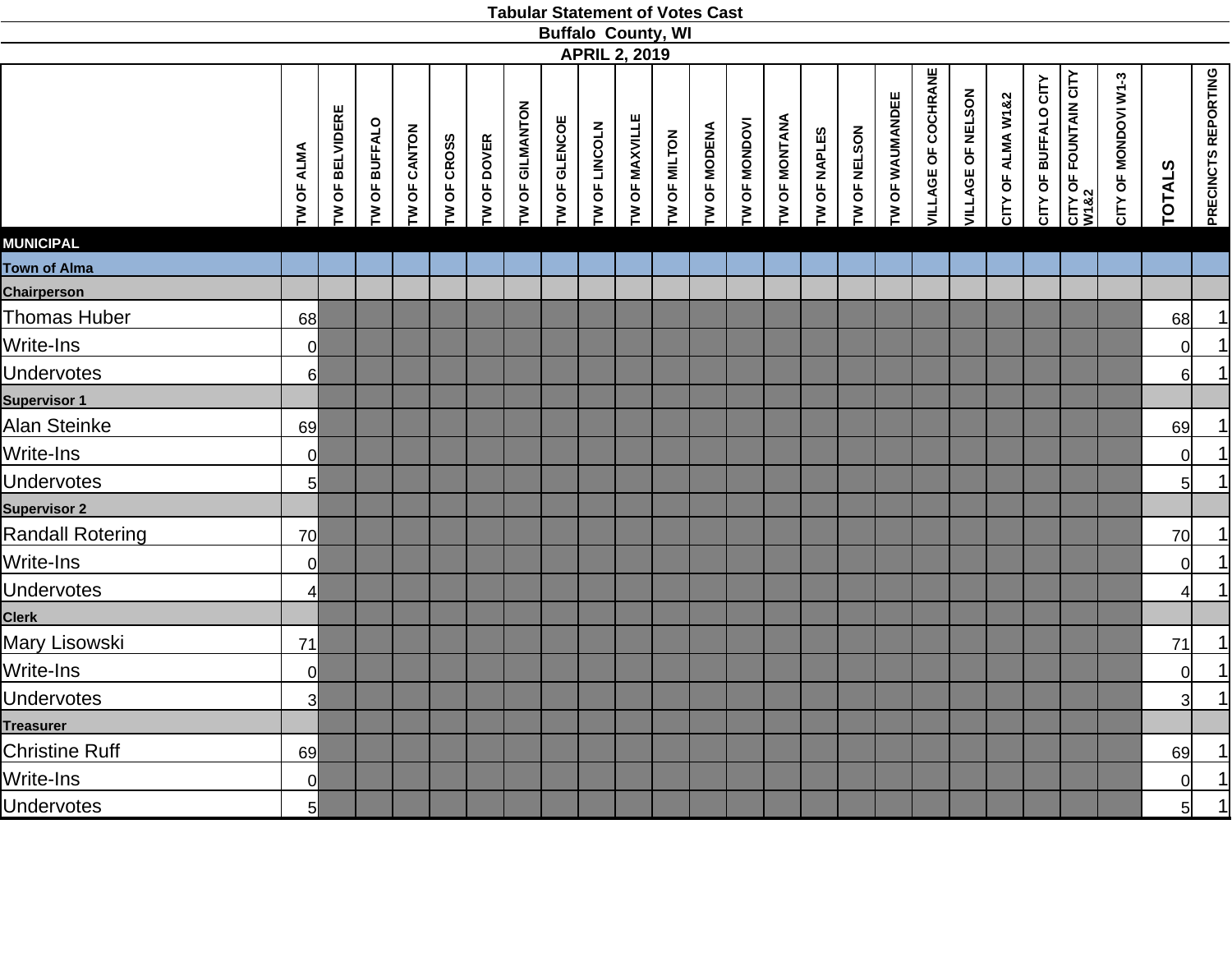# Tabular Statement of Votes Cast

## Buffalo County, WI

### APRIL 2, 2019

| | TW OF ALMA | TW OF BELVIDERE | TW OF BUFFALO | TW OF CANTON | TW OF CROSS | TW OF DOVER | TW OF GILMANTON | TW OF GLENCOE | TW OF LINCOLN | TW OF MAXVILLE | TW OF MILTON | TW OF MODENA | TW OF MONDOVI | TW OF MONTANA | TW OF NAPLES | TW OF NELSON | TW OF WAUMANDEE | VILLAGE OF COCHRANE | VILLAGE OF NELSON | CITY OF ALMA W1&2 | CITY OF BUFFALO CITY | CITY OF FOUNTAIN CITY W1&2 | CITY OF MONDOVI W1-3 | TOTALS | PRECINCTS REPORTING |
|---|---|---|---|---|---|---|---|---|---|---|---|---|---|---|---|---|---|---|---|---|---|---|---|---|---|
| **MUNICIPAL** | | | | | | | | | | | | | | | | | | | | | | | | | |
| **Town of Alma** | | | | | | | | | | | | | | | | | | | | | | | | | |
| **Chairperson** | | | | | | | | | | | | | | | | | | | | | | | | | |
| Thomas Huber | 68 | | | | | | | | | | | | | | | | | | | | | | | 68 | 1 |
| Write-Ins | 0 | | | | | | | | | | | | | | | | | | | | | | | 0 | 1 |
| Undervotes | 6 | | | | | | | | | | | | | | | | | | | | | | | 6 | 1 |
| **Supervisor 1** | | | | | | | | | | | | | | | | | | | | | | | | | |
| Alan Steinke | 69 | | | | | | | | | | | | | | | | | | | | | | | 69 | 1 |
| Write-Ins | 0 | | | | | | | | | | | | | | | | | | | | | | | 0 | 1 |
| Undervotes | 5 | | | | | | | | | | | | | | | | | | | | | | | 5 | 1 |
| **Supervisor 2** | | | | | | | | | | | | | | | | | | | | | | | | | |
| Randall Rotering | 70 | | | | | | | | | | | | | | | | | | | | | | | 70 | 1 |
| Write-Ins | 0 | | | | | | | | | | | | | | | | | | | | | | | 0 | 1 |
| Undervotes | 4 | | | | | | | | | | | | | | | | | | | | | | | 4 | 1 |
| **Clerk** | | | | | | | | | | | | | | | | | | | | | | | | | |
| Mary Lisowski | 71 | | | | | | | | | | | | | | | | | | | | | | | 71 | 1 |
| Write-Ins | 0 | | | | | | | | | | | | | | | | | | | | | | | 0 | 1 |
| Undervotes | 3 | | | | | | | | | | | | | | | | | | | | | | | 3 | 1 |
| **Treasurer** | | | | | | | | | | | | | | | | | | | | | | | | | |
| Christine Ruff | 69 | | | | | | | | | | | | | | | | | | | | | | | 69 | 1 |
| Write-Ins | 0 | | | | | | | | | | | | | | | | | | | | | | | 0 | 1 |
| Undervotes | 5 | | | | | | | | | | | | | | | | | | | | | | | 5 | 1 |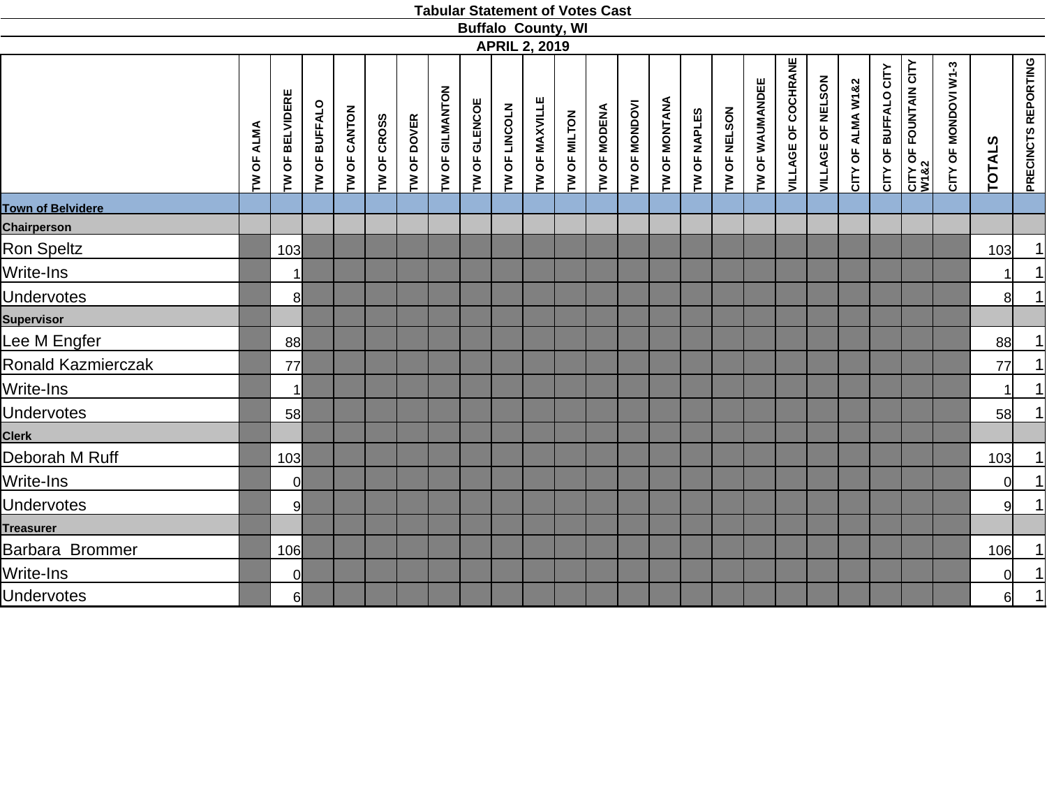# Tabular Statement of Votes Cast

## Buffalo County, WI

### APRIL 2, 2019

| | TW OF ALMA | TW OF BELVIDERE | TW OF BUFFALO | TW OF CANTON | TW OF CROSS | TW OF DOVER | TW OF GILMANTON | TW OF GLENCOE | TW OF LINCOLN | TW OF MAXVILLE | TW OF MILTON | TW OF MODENA | TW OF MONDOVI | TW OF MONTANA | TW OF NAPLES | TW OF NELSON | TW OF WAUMANDEE | VILLAGE OF COCHRANE | VILLAGE OF NELSON | CITY OF ALMA W1&2 | CITY OF BUFFALO CITY | CITY OF FOUNTAIN CITY W1&2 | CITY OF MONDOVI W1-3 | TOTALS | PRECINCTS REPORTING |
|---|---|---|---|---|---|---|---|---|---|---|---|---|---|---|---|---|---|---|---|---|---|---|---|---|---|
| **Town of Belvidere** | | | | | | | | | | | | | | | | | | | | | | | | | |
| **Chairperson** | | | | | | | | | | | | | | | | | | | | | | | | | |
| Ron Speltz | | 103 | | | | | | | | | | | | | | | | | | | | | | 103 | 1 |
| Write-Ins | | 1 | | | | | | | | | | | | | | | | | | | | | | 1 | 1 |
| Undervotes | | 8 | | | | | | | | | | | | | | | | | | | | | | 8 | 1 |
| **Supervisor** | | | | | | | | | | | | | | | | | | | | | | | | | |
| Lee M Engfer | | 88 | | | | | | | | | | | | | | | | | | | | | | 88 | 1 |
| Ronald Kazmierczak | | 77 | | | | | | | | | | | | | | | | | | | | | | 77 | 1 |
| Write-Ins | | 1 | | | | | | | | | | | | | | | | | | | | | | 1 | 1 |
| Undervotes | | 58 | | | | | | | | | | | | | | | | | | | | | | 58 | 1 |
| **Clerk** | | | | | | | | | | | | | | | | | | | | | | | | | |
| Deborah M Ruff | | 103 | | | | | | | | | | | | | | | | | | | | | | 103 | 1 |
| Write-Ins | | 0 | | | | | | | | | | | | | | | | | | | | | | 0 | 1 |
| Undervotes | | 9 | | | | | | | | | | | | | | | | | | | | | | 9 | 1 |
| **Treasurer** | | | | | | | | | | | | | | | | | | | | | | | | | |
| Barbara Brommer | | 106 | | | | | | | | | | | | | | | | | | | | | | 106 | 1 |
| Write-Ins | | 0 | | | | | | | | | | | | | | | | | | | | | | 0 | 1 |
| Undervotes | | 6 | | | | | | | | | | | | | | | | | | | | | | 6 | 1 |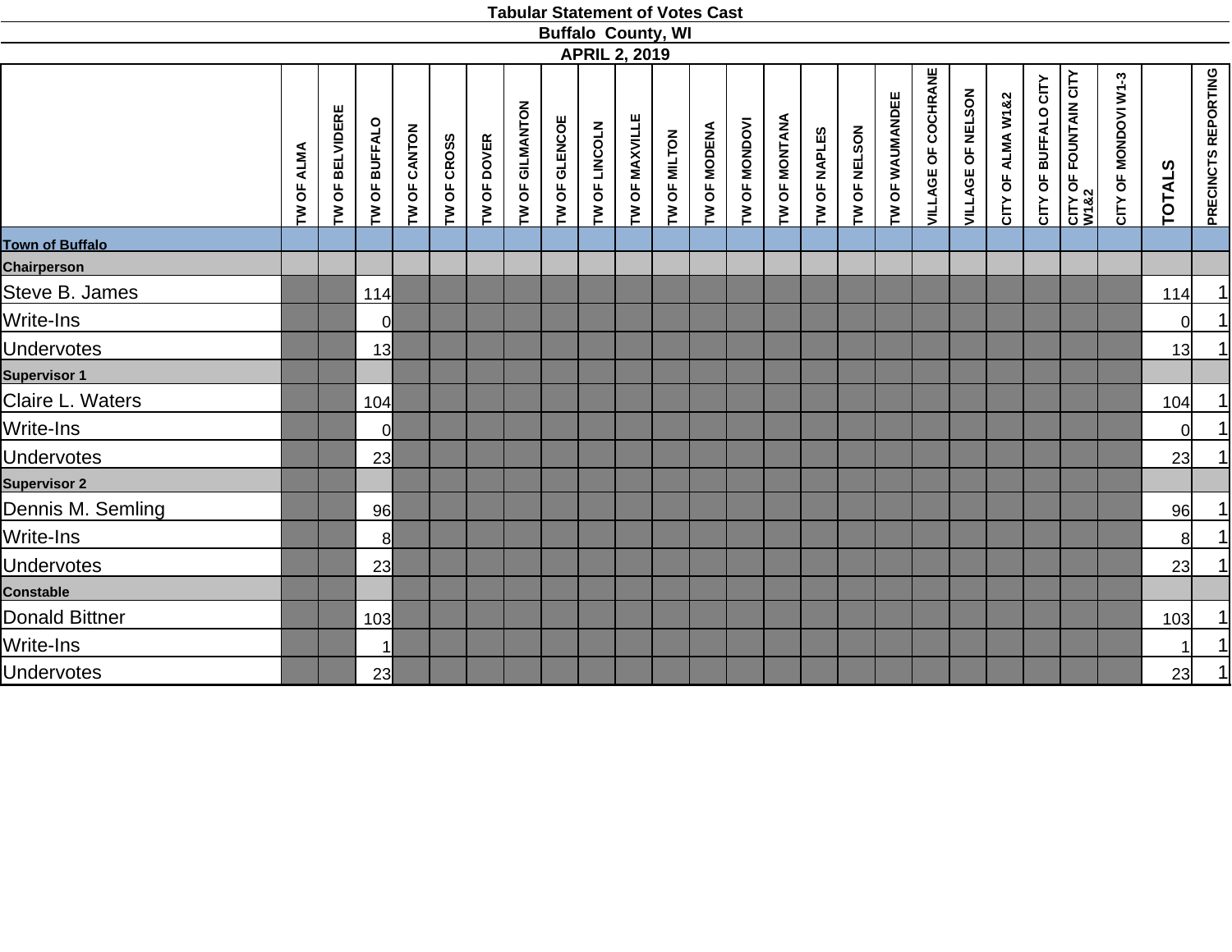## Tabular Statement of Votes Cast

### Buffalo County, WI

### APRIL 2, 2019

| | TW OF ALMA | TW OF BELVIDERE | TW OF BUFFALO | TW OF CANTON | TW OF CROSS | TW OF DOVER | TW OF GILMANTON | TW OF GLENCOE | TW OF LINCOLN | TW OF MAXVILLE | TW OF MILTON | TW OF MODENA | TW OF MONDOVI | TW OF MONTANA | TW OF NAPLES | TW OF NELSON | TW OF WAUMANDEE | VILLAGE OF COCHRANE | VILLAGE OF NELSON | CITY OF ALMA W1&2 | CITY OF BUFFALO CITY | CITY OF FOUNTAIN CITY W1&2 | CITY OF MONDOVI W1-3 | TOTALS | PRECINCTS REPORTING |
|---|---|---|---|---|---|---|---|---|---|---|---|---|---|---|---|---|---|---|---|---|---|---|---|---|---|
| **Town of Buffalo** | | | | | | | | | | | | | | | | | | | | | | | | | |
| **Chairperson** | | | | | | | | | | | | | | | | | | | | | | | | | |
| Steve B. James | | | 114 | | | | | | | | | | | | | | | | | | | | | 114 | 1 |
| Write-Ins | | | 0 | | | | | | | | | | | | | | | | | | | | | 0 | 1 |
| Undervotes | | | 13 | | | | | | | | | | | | | | | | | | | | | 13 | 1 |
| **Supervisor 1** | | | | | | | | | | | | | | | | | | | | | | | | | |
| Claire L. Waters | | | 104 | | | | | | | | | | | | | | | | | | | | | 104 | 1 |
| Write-Ins | | | 0 | | | | | | | | | | | | | | | | | | | | | 0 | 1 |
| Undervotes | | | 23 | | | | | | | | | | | | | | | | | | | | | 23 | 1 |
| **Supervisor 2** | | | | | | | | | | | | | | | | | | | | | | | | | |
| Dennis M. Semling | | | 96 | | | | | | | | | | | | | | | | | | | | | 96 | 1 |
| Write-Ins | | | 8 | | | | | | | | | | | | | | | | | | | | | 8 | 1 |
| Undervotes | | | 23 | | | | | | | | | | | | | | | | | | | | | 23 | 1 |
| **Constable** | | | | | | | | | | | | | | | | | | | | | | | | | |
| Donald Bittner | | | 103 | | | | | | | | | | | | | | | | | | | | | 103 | 1 |
| Write-Ins | | | 1 | | | | | | | | | | | | | | | | | | | | | 1 | 1 |
| Undervotes | | | 23 | | | | | | | | | | | | | | | | | | | | | 23 | 1 |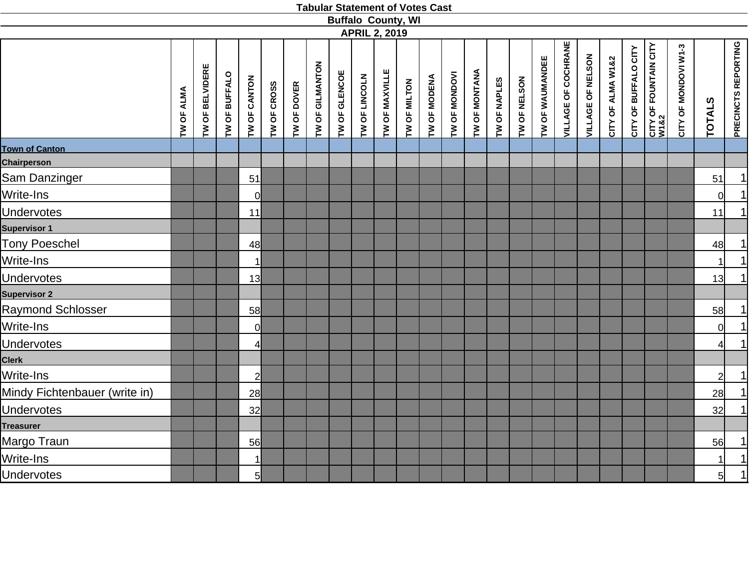# Tabular Statement of Votes Cast

## Buffalo County, WI

### APRIL 2, 2019

| | TW OF ALMA | TW OF BELVIDERE | TW OF BUFFALO | TW OF CANTON | TW OF CROSS | TW OF DOVER | TW OF GILMANTON | TW OF GLENCOE | TW OF LINCOLN | TW OF MAXVILLE | TW OF MILTON | TW OF MODENA | TW OF MONDOVI | TW OF MONTANA | TW OF NAPLES | TW OF NELSON | TW OF WAUMANDEE | VILLAGE OF COCHRANE | VILLAGE OF NELSON | CITY OF ALMA W1&2 | CITY OF BUFFALO CITY | CITY OF FOUNTAIN CITY W1&2 | CITY OF MONDOVI W1-3 | TOTALS | PRECINCTS REPORTING |
|---|---|---|---|---|---|---|---|---|---|---|---|---|---|---|---|---|---|---|---|---|---|---|---|---|---|
| **Town of Canton** | | | | | | | | | | | | | | | | | | | | | | | | | |
| **Chairperson** | | | | | | | | | | | | | | | | | | | | | | | | | |
| Sam Danzinger | | | | 51 | | | | | | | | | | | | | | | | | | | | 51 | 1 |
| Write-Ins | | | | 0 | | | | | | | | | | | | | | | | | | | | 0 | 1 |
| Undervotes | | | | 11 | | | | | | | | | | | | | | | | | | | | 11 | 1 |
| **Supervisor 1** | | | | | | | | | | | | | | | | | | | | | | | | | |
| Tony Poeschel | | | | 48 | | | | | | | | | | | | | | | | | | | | 48 | 1 |
| Write-Ins | | | | 1 | | | | | | | | | | | | | | | | | | | | 1 | 1 |
| Undervotes | | | | 13 | | | | | | | | | | | | | | | | | | | | 13 | 1 |
| **Supervisor 2** | | | | | | | | | | | | | | | | | | | | | | | | | |
| Raymond Schlosser | | | | 58 | | | | | | | | | | | | | | | | | | | | 58 | 1 |
| Write-Ins | | | | 0 | | | | | | | | | | | | | | | | | | | | 0 | 1 |
| Undervotes | | | | 4 | | | | | | | | | | | | | | | | | | | | 4 | 1 |
| **Clerk** | | | | | | | | | | | | | | | | | | | | | | | | | |
| Write-Ins | | | | 2 | | | | | | | | | | | | | | | | | | | | 2 | 1 |
| Mindy Fichtenbauer (write in) | | | | 28 | | | | | | | | | | | | | | | | | | | | 28 | 1 |
| Undervotes | | | | 32 | | | | | | | | | | | | | | | | | | | | 32 | 1 |
| **Treasurer** | | | | | | | | | | | | | | | | | | | | | | | | | |
| Margo Traun | | | | 56 | | | | | | | | | | | | | | | | | | | | 56 | 1 |
| Write-Ins | | | | 1 | | | | | | | | | | | | | | | | | | | | 1 | 1 |
| Undervotes | | | | 5 | | | | | | | | | | | | | | | | | | | | 5 | 1 |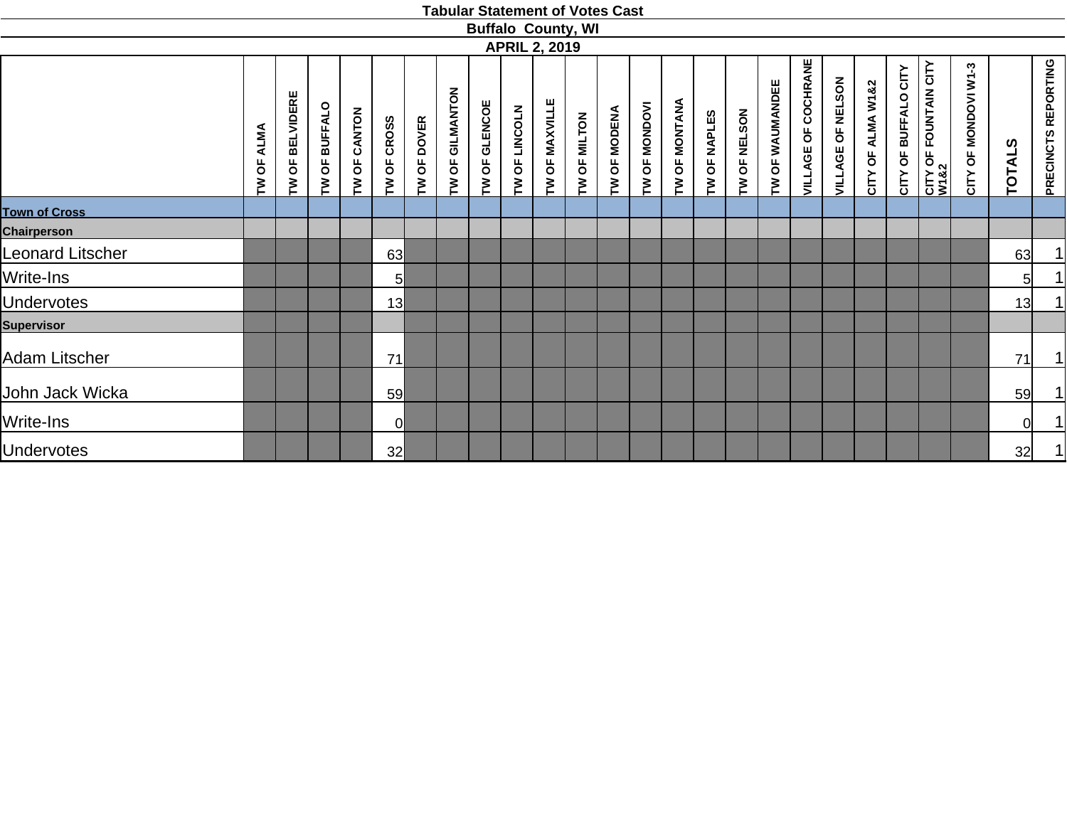# Tabular Statement of Votes Cast

## Buffalo County, WI

## APRIL 2, 2019

| | TW OF ALMA | TW OF BELVIDERE | TW OF BUFFALO | TW OF CANTON | TW OF CROSS | TW OF DOVER | TW OF GILMANTON | TW OF GLENCOE | TW OF LINCOLN | TW OF MAXVILLE | TW OF MILTON | TW OF MODENA | TW OF MONDOVI | TW OF MONTANA | TW OF NAPLES | TW OF NELSON | TW OF WAUMANDEE | VILLAGE OF COCHRANE | VILLAGE OF NELSON | CITY OF ALMA W1&2 | CITY OF BUFFALO CITY | CITY OF FOUNTAIN CITY W1&2 | CITY OF MONDOVI W1-3 | TOTALS | PRECINCTS REPORTING |
|---|---|---|---|---|---|---|---|---|---|---|---|---|---|---|---|---|---|---|---|---|---|---|---|---|---|
| **Town of Cross** | | | | | | | | | | | | | | | | | | | | | | | | | |
| **Chairperson** | | | | | | | | | | | | | | | | | | | | | | | | | |
| Leonard Litscher | | | | | 63 | | | | | | | | | | | | | | | | | | | 63 | 1 |
| Write-Ins | | | | | 5 | | | | | | | | | | | | | | | | | | | 5 | 1 |
| Undervotes | | | | | 13 | | | | | | | | | | | | | | | | | | | 13 | 1 |
| **Supervisor** | | | | | | | | | | | | | | | | | | | | | | | | | |
| Adam Litscher | | | | | 71 | | | | | | | | | | | | | | | | | | | 71 | 1 |
| John Jack Wicka | | | | | 59 | | | | | | | | | | | | | | | | | | | 59 | 1 |
| Write-Ins | | | | | 0 | | | | | | | | | | | | | | | | | | | 0 | 1 |
| Undervotes | | | | | 32 | | | | | | | | | | | | | | | | | | | 32 | 1 |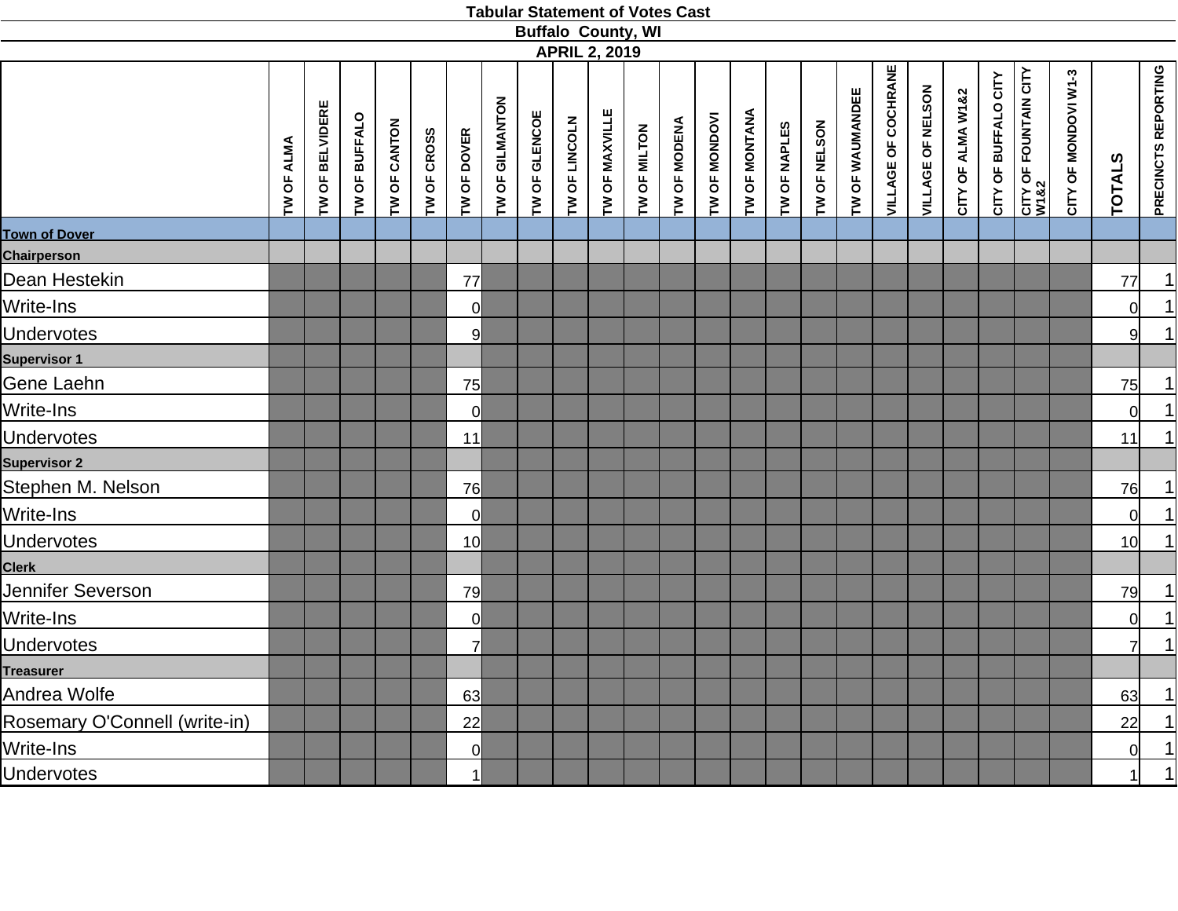# Tabular Statement of Votes Cast

## Buffalo County, WI

## APRIL 2, 2019

| | TW OF ALMA | TW OF BELVIDERE | TW OF BUFFALO | TW OF CANTON | TW OF CROSS | TW OF DOVER | TW OF GILMANTON | TW OF GLENCOE | TW OF LINCOLN | TW OF MAXVILLE | TW OF MILTON | TW OF MODENA | TW OF MONDOVI | TW OF MONTANA | TW OF NAPLES | TW OF NELSON | TW OF WAUMANDEE | VILLAGE OF COCHRANE | VILLAGE OF NELSON | CITY OF ALMA W1&2 | CITY OF BUFFALO CITY | CITY OF FOUNTAIN CITY W1&2 | CITY OF MONDOVI W1-3 | TOTALS | PRECINCTS REPORTING |
|---|---|---|---|---|---|---|---|---|---|---|---|---|---|---|---|---|---|---|---|---|---|---|---|---|---|
| **Town of Dover** | | | | | | | | | | | | | | | | | | | | | | | | | |
| **Chairperson** | | | | | | | | | | | | | | | | | | | | | | | | | |
| Dean Hestekin | | | | | | 77 | | | | | | | | | | | | | | | | | | 77 | 1 |
| Write-Ins | | | | | | 0 | | | | | | | | | | | | | | | | | | 0 | 1 |
| Undervotes | | | | | | 9 | | | | | | | | | | | | | | | | | | 9 | 1 |
| **Supervisor 1** | | | | | | | | | | | | | | | | | | | | | | | | | |
| Gene Laehn | | | | | | 75 | | | | | | | | | | | | | | | | | | 75 | 1 |
| Write-Ins | | | | | | 0 | | | | | | | | | | | | | | | | | | 0 | 1 |
| Undervotes | | | | | | 11 | | | | | | | | | | | | | | | | | | 11 | 1 |
| **Supervisor 2** | | | | | | | | | | | | | | | | | | | | | | | | | |
| Stephen M. Nelson | | | | | | 76 | | | | | | | | | | | | | | | | | | 76 | 1 |
| Write-Ins | | | | | | 0 | | | | | | | | | | | | | | | | | | 0 | 1 |
| Undervotes | | | | | | 10 | | | | | | | | | | | | | | | | | | 10 | 1 |
| **Clerk** | | | | | | | | | | | | | | | | | | | | | | | | | |
| Jennifer Severson | | | | | | 79 | | | | | | | | | | | | | | | | | | 79 | 1 |
| Write-Ins | | | | | | 0 | | | | | | | | | | | | | | | | | | 0 | 1 |
| Undervotes | | | | | | 7 | | | | | | | | | | | | | | | | | | 7 | 1 |
| **Treasurer** | | | | | | | | | | | | | | | | | | | | | | | | | |
| Andrea Wolfe | | | | | | 63 | | | | | | | | | | | | | | | | | | 63 | 1 |
| Rosemary O'Connell (write-in) | | | | | | 22 | | | | | | | | | | | | | | | | | | 22 | 1 |
| Write-Ins | | | | | | 0 | | | | | | | | | | | | | | | | | | 0 | 1 |
| Undervotes | | | | | | 1 | | | | | | | | | | | | | | | | | | 1 | 1 |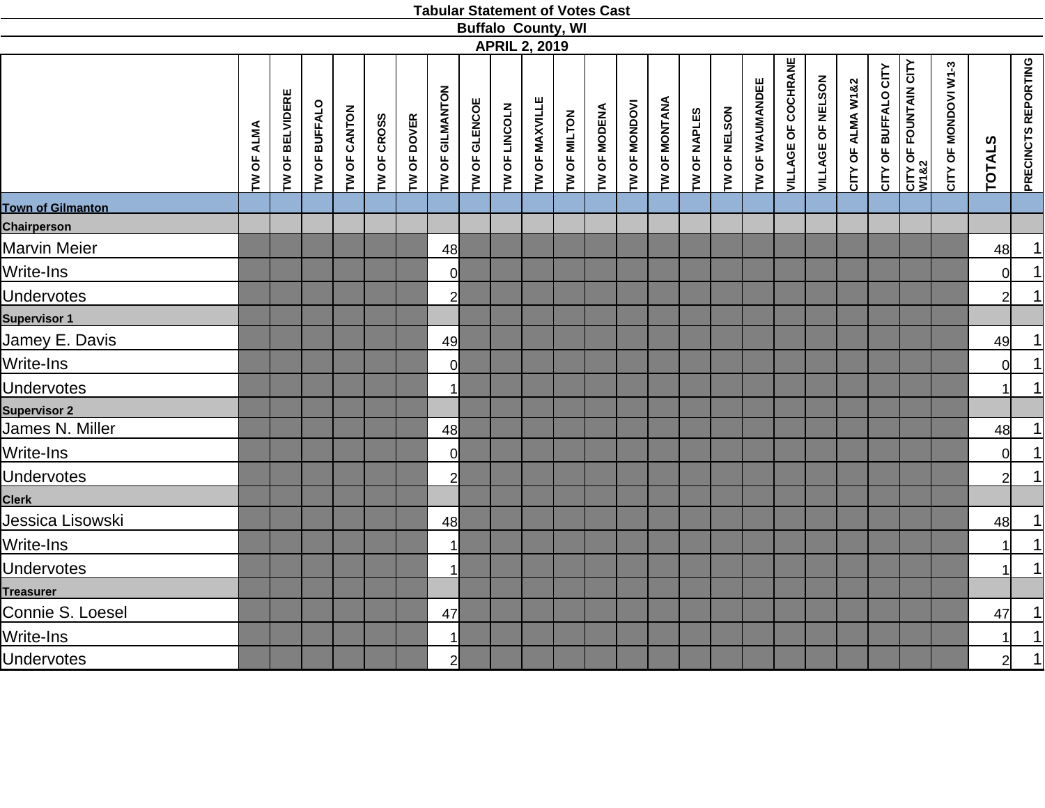# Tabular Statement of Votes Cast

## Buffalo County, WI

### APRIL 2, 2019

| | TW OF ALMA | TW OF BELVIDERE | TW OF BUFFALO | TW OF CANTON | TW OF CROSS | TW OF DOVER | TW OF GILMANTON | TW OF GLENCOE | TW OF LINCOLN | TW OF MAXVILLE | TW OF MILTON | TW OF MODENA | TW OF MONDOVI | TW OF MONTANA | TW OF NAPLES | TW OF NELSON | TW OF WAUMANDEE | VILLAGE OF COCHRANE | VILLAGE OF NELSON | CITY OF ALMA W1&2 | CITY OF BUFFALO CITY | CITY OF FOUNTAIN CITY W1&2 | CITY OF MONDOVI W1-3 | TOTALS | PRECINCTS REPORTING |
|---|---|---|---|---|---|---|---|---|---|---|---|---|---|---|---|---|---|---|---|---|---|---|---|---|---|
| **Town of Gilmanton** | | | | | | | | | | | | | | | | | | | | | | | | | |
| **Chairperson** | | | | | | | | | | | | | | | | | | | | | | | | | |
| Marvin Meier | | | | | | | 48 | | | | | | | | | | | | | | | | | 48 | 1 |
| Write-Ins | | | | | | | 0 | | | | | | | | | | | | | | | | | 0 | 1 |
| Undervotes | | | | | | | 2 | | | | | | | | | | | | | | | | | 2 | 1 |
| **Supervisor 1** | | | | | | | | | | | | | | | | | | | | | | | | | |
| Jamey E. Davis | | | | | | | 49 | | | | | | | | | | | | | | | | | 49 | 1 |
| Write-Ins | | | | | | | 0 | | | | | | | | | | | | | | | | | 0 | 1 |
| Undervotes | | | | | | | 1 | | | | | | | | | | | | | | | | | 1 | 1 |
| **Supervisor 2** | | | | | | | | | | | | | | | | | | | | | | | | | |
| James N. Miller | | | | | | | 48 | | | | | | | | | | | | | | | | | 48 | 1 |
| Write-Ins | | | | | | | 0 | | | | | | | | | | | | | | | | | 0 | 1 |
| Undervotes | | | | | | | 2 | | | | | | | | | | | | | | | | | 2 | 1 |
| **Clerk** | | | | | | | | | | | | | | | | | | | | | | | | | |
| Jessica Lisowski | | | | | | | 48 | | | | | | | | | | | | | | | | | 48 | 1 |
| Write-Ins | | | | | | | 1 | | | | | | | | | | | | | | | | | 1 | 1 |
| Undervotes | | | | | | | 1 | | | | | | | | | | | | | | | | | 1 | 1 |
| **Treasurer** | | | | | | | | | | | | | | | | | | | | | | | | | |
| Connie S. Loesel | | | | | | | 47 | | | | | | | | | | | | | | | | | 47 | 1 |
| Write-Ins | | | | | | | 1 | | | | | | | | | | | | | | | | | 1 | 1 |
| Undervotes | | | | | | | 2 | | | | | | | | | | | | | | | | | 2 | 1 |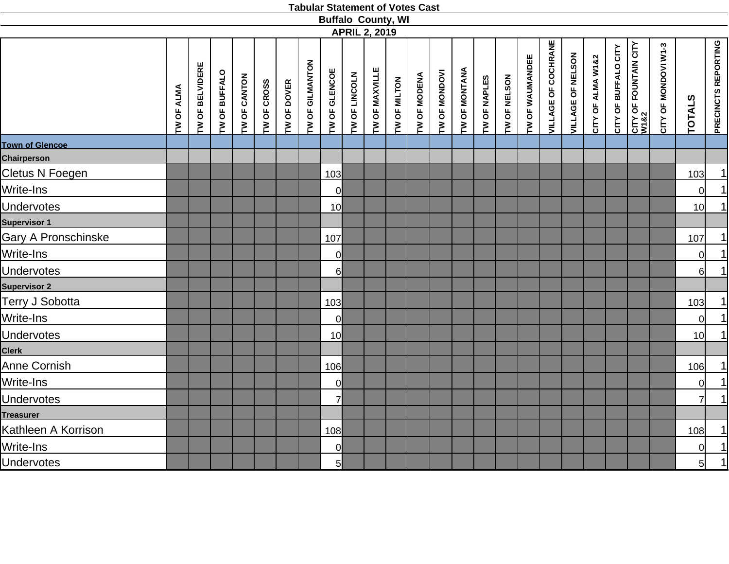# Tabular Statement of Votes Cast

## Buffalo County, WI

## APRIL 2, 2019

| | TW OF ALMA | TW OF BELVIDERE | TW OF BUFFALO | TW OF CANTON | TW OF CROSS | TW OF DOVER | TW OF GILMANTON | TW OF GLENCOE | TW OF LINCOLN | TW OF MAXVILLE | TW OF MILTON | TW OF MODENA | TW OF MONDOVI | TW OF MONTANA | TW OF NAPLES | TW OF NELSON | TW OF WAUMANDEE | VILLAGE OF COCHRANE | VILLAGE OF NELSON | CITY OF ALMA W1&2 | CITY OF BUFFALO CITY | CITY OF FOUNTAIN CITY W1&2 | CITY OF MONDOVI W1-3 | TOTALS | PRECINCTS REPORTING |
|---|---|---|---|---|---|---|---|---|---|---|---|---|---|---|---|---|---|---|---|---|---|---|---|---|---|
| **Town of Glencoe** | | | | | | | | | | | | | | | | | | | | | | | | | |
| **Chairperson** | | | | | | | | | | | | | | | | | | | | | | | | | |
| Cletus N Foegen | | | | | | | | 103 | | | | | | | | | | | | | | | | 103 | 1 |
| Write-Ins | | | | | | | | 0 | | | | | | | | | | | | | | | | 0 | 1 |
| Undervotes | | | | | | | | 10 | | | | | | | | | | | | | | | | 10 | 1 |
| **Supervisor 1** | | | | | | | | | | | | | | | | | | | | | | | | | |
| Gary A Pronschinske | | | | | | | | 107 | | | | | | | | | | | | | | | | 107 | 1 |
| Write-Ins | | | | | | | | 0 | | | | | | | | | | | | | | | | 0 | 1 |
| Undervotes | | | | | | | | 6 | | | | | | | | | | | | | | | | 6 | 1 |
| **Supervisor 2** | | | | | | | | | | | | | | | | | | | | | | | | | |
| Terry J Sobotta | | | | | | | | 103 | | | | | | | | | | | | | | | | 103 | 1 |
| Write-Ins | | | | | | | | 0 | | | | | | | | | | | | | | | | 0 | 1 |
| Undervotes | | | | | | | | 10 | | | | | | | | | | | | | | | | 10 | 1 |
| **Clerk** | | | | | | | | | | | | | | | | | | | | | | | | | |
| Anne Cornish | | | | | | | | 106 | | | | | | | | | | | | | | | | 106 | 1 |
| Write-Ins | | | | | | | | 0 | | | | | | | | | | | | | | | | 0 | 1 |
| Undervotes | | | | | | | | 7 | | | | | | | | | | | | | | | | 7 | 1 |
| **Treasurer** | | | | | | | | | | | | | | | | | | | | | | | | | |
| Kathleen A Korrison | | | | | | | | 108 | | | | | | | | | | | | | | | | 108 | 1 |
| Write-Ins | | | | | | | | 0 | | | | | | | | | | | | | | | | 0 | 1 |
| Undervotes | | | | | | | | 5 | | | | | | | | | | | | | | | | 5 | 1 |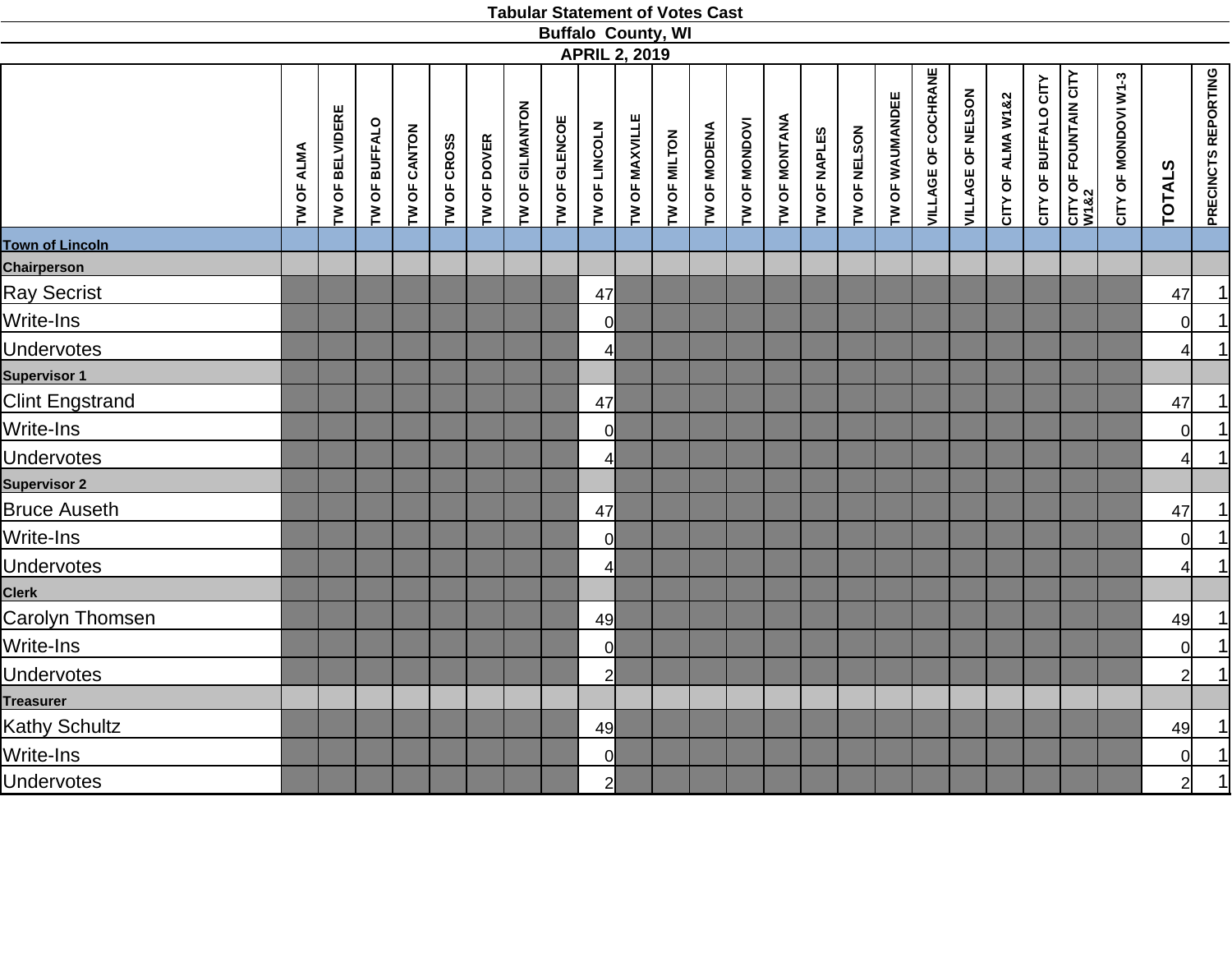# Tabular Statement of Votes Cast

## Buffalo County, WI

## APRIL 2, 2019

| | TW OF ALMA | TW OF BELVIDERE | TW OF BUFFALO | TW OF CANTON | TW OF CROSS | TW OF DOVER | TW OF GILMANTON | TW OF GLENCOE | TW OF LINCOLN | TW OF MAXVILLE | TW OF MILTON | TW OF MODENA | TW OF MONDOVI | TW OF MONTANA | TW OF NAPLES | TW OF NELSON | TW OF WAUMANDEE | VILLAGE OF COCHRANE | VILLAGE OF NELSON | CITY OF ALMA W1&2 | CITY OF BUFFALO CITY | CITY OF FOUNTAIN CITY W1&2 | CITY OF MONDOVI W1-3 | TOTALS | PRECINCTS REPORTING |
|---|---|---|---|---|---|---|---|---|---|---|---|---|---|---|---|---|---|---|---|---|---|---|---|---|---|
| **Town of Lincoln** | | | | | | | | | | | | | | | | | | | | | | | | | |
| **Chairperson** | | | | | | | | | | | | | | | | | | | | | | | | | |
| Ray Secrist | | | | | | | | | 47 | | | | | | | | | | | | | | | 47 | 1 |
| Write-Ins | | | | | | | | | 0 | | | | | | | | | | | | | | | 0 | 1 |
| Undervotes | | | | | | | | | 4 | | | | | | | | | | | | | | | 4 | 1 |
| **Supervisor 1** | | | | | | | | | | | | | | | | | | | | | | | | | |
| Clint Engstrand | | | | | | | | | 47 | | | | | | | | | | | | | | | 47 | 1 |
| Write-Ins | | | | | | | | | 0 | | | | | | | | | | | | | | | 0 | 1 |
| Undervotes | | | | | | | | | 4 | | | | | | | | | | | | | | | 4 | 1 |
| **Supervisor 2** | | | | | | | | | | | | | | | | | | | | | | | | | |
| Bruce Auseth | | | | | | | | | 47 | | | | | | | | | | | | | | | 47 | 1 |
| Write-Ins | | | | | | | | | 0 | | | | | | | | | | | | | | | 0 | 1 |
| Undervotes | | | | | | | | | 4 | | | | | | | | | | | | | | | 4 | 1 |
| **Clerk** | | | | | | | | | | | | | | | | | | | | | | | | | |
| Carolyn Thomsen | | | | | | | | | 49 | | | | | | | | | | | | | | | 49 | 1 |
| Write-Ins | | | | | | | | | 0 | | | | | | | | | | | | | | | 0 | 1 |
| Undervotes | | | | | | | | | 2 | | | | | | | | | | | | | | | 2 | 1 |
| **Treasurer** | | | | | | | | | | | | | | | | | | | | | | | | | |
| Kathy Schultz | | | | | | | | | 49 | | | | | | | | | | | | | | | 49 | 1 |
| Write-Ins | | | | | | | | | 0 | | | | | | | | | | | | | | | 0 | 1 |
| Undervotes | | | | | | | | | 2 | | | | | | | | | | | | | | | 2 | 1 |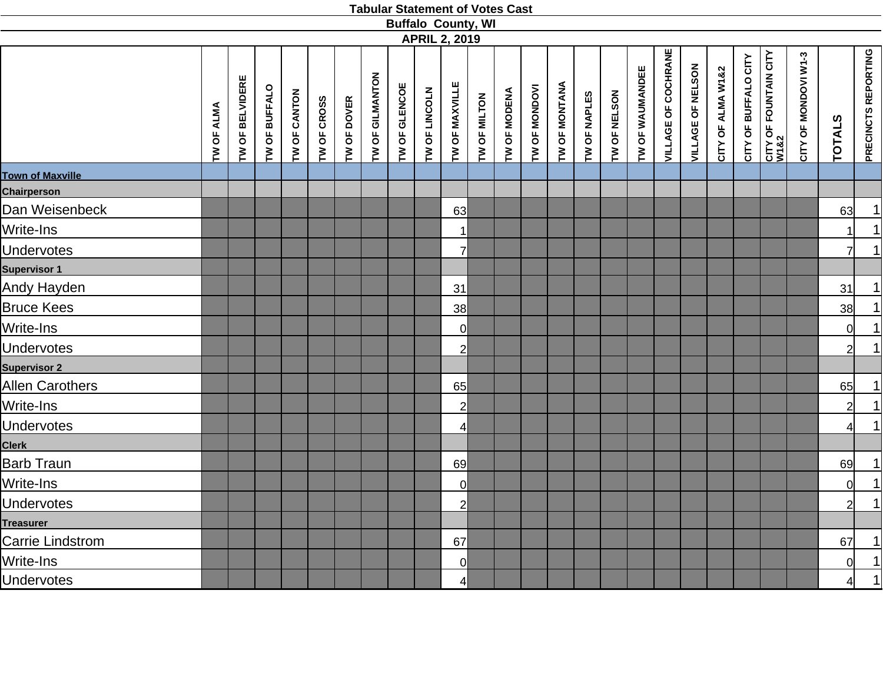# Tabular Statement of Votes Cast

## Buffalo County, WI

### APRIL 2, 2019

| | TW OF ALMA | TW OF BELVIDERE | TW OF BUFFALO | TW OF CANTON | TW OF CROSS | TW OF DOVER | TW OF GILMANTON | TW OF GLENCOE | TW OF LINCOLN | TW OF MAXVILLE | TW OF MILTON | TW OF MODENA | TW OF MONDOVI | TW OF MONTANA | TW OF NAPLES | TW OF NELSON | TW OF WAUMANDEE | VILLAGE OF COCHRANE | VILLAGE OF NELSON | CITY OF ALMA W1&2 | CITY OF BUFFALO CITY | CITY OF FOUNTAIN CITY W1&2 | CITY OF MONDOVI W1-3 | TOTALS | PRECINCTS REPORTING |
|---|---|---|---|---|---|---|---|---|---|---|---|---|---|---|---|---|---|---|---|---|---|---|---|---|---|
| **Town of Maxville** | | | | | | | | | | | | | | | | | | | | | | | | | |
| **Chairperson** | | | | | | | | | | | | | | | | | | | | | | | | | |
| Dan Weisenbeck | | | | | | | | | | 63 | | | | | | | | | | | | | | 63 | 1 |
| Write-Ins | | | | | | | | | | 1 | | | | | | | | | | | | | | 1 | 1 |
| Undervotes | | | | | | | | | | 7 | | | | | | | | | | | | | | 7 | 1 |
| **Supervisor 1** | | | | | | | | | | | | | | | | | | | | | | | | | |
| Andy Hayden | | | | | | | | | | 31 | | | | | | | | | | | | | | 31 | 1 |
| Bruce Kees | | | | | | | | | | 38 | | | | | | | | | | | | | | 38 | 1 |
| Write-Ins | | | | | | | | | | 0 | | | | | | | | | | | | | | 0 | 1 |
| Undervotes | | | | | | | | | | 2 | | | | | | | | | | | | | | 2 | 1 |
| **Supervisor 2** | | | | | | | | | | | | | | | | | | | | | | | | | |
| Allen Carothers | | | | | | | | | | 65 | | | | | | | | | | | | | | 65 | 1 |
| Write-Ins | | | | | | | | | | 2 | | | | | | | | | | | | | | 2 | 1 |
| Undervotes | | | | | | | | | | 4 | | | | | | | | | | | | | | 4 | 1 |
| **Clerk** | | | | | | | | | | | | | | | | | | | | | | | | | |
| Barb Traun | | | | | | | | | | 69 | | | | | | | | | | | | | | 69 | 1 |
| Write-Ins | | | | | | | | | | 0 | | | | | | | | | | | | | | 0 | 1 |
| Undervotes | | | | | | | | | | 2 | | | | | | | | | | | | | | 2 | 1 |
| **Treasurer** | | | | | | | | | | | | | | | | | | | | | | | | | |
| Carrie Lindstrom | | | | | | | | | | 67 | | | | | | | | | | | | | | 67 | 1 |
| Write-Ins | | | | | | | | | | 0 | | | | | | | | | | | | | | 0 | 1 |
| Undervotes | | | | | | | | | | 4 | | | | | | | | | | | | | | 4 | 1 |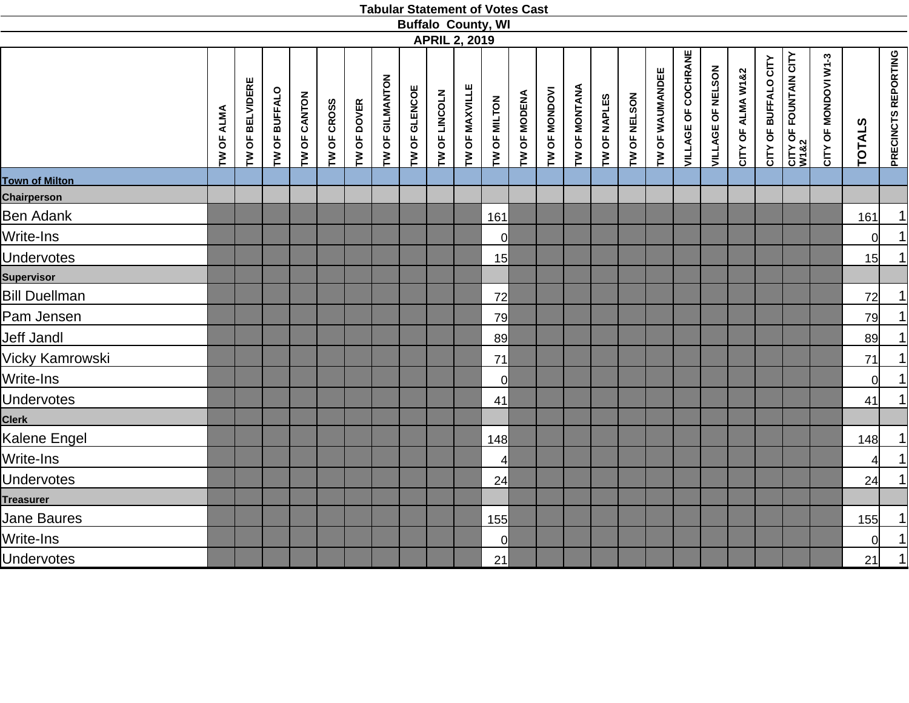# Tabular Statement of Votes Cast
## Buffalo County, WI
### APRIL 2, 2019

| | TW OF ALMA | TW OF BELVIDERE | TW OF BUFFALO | TW OF CANTON | TW OF CROSS | TW OF DOVER | TW OF GILMANTON | TW OF GLENCOE | TW OF LINCOLN | TW OF MAXVILLE | TW OF MILTON | TW OF MODENA | TW OF MONDOVI | TW OF MONTANA | TW OF NAPLES | TW OF NELSON | TW OF WAUMANDEE | VILLAGE OF COCHRANE | VILLAGE OF NELSON | CITY OF ALMA W1&2 | CITY OF BUFFALO CITY | CITY OF FOUNTAIN CITY W1&2 | CITY OF MONDOVI W1-3 | TOTALS | PRECINCTS REPORTING |
|---|---|---|---|---|---|---|---|---|---|---|---|---|---|---|---|---|---|---|---|---|---|---|---|---|---|
| **Town of Milton** | | | | | | | | | | | | | | | | | | | | | | | | | |
| **Chairperson** | | | | | | | | | | | | | | | | | | | | | | | | | |
| Ben Adank | | | | | | | | | | | 161 | | | | | | | | | | | | | 161 | 1 |
| Write-Ins | | | | | | | | | | | 0 | | | | | | | | | | | | | 0 | 1 |
| Undervotes | | | | | | | | | | | 15 | | | | | | | | | | | | | 15 | 1 |
| **Supervisor** | | | | | | | | | | | | | | | | | | | | | | | | | |
| Bill Duellman | | | | | | | | | | | 72 | | | | | | | | | | | | | 72 | 1 |
| Pam Jensen | | | | | | | | | | | 79 | | | | | | | | | | | | | 79 | 1 |
| Jeff Jandl | | | | | | | | | | | 89 | | | | | | | | | | | | | 89 | 1 |
| Vicky Kamrowski | | | | | | | | | | | 71 | | | | | | | | | | | | | 71 | 1 |
| Write-Ins | | | | | | | | | | | 0 | | | | | | | | | | | | | 0 | 1 |
| Undervotes | | | | | | | | | | | 41 | | | | | | | | | | | | | 41 | 1 |
| **Clerk** | | | | | | | | | | | | | | | | | | | | | | | | | |
| Kalene Engel | | | | | | | | | | | 148 | | | | | | | | | | | | | 148 | 1 |
| Write-Ins | | | | | | | | | | | 4 | | | | | | | | | | | | | 4 | 1 |
| Undervotes | | | | | | | | | | | 24 | | | | | | | | | | | | | 24 | 1 |
| **Treasurer** | | | | | | | | | | | | | | | | | | | | | | | | | |
| Jane Baures | | | | | | | | | | | 155 | | | | | | | | | | | | | 155 | 1 |
| Write-Ins | | | | | | | | | | | 0 | | | | | | | | | | | | | 0 | 1 |
| Undervotes | | | | | | | | | | | 21 | | | | | | | | | | | | | 21 | 1 |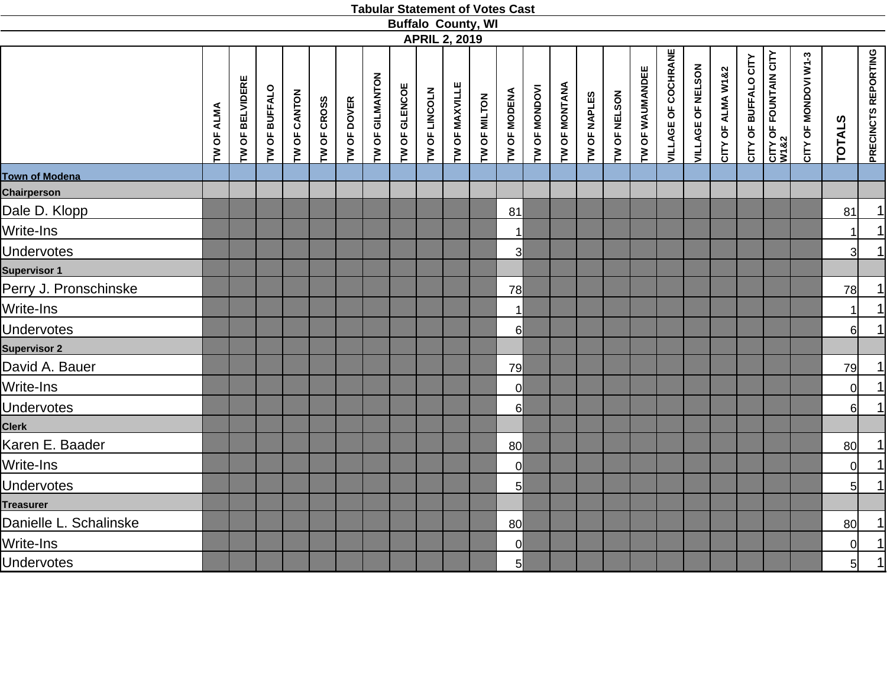# Tabular Statement of Votes Cast

## Buffalo County, WI

## APRIL 2, 2019

| | TW OF ALMA | TW OF BELVIDERE | TW OF BUFFALO | TW OF CANTON | TW OF CROSS | TW OF DOVER | TW OF GILMANTON | TW OF GLENCOE | TW OF LINCOLN | TW OF MAXVILLE | TW OF MILTON | TW OF MODENA | TW OF MONDOVI | TW OF MONTANA | TW OF NAPLES | TW OF NELSON | TW OF WAUMANDEE | VILLAGE OF COCHRANE | VILLAGE OF NELSON | CITY OF ALMA W1&2 | CITY OF BUFFALO CITY | CITY OF FOUNTAIN CITY W1&2 | CITY OF MONDOVI W1-3 | TOTALS | PRECINCTS REPORTING |
|---|---|---|---|---|---|---|---|---|---|---|---|---|---|---|---|---|---|---|---|---|---|---|---|---|---|
| **Town of Modena** | | | | | | | | | | | | | | | | | | | | | | | | | |
| **Chairperson** | | | | | | | | | | | | | | | | | | | | | | | | | |
| Dale D. Klopp | | | | | | | | | | | | 81 | | | | | | | | | | | | 81 | 1 |
| Write-Ins | | | | | | | | | | | | 1 | | | | | | | | | | | | 1 | 1 |
| Undervotes | | | | | | | | | | | | 3 | | | | | | | | | | | | 3 | 1 |
| **Supervisor 1** | | | | | | | | | | | | | | | | | | | | | | | | | |
| Perry J. Pronschinske | | | | | | | | | | | | 78 | | | | | | | | | | | | 78 | 1 |
| Write-Ins | | | | | | | | | | | | 1 | | | | | | | | | | | | 1 | 1 |
| Undervotes | | | | | | | | | | | | 6 | | | | | | | | | | | | 6 | 1 |
| **Supervisor 2** | | | | | | | | | | | | | | | | | | | | | | | | | |
| David A. Bauer | | | | | | | | | | | | 79 | | | | | | | | | | | | 79 | 1 |
| Write-Ins | | | | | | | | | | | | 0 | | | | | | | | | | | | 0 | 1 |
| Undervotes | | | | | | | | | | | | 6 | | | | | | | | | | | | 6 | 1 |
| **Clerk** | | | | | | | | | | | | | | | | | | | | | | | | | |
| Karen E. Baader | | | | | | | | | | | | 80 | | | | | | | | | | | | 80 | 1 |
| Write-Ins | | | | | | | | | | | | 0 | | | | | | | | | | | | 0 | 1 |
| Undervotes | | | | | | | | | | | | 5 | | | | | | | | | | | | 5 | 1 |
| **Treasurer** | | | | | | | | | | | | | | | | | | | | | | | | | |
| Danielle L. Schalinske | | | | | | | | | | | | 80 | | | | | | | | | | | | 80 | 1 |
| Write-Ins | | | | | | | | | | | | 0 | | | | | | | | | | | | 0 | 1 |
| Undervotes | | | | | | | | | | | | 5 | | | | | | | | | | | | 5 | 1 |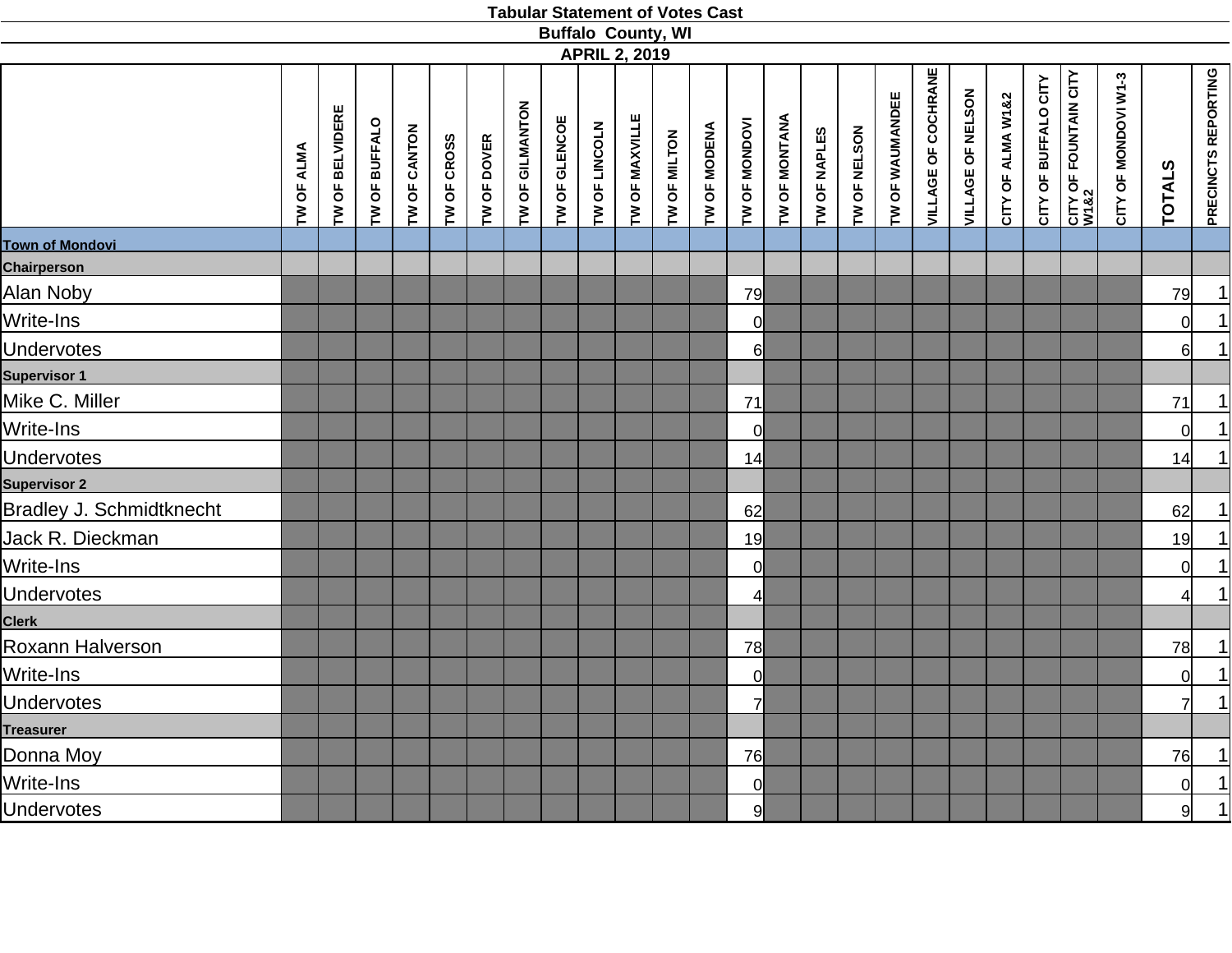# Tabular Statement of Votes Cast

## Buffalo County, WI

### APRIL 2, 2019

| | TW OF ALMA | TW OF BELVIDERE | TW OF BUFFALO | TW OF CANTON | TW OF CROSS | TW OF DOVER | TW OF GILMANTON | TW OF GLENCOE | TW OF LINCOLN | TW OF MAXVILLE | TW OF MILTON | TW OF MODENA | TW OF MONDOVI | TW OF MONTANA | TW OF NAPLES | TW OF NELSON | TW OF WAUMANDEE | VILLAGE OF COCHRANE | VILLAGE OF NELSON | CITY OF ALMA W1&2 | CITY OF BUFFALO CITY | CITY OF FOUNTAIN CITY W1&2 | CITY OF MONDOVI W1-3 | TOTALS | PRECINCTS REPORTING |
|---|---|---|---|---|---|---|---|---|---|---|---|---|---|---|---|---|---|---|---|---|---|---|---|---|---|
| **Town of Mondovi** | | | | | | | | | | | | | | | | | | | | | | | | | |
| **Chairperson** | | | | | | | | | | | | | | | | | | | | | | | | | |
| Alan Noby | | | | | | | | | | | | | 79 | | | | | | | | | | | 79 | 1 |
| Write-Ins | | | | | | | | | | | | | 0 | | | | | | | | | | | 0 | 1 |
| Undervotes | | | | | | | | | | | | | 6 | | | | | | | | | | | 6 | 1 |
| **Supervisor 1** | | | | | | | | | | | | | | | | | | | | | | | | | |
| Mike C. Miller | | | | | | | | | | | | | 71 | | | | | | | | | | | 71 | 1 |
| Write-Ins | | | | | | | | | | | | | 0 | | | | | | | | | | | 0 | 1 |
| Undervotes | | | | | | | | | | | | | 14 | | | | | | | | | | | 14 | 1 |
| **Supervisor 2** | | | | | | | | | | | | | | | | | | | | | | | | | |
| Bradley J. Schmidtknecht | | | | | | | | | | | | | 62 | | | | | | | | | | | 62 | 1 |
| Jack R. Dieckman | | | | | | | | | | | | | 19 | | | | | | | | | | | 19 | 1 |
| Write-Ins | | | | | | | | | | | | | 0 | | | | | | | | | | | 0 | 1 |
| Undervotes | | | | | | | | | | | | | 4 | | | | | | | | | | | 4 | 1 |
| **Clerk** | | | | | | | | | | | | | | | | | | | | | | | | | |
| Roxann Halverson | | | | | | | | | | | | | 78 | | | | | | | | | | | 78 | 1 |
| Write-Ins | | | | | | | | | | | | | 0 | | | | | | | | | | | 0 | 1 |
| Undervotes | | | | | | | | | | | | | 7 | | | | | | | | | | | 7 | 1 |
| **Treasurer** | | | | | | | | | | | | | | | | | | | | | | | | | |
| Donna Moy | | | | | | | | | | | | | 76 | | | | | | | | | | | 76 | 1 |
| Write-Ins | | | | | | | | | | | | | 0 | | | | | | | | | | | 0 | 1 |
| Undervotes | | | | | | | | | | | | | 9 | | | | | | | | | | | 9 | 1 |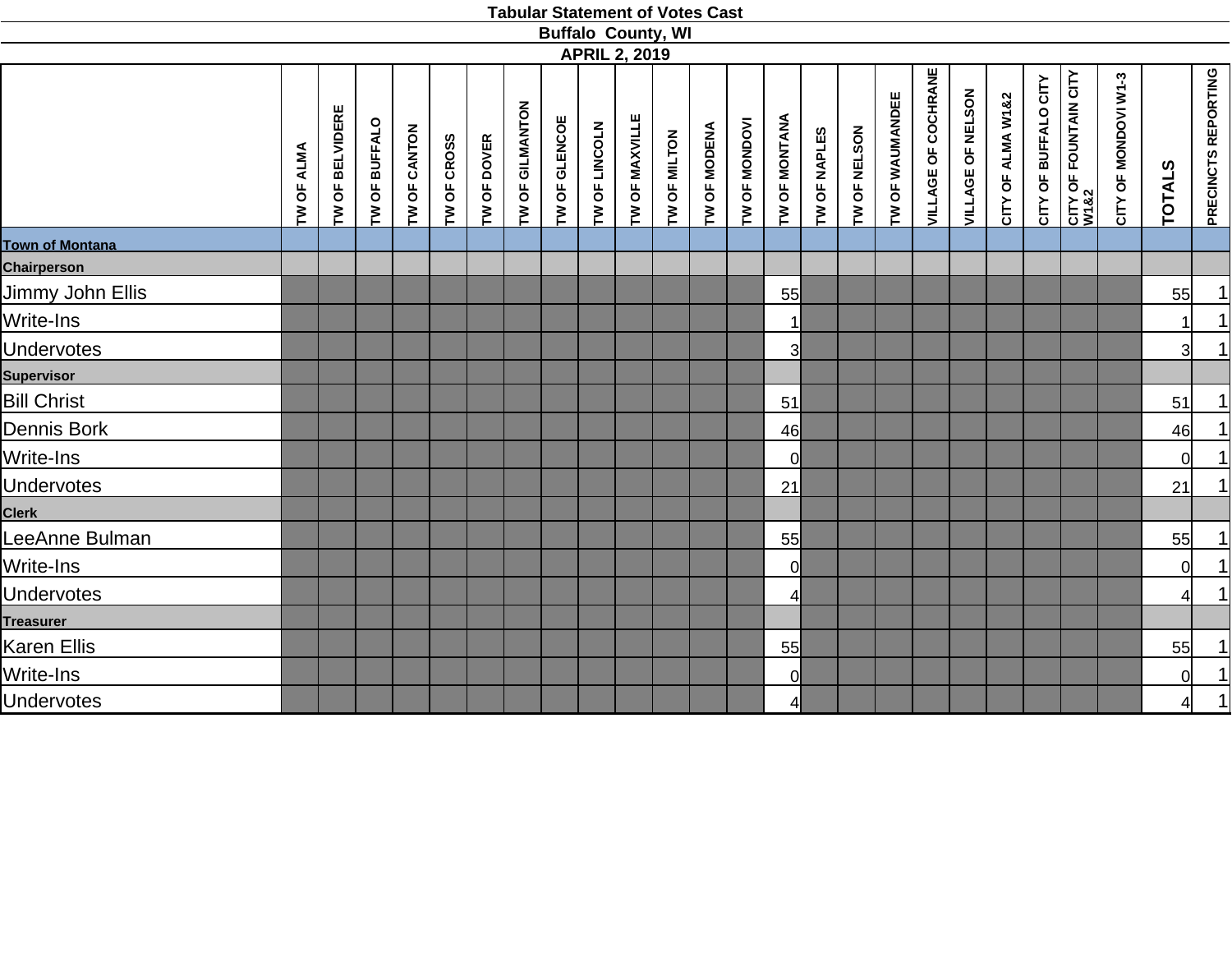## Tabular Statement of Votes Cast

### Buffalo County, WI

### APRIL 2, 2019

| | TW OF ALMA | TW OF BELVIDERE | TW OF BUFFALO | TW OF CANTON | TW OF CROSS | TW OF DOVER | TW OF GILMANTON | TW OF GLENCOE | TW OF LINCOLN | TW OF MAXVILLE | TW OF MILTON | TW OF MODENA | TW OF MONDOVI | TW OF MONTANA | TW OF NAPLES | TW OF NELSON | TW OF WAUMANDEE | VILLAGE OF COCHRANE | VILLAGE OF NELSON | CITY OF ALMA W1&2 | CITY OF BUFFALO CITY | CITY OF FOUNTAIN CITY W1&2 | CITY OF MONDOVI W1-3 | TOTALS | PRECINCTS REPORTING |
|---|---|---|---|---|---|---|---|---|---|---|---|---|---|---|---|---|---|---|---|---|---|---|---|---|---|
| **Town of Montana** | | | | | | | | | | | | | | | | | | | | | | | | | |
| **Chairperson** | | | | | | | | | | | | | | | | | | | | | | | | | |
| Jimmy John Ellis | | | | | | | | | | | | | | 55 | | | | | | | | | | 55 | 1 |
| Write-Ins | | | | | | | | | | | | | | 1 | | | | | | | | | | 1 | 1 |
| Undervotes | | | | | | | | | | | | | | 3 | | | | | | | | | | 3 | 1 |
| **Supervisor** | | | | | | | | | | | | | | | | | | | | | | | | | |
| Bill Christ | | | | | | | | | | | | | | 51 | | | | | | | | | | 51 | 1 |
| Dennis Bork | | | | | | | | | | | | | | 46 | | | | | | | | | | 46 | 1 |
| Write-Ins | | | | | | | | | | | | | | 0 | | | | | | | | | | 0 | 1 |
| Undervotes | | | | | | | | | | | | | | 21 | | | | | | | | | | 21 | 1 |
| **Clerk** | | | | | | | | | | | | | | | | | | | | | | | | | |
| LeeAnne Bulman | | | | | | | | | | | | | | 55 | | | | | | | | | | 55 | 1 |
| Write-Ins | | | | | | | | | | | | | | 0 | | | | | | | | | | 0 | 1 |
| Undervotes | | | | | | | | | | | | | | 4 | | | | | | | | | | 4 | 1 |
| **Treasurer** | | | | | | | | | | | | | | | | | | | | | | | | | |
| Karen Ellis | | | | | | | | | | | | | | 55 | | | | | | | | | | 55 | 1 |
| Write-Ins | | | | | | | | | | | | | | 0 | | | | | | | | | | 0 | 1 |
| Undervotes | | | | | | | | | | | | | | 4 | | | | | | | | | | 4 | 1 |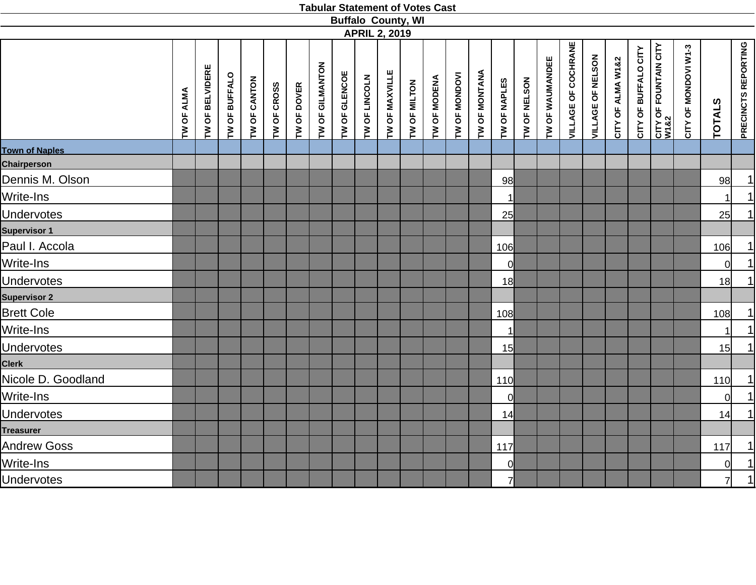# Tabular Statement of Votes Cast

## Buffalo County, WI

### APRIL 2, 2019

| | TW OF ALMA | TW OF BELVIDERE | TW OF BUFFALO | TW OF CANTON | TW OF CROSS | TW OF DOVER | TW OF GILMANTON | TW OF GLENCOE | TW OF LINCOLN | TW OF MAXVILLE | TW OF MILTON | TW OF MODENA | TW OF MONDOVI | TW OF MONTANA | TW OF NAPLES | TW OF NELSON | TW OF WAUMANDEE | VILLAGE OF COCHRANE | VILLAGE OF NELSON | CITY OF ALMA W1&2 | CITY OF BUFFALO CITY | CITY OF FOUNTAIN CITY W1&2 | CITY OF MONDOVI W1-3 | TOTALS | PRECINCTS REPORTING |
|---|---|---|---|---|---|---|---|---|---|---|---|---|---|---|---|---|---|---|---|---|---|---|---|---|---|
| **Town of Naples** | | | | | | | | | | | | | | | | | | | | | | | | | |
| **Chairperson** | | | | | | | | | | | | | | | | | | | | | | | | | |
| Dennis M. Olson | | | | | | | | | | | | | | | 98 | | | | | | | | | 98 | 1 |
| Write-Ins | | | | | | | | | | | | | | | 1 | | | | | | | | | 1 | 1 |
| Undervotes | | | | | | | | | | | | | | | 25 | | | | | | | | | 25 | 1 |
| **Supervisor 1** | | | | | | | | | | | | | | | | | | | | | | | | | |
| Paul I. Accola | | | | | | | | | | | | | | | 106 | | | | | | | | | 106 | 1 |
| Write-Ins | | | | | | | | | | | | | | | 0 | | | | | | | | | 0 | 1 |
| Undervotes | | | | | | | | | | | | | | | 18 | | | | | | | | | 18 | 1 |
| **Supervisor 2** | | | | | | | | | | | | | | | | | | | | | | | | | |
| Brett Cole | | | | | | | | | | | | | | | 108 | | | | | | | | | 108 | 1 |
| Write-Ins | | | | | | | | | | | | | | | 1 | | | | | | | | | 1 | 1 |
| Undervotes | | | | | | | | | | | | | | | 15 | | | | | | | | | 15 | 1 |
| **Clerk** | | | | | | | | | | | | | | | | | | | | | | | | | |
| Nicole D. Goodland | | | | | | | | | | | | | | | 110 | | | | | | | | | 110 | 1 |
| Write-Ins | | | | | | | | | | | | | | | 0 | | | | | | | | | 0 | 1 |
| Undervotes | | | | | | | | | | | | | | | 14 | | | | | | | | | 14 | 1 |
| **Treasurer** | | | | | | | | | | | | | | | | | | | | | | | | | |
| Andrew Goss | | | | | | | | | | | | | | | 117 | | | | | | | | | 117 | 1 |
| Write-Ins | | | | | | | | | | | | | | | 0 | | | | | | | | | 0 | 1 |
| Undervotes | | | | | | | | | | | | | | | 7 | | | | | | | | | 7 | 1 |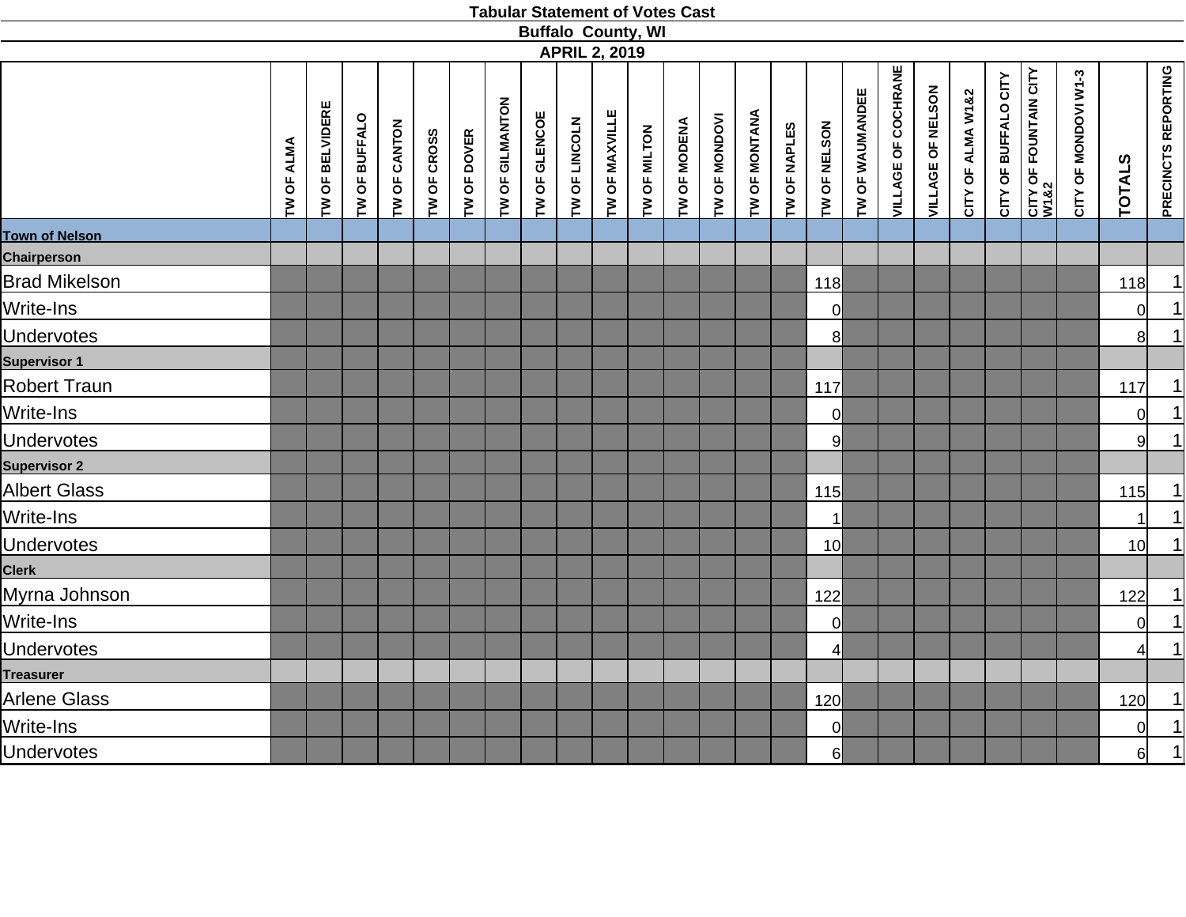**Tabular Statement of Votes Cast**

**Buffalo County, WI**

**APRIL 2, 2019**

| | TW OF ALMA | TW OF BELVIDERE | TW OF BUFFALO | TW OF CANTON | TW OF CROSS | TW OF DOVER | TW OF GILMANTON | TW OF GLENCOE | TW OF LINCOLN | TW OF MAXVILLE | TW OF MILTON | TW OF MODENA | TW OF MONDOVI | TW OF MONTANA | TW OF NAPLES | TW OF NELSON | TW OF WAUMANDEE | VILLAGE OF COCHRANE | VILLAGE OF NELSON | CITY OF ALMA W1&2 | CITY OF BUFFALO CITY | CITY OF FOUNTAIN CITY W1&2 | CITY OF MONDOVI W1-3 | TOTALS | PRECINCTS REPORTING |
|---|---|---|---|---|---|---|---|---|---|---|---|---|---|---|---|---|---|---|---|---|---|---|---|---|---|
| **Town of Nelson** | | | | | | | | | | | | | | | | | | | | | | | | | |
| **Chairperson** | | | | | | | | | | | | | | | | | | | | | | | | | |
| Brad Mikelson | | | | | | | | | | | | | | | | 118 | | | | | | | | 118 | 1 |
| Write-Ins | | | | | | | | | | | | | | | | 0 | | | | | | | | 0 | 1 |
| Undervotes | | | | | | | | | | | | | | | | 8 | | | | | | | | 8 | 1 |
| **Supervisor 1** | | | | | | | | | | | | | | | | | | | | | | | | | |
| Robert Traun | | | | | | | | | | | | | | | | 117 | | | | | | | | 117 | 1 |
| Write-Ins | | | | | | | | | | | | | | | | 0 | | | | | | | | 0 | 1 |
| Undervotes | | | | | | | | | | | | | | | | 9 | | | | | | | | 9 | 1 |
| **Supervisor 2** | | | | | | | | | | | | | | | | | | | | | | | | | |
| Albert Glass | | | | | | | | | | | | | | | | 115 | | | | | | | | 115 | 1 |
| Write-Ins | | | | | | | | | | | | | | | | 1 | | | | | | | | 1 | 1 |
| Undervotes | | | | | | | | | | | | | | | | 10 | | | | | | | | 10 | 1 |
| **Clerk** | | | | | | | | | | | | | | | | | | | | | | | | | |
| Myrna Johnson | | | | | | | | | | | | | | | | 122 | | | | | | | | 122 | 1 |
| Write-Ins | | | | | | | | | | | | | | | | 0 | | | | | | | | 0 | 1 |
| Undervotes | | | | | | | | | | | | | | | | 4 | | | | | | | | 4 | 1 |
| **Treasurer** | | | | | | | | | | | | | | | | | | | | | | | | | |
| Arlene Glass | | | | | | | | | | | | | | | | 120 | | | | | | | | 120 | 1 |
| Write-Ins | | | | | | | | | | | | | | | | 0 | | | | | | | | 0 | 1 |
| Undervotes | | | | | | | | | | | | | | | | 6 | | | | | | | | 6 | 1 |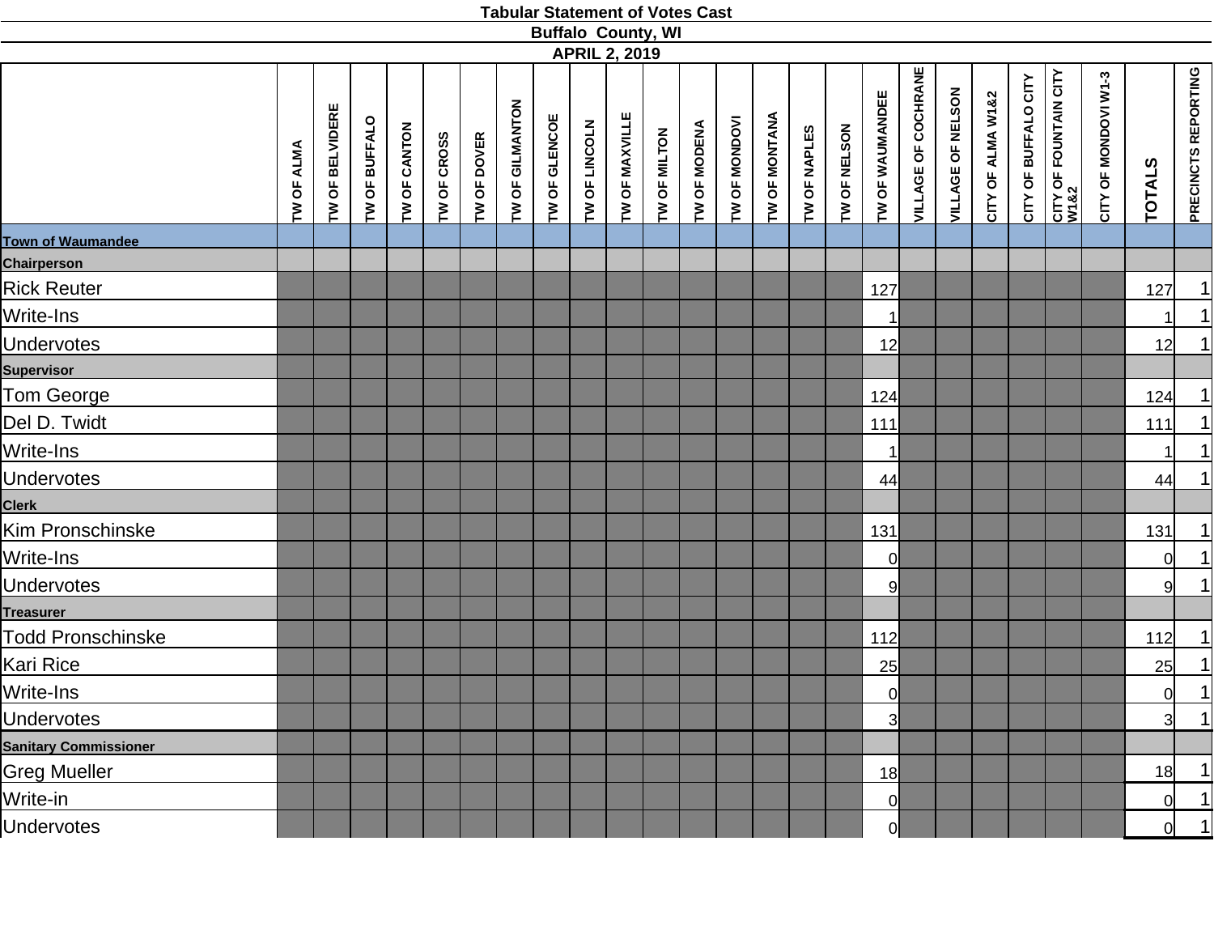# Tabular Statement of Votes Cast

## Buffalo County, WI

## APRIL 2, 2019

| | TW OF ALMA | TW OF BELVIDERE | TW OF BUFFALO | TW OF CANTON | TW OF CROSS | TW OF DOVER | TW OF GILMANTON | TW OF GLENCOE | TW OF LINCOLN | TW OF MAXVILLE | TW OF MILTON | TW OF MODENA | TW OF MONDOVI | TW OF MONTANA | TW OF NAPLES | TW OF NELSON | TW OF WAUMANDEE | VILLAGE OF COCHRANE | VILLAGE OF NELSON | CITY OF ALMA W1&2 | CITY OF BUFFALO CITY | CITY OF FOUNTAIN CITY W1&2 | CITY OF MONDOVI W1-3 | TOTALS | PRECINCTS REPORTING |
|---|---|---|---|---|---|---|---|---|---|---|---|---|---|---|---|---|---|---|---|---|---|---|---|---|---|
| **Town of Waumandee** | | | | | | | | | | | | | | | | | | | | | | | | | |
| **Chairperson** | | | | | | | | | | | | | | | | | | | | | | | | | |
| Rick Reuter | | | | | | | | | | | | | | | | | 127 | | | | | | | 127 | 1 |
| Write-Ins | | | | | | | | | | | | | | | | | 1 | | | | | | | 1 | 1 |
| Undervotes | | | | | | | | | | | | | | | | | 12 | | | | | | | 12 | 1 |
| **Supervisor** | | | | | | | | | | | | | | | | | | | | | | | | | |
| Tom George | | | | | | | | | | | | | | | | | 124 | | | | | | | 124 | 1 |
| Del D. Twidt | | | | | | | | | | | | | | | | | 111 | | | | | | | 111 | 1 |
| Write-Ins | | | | | | | | | | | | | | | | | 1 | | | | | | | 1 | 1 |
| Undervotes | | | | | | | | | | | | | | | | | 44 | | | | | | | 44 | 1 |
| **Clerk** | | | | | | | | | | | | | | | | | | | | | | | | | |
| Kim Pronschinske | | | | | | | | | | | | | | | | | 131 | | | | | | | 131 | 1 |
| Write-Ins | | | | | | | | | | | | | | | | | 0 | | | | | | | 0 | 1 |
| Undervotes | | | | | | | | | | | | | | | | | 9 | | | | | | | 9 | 1 |
| **Treasurer** | | | | | | | | | | | | | | | | | | | | | | | | | |
| Todd Pronschinske | | | | | | | | | | | | | | | | | 112 | | | | | | | 112 | 1 |
| Kari Rice | | | | | | | | | | | | | | | | | 25 | | | | | | | 25 | 1 |
| Write-Ins | | | | | | | | | | | | | | | | | 0 | | | | | | | 0 | 1 |
| Undervotes | | | | | | | | | | | | | | | | | 3 | | | | | | | 3 | 1 |
| **Sanitary Commissioner** | | | | | | | | | | | | | | | | | | | | | | | | | |
| Greg Mueller | | | | | | | | | | | | | | | | | 18 | | | | | | | 18 | 1 |
| Write-in | | | | | | | | | | | | | | | | | 0 | | | | | | | 0 | 1 |
| Undervotes | | | | | | | | | | | | | | | | | 0 | | | | | | | 0 | 1 |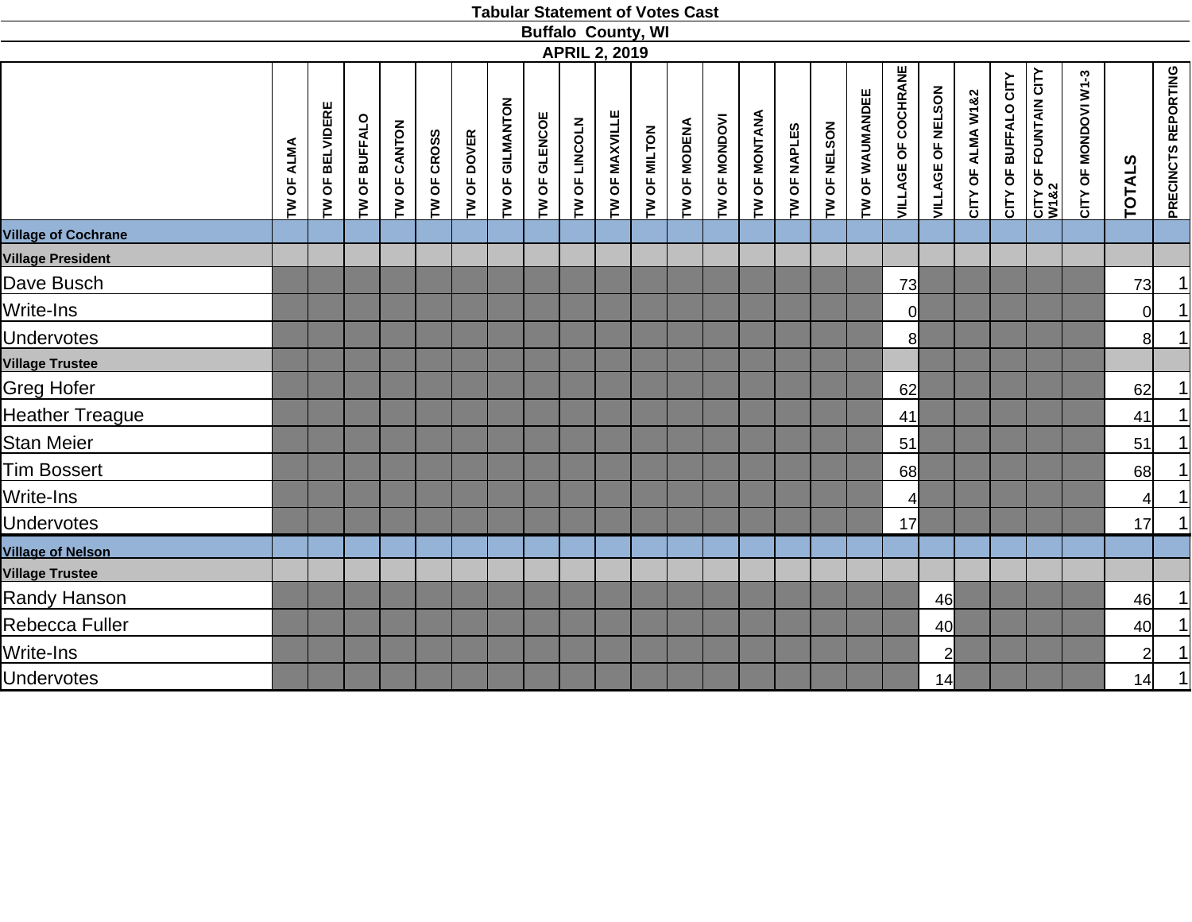**Tabular Statement of Votes Cast**
**Buffalo County, WI**
**APRIL 2, 2019**

| | TW OF ALMA | TW OF BELVIDERE | TW OF BUFFALO | TW OF CANTON | TW OF CROSS | TW OF DOVER | TW OF GILMANTON | TW OF GLENCOE | TW OF LINCOLN | TW OF MAXVILLE | TW OF MILTON | TW OF MODENA | TW OF MONDOVI | TW OF MONTANA | TW OF NAPLES | TW OF NELSON | TW OF WAUMANDEE | VILLAGE OF COCHRANE | VILLAGE OF NELSON | CITY OF ALMA W1&2 | CITY OF BUFFALO CITY | CITY OF FOUNTAIN CITY W1&2 | CITY OF MONDOVI W1-3 | TOTALS | PRECINCTS REPORTING |
|---|---|---|---|---|---|---|---|---|---|---|---|---|---|---|---|---|---|---|---|---|---|---|---|---|---|
| **Village of Cochrane** | | | | | | | | | | | | | | | | | | | | | | | | | |
| **Village President** | | | | | | | | | | | | | | | | | | | | | | | | | |
| Dave Busch | | | | | | | | | | | | | | | | | | 73 | | | | | | 73 | 1 |
| Write-Ins | | | | | | | | | | | | | | | | | | 0 | | | | | | 0 | 1 |
| Undervotes | | | | | | | | | | | | | | | | | | 8 | | | | | | 8 | 1 |
| **Village Trustee** | | | | | | | | | | | | | | | | | | | | | | | | | |
| Greg Hofer | | | | | | | | | | | | | | | | | | 62 | | | | | | 62 | 1 |
| Heather Treague | | | | | | | | | | | | | | | | | | 41 | | | | | | 41 | 1 |
| Stan Meier | | | | | | | | | | | | | | | | | | 51 | | | | | | 51 | 1 |
| Tim Bossert | | | | | | | | | | | | | | | | | | 68 | | | | | | 68 | 1 |
| Write-Ins | | | | | | | | | | | | | | | | | | 4 | | | | | | 4 | 1 |
| Undervotes | | | | | | | | | | | | | | | | | | 17 | | | | | | 17 | 1 |
| **Village of Nelson** | | | | | | | | | | | | | | | | | | | | | | | | | |
| **Village Trustee** | | | | | | | | | | | | | | | | | | | | | | | | | |
| Randy Hanson | | | | | | | | | | | | | | | | | | | 46 | | | | | 46 | 1 |
| Rebecca Fuller | | | | | | | | | | | | | | | | | | | 40 | | | | | 40 | 1 |
| Write-Ins | | | | | | | | | | | | | | | | | | | 2 | | | | | 2 | 1 |
| Undervotes | | | | | | | | | | | | | | | | | | | 14 | | | | | 14 | 1 |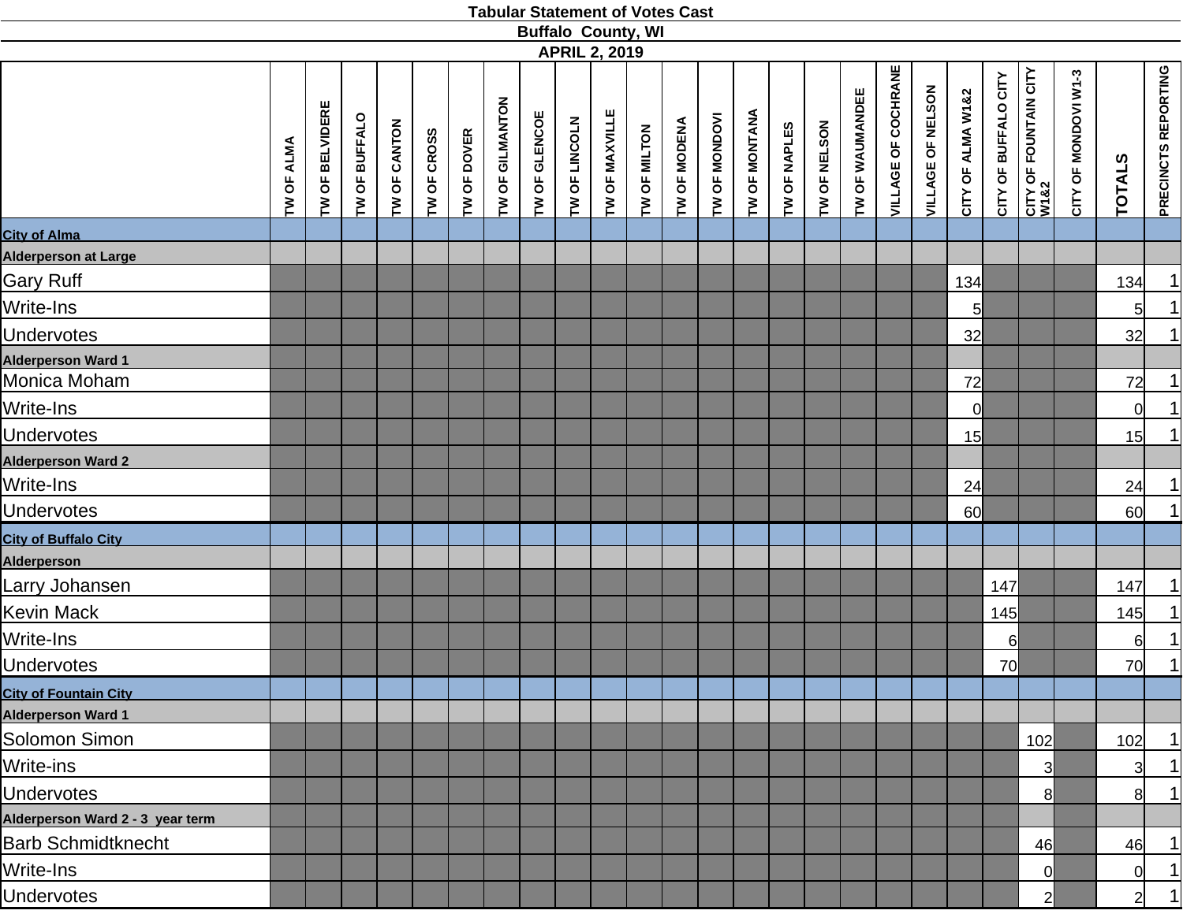# Tabular Statement of Votes Cast

## Buffalo County, WI

### APRIL 2, 2019

| | TW OF ALMA | TW OF BELVIDERE | TW OF BUFFALO | TW OF CANTON | TW OF CROSS | TW OF DOVER | TW OF GILMANTON | TW OF GLENCOE | TW OF LINCOLN | TW OF MAXVILLE | TW OF MILTON | TW OF MODENA | TW OF MONDOVI | TW OF MONTANA | TW OF NAPLES | TW OF NELSON | TW OF WAUMANDEE | VILLAGE OF COCHRANE | VILLAGE OF NELSON | CITY OF ALMA W1&2 | CITY OF BUFFALO CITY | CITY OF FOUNTAIN CITY W1&2 | CITY OF MONDOVI W1-3 | TOTALS | PRECINCTS REPORTING |
|---|---|---|---|---|---|---|---|---|---|---|---|---|---|---|---|---|---|---|---|---|---|---|---|---|---|
| **City of Alma** | | | | | | | | | | | | | | | | | | | | | | | | | |
| **Alderperson at Large** | | | | | | | | | | | | | | | | | | | | | | | | | |
| Gary Ruff | | | | | | | | | | | | | | | | | | | | 134 | | | | 134 | 1 |
| Write-Ins | | | | | | | | | | | | | | | | | | | | 5 | | | | 5 | 1 |
| Undervotes | | | | | | | | | | | | | | | | | | | | 32 | | | | 32 | 1 |
| **Alderperson Ward 1** | | | | | | | | | | | | | | | | | | | | | | | | | |
| Monica Moham | | | | | | | | | | | | | | | | | | | | 72 | | | | 72 | 1 |
| Write-Ins | | | | | | | | | | | | | | | | | | | | 0 | | | | 0 | 1 |
| Undervotes | | | | | | | | | | | | | | | | | | | | 15 | | | | 15 | 1 |
| **Alderperson Ward 2** | | | | | | | | | | | | | | | | | | | | | | | | | |
| Write-Ins | | | | | | | | | | | | | | | | | | | | 24 | | | | 24 | 1 |
| Undervotes | | | | | | | | | | | | | | | | | | | | 60 | | | | 60 | 1 |
| **City of Buffalo City** | | | | | | | | | | | | | | | | | | | | | | | | | |
| **Alderperson** | | | | | | | | | | | | | | | | | | | | | | | | | |
| Larry Johansen | | | | | | | | | | | | | | | | | | | | | 147 | | | 147 | 1 |
| Kevin Mack | | | | | | | | | | | | | | | | | | | | | 145 | | | 145 | 1 |
| Write-Ins | | | | | | | | | | | | | | | | | | | | | 6 | | | 6 | 1 |
| Undervotes | | | | | | | | | | | | | | | | | | | | | 70 | | | 70 | 1 |
| **City of Fountain City** | | | | | | | | | | | | | | | | | | | | | | | | | |
| **Alderperson Ward 1** | | | | | | | | | | | | | | | | | | | | | | | | | |
| Solomon Simon | | | | | | | | | | | | | | | | | | | | | | 102 | | 102 | 1 |
| Write-ins | | | | | | | | | | | | | | | | | | | | | | 3 | | 3 | 1 |
| Undervotes | | | | | | | | | | | | | | | | | | | | | | 8 | | 8 | 1 |
| **Alderperson Ward 2 - 3 year term** | | | | | | | | | | | | | | | | | | | | | | | | | |
| Barb Schmidtknecht | | | | | | | | | | | | | | | | | | | | | | 46 | | 46 | 1 |
| Write-Ins | | | | | | | | | | | | | | | | | | | | | | 0 | | 0 | 1 |
| Undervotes | | | | | | | | | | | | | | | | | | | | | | 2 | | 2 | 1 |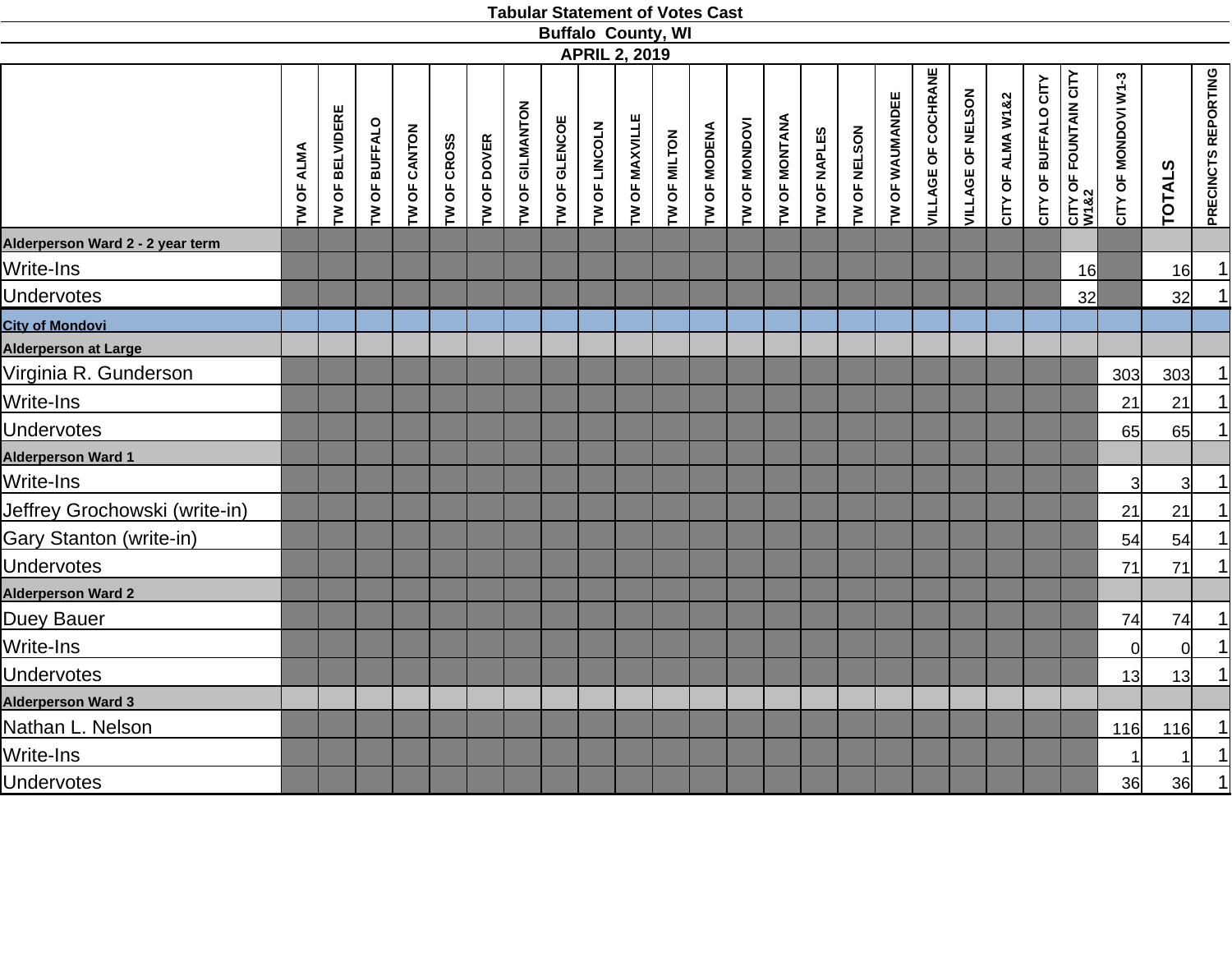**Tabular Statement of Votes Cast**

**Buffalo County, WI**

**APRIL 2, 2019**

| | TW OF ALMA | TW OF BELVIDERE | TW OF BUFFALO | TW OF CANTON | TW OF CROSS | TW OF DOVER | TW OF GILMANTON | TW OF GLENCOE | TW OF LINCOLN | TW OF MAXVILLE | TW OF MILTON | TW OF MODENA | TW OF MONDOVI | TW OF MONTANA | TW OF NAPLES | TW OF NELSON | TW OF WAUMANDEE | VILLAGE OF COCHRANE | VILLAGE OF NELSON | CITY OF ALMA W1&2 | CITY OF BUFFALO CITY | CITY OF FOUNTAIN CITY W1&2 | CITY OF MONDOVI W1-3 | TOTALS | PRECINCTS REPORTING |
|---|---|---|---|---|---|---|---|---|---|---|---|---|---|---|---|---|---|---|---|---|---|---|---|---|---|
| **Alderperson Ward 2 - 2 year term** | | | | | | | | | | | | | | | | | | | | | | | | | |
| Write-Ins | | | | | | | | | | | | | | | | | | | | | | 16 | | 16 | 1 |
| Undervotes | | | | | | | | | | | | | | | | | | | | | | 32 | | 32 | 1 |
| **City of Mondovi** | | | | | | | | | | | | | | | | | | | | | | | | | |
| **Alderperson at Large** | | | | | | | | | | | | | | | | | | | | | | | | | |
| Virginia R. Gunderson | | | | | | | | | | | | | | | | | | | | | | | 303 | 303 | 1 |
| Write-Ins | | | | | | | | | | | | | | | | | | | | | | | 21 | 21 | 1 |
| Undervotes | | | | | | | | | | | | | | | | | | | | | | | 65 | 65 | 1 |
| **Alderperson Ward 1** | | | | | | | | | | | | | | | | | | | | | | | | | |
| Write-Ins | | | | | | | | | | | | | | | | | | | | | | | 3 | 3 | 1 |
| Jeffrey Grochowski (write-in) | | | | | | | | | | | | | | | | | | | | | | | 21 | 21 | 1 |
| Gary Stanton (write-in) | | | | | | | | | | | | | | | | | | | | | | | 54 | 54 | 1 |
| Undervotes | | | | | | | | | | | | | | | | | | | | | | | 71 | 71 | 1 |
| **Alderperson Ward 2** | | | | | | | | | | | | | | | | | | | | | | | | | |
| Duey Bauer | | | | | | | | | | | | | | | | | | | | | | | 74 | 74 | 1 |
| Write-Ins | | | | | | | | | | | | | | | | | | | | | | | 0 | 0 | 1 |
| Undervotes | | | | | | | | | | | | | | | | | | | | | | | 13 | 13 | 1 |
| **Alderperson Ward 3** | | | | | | | | | | | | | | | | | | | | | | | | | |
| Nathan L. Nelson | | | | | | | | | | | | | | | | | | | | | | | 116 | 116 | 1 |
| Write-Ins | | | | | | | | | | | | | | | | | | | | | | | 1 | 1 | 1 |
| Undervotes | | | | | | | | | | | | | | | | | | | | | | | 36 | 36 | 1 |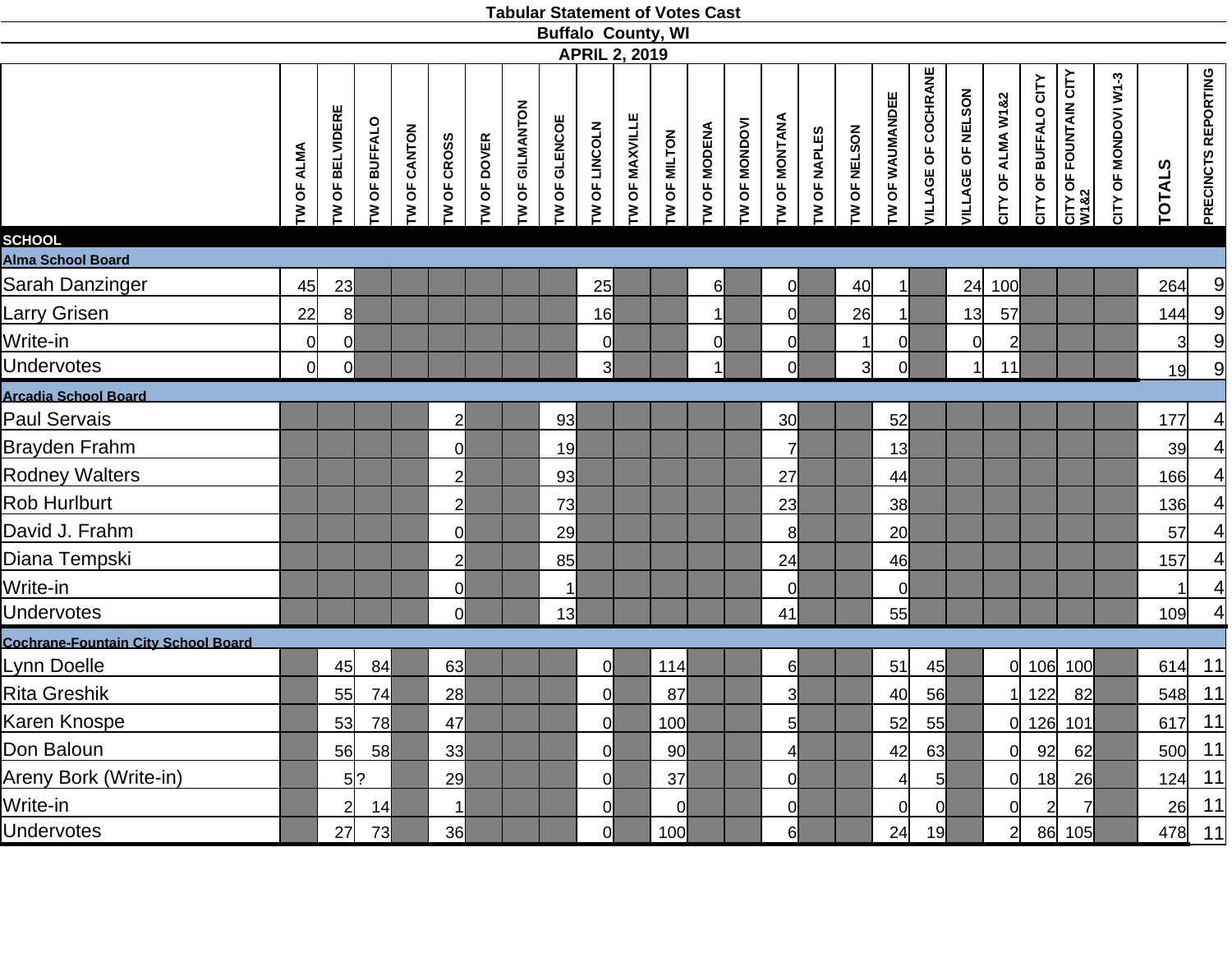**Tabular Statement of Votes Cast**
**Buffalo County, WI**
**APRIL 2, 2019**

| | TW OF ALMA | TW OF BELVIDERE | TW OF BUFFALO | TW OF CANTON | TW OF CROSS | TW OF DOVER | TW OF GILMANTON | TW OF GLENCOE | TW OF LINCOLN | TW OF MAXVILLE | TW OF MILTON | TW OF MODENA | TW OF MONDOVI | TW OF MONTANA | TW OF NAPLES | TW OF NELSON | TW OF WAUMANDEE | VILLAGE OF COCHRANE | VILLAGE OF NELSON | CITY OF ALMA W1&2 | CITY OF BUFFALO CITY | CITY OF FOUNTAIN CITY W1&2 | CITY OF MONDOVI W1-3 | TOTALS | PRECINCTS REPORTING |
|---|---|---|---|---|---|---|---|---|---|---|---|---|---|---|---|---|---|---|---|---|---|---|---|---|---|
| **SCHOOL** | | | | | | | | | | | | | | | | | | | | | | | | | |
| **Alma School Board** | | | | | | | | | | | | | | | | | | | | | | | | | |
| Sarah Danzinger | 45 | 23 | | | | | | | 25 | | | 6 | | 0 | | 40 | 1 | | 24 | 100 | | | | 264 | 9 |
| Larry Grisen | 22 | 8 | | | | | | | 16 | | | 1 | | 0 | | 26 | 1 | | 13 | 57 | | | | 144 | 9 |
| Write-in | 0 | 0 | | | | | | | 0 | | | 0 | | 0 | | 1 | 0 | | 0 | 2 | | | | 3 | 9 |
| Undervotes | 0 | 0 | | | | | | | 3 | | | 1 | | 0 | | 3 | 0 | | 1 | 11 | | | | 19 | 9 |
| **Arcadia School Board** | | | | | | | | | | | | | | | | | | | | | | | | | |
| Paul Servais | | | | | 2 | | | 93 | | | | | | 30 | | | 52 | | | | | | | 177 | 4 |
| Brayden Frahm | | | | | 0 | | | 19 | | | | | | 7 | | | 13 | | | | | | | 39 | 4 |
| Rodney Walters | | | | | 2 | | | 93 | | | | | | 27 | | | 44 | | | | | | | 166 | 4 |
| Rob Hurlburt | | | | | 2 | | | 73 | | | | | | 23 | | | 38 | | | | | | | 136 | 4 |
| David J. Frahm | | | | | 0 | | | 29 | | | | | | 8 | | | 20 | | | | | | | 57 | 4 |
| Diana Tempski | | | | | 2 | | | 85 | | | | | | 24 | | | 46 | | | | | | | 157 | 4 |
| Write-in | | | | | 0 | | | 1 | | | | | | 0 | | | 0 | | | | | | | 1 | 4 |
| Undervotes | | | | | 0 | | | 13 | | | | | | 41 | | | 55 | | | | | | | 109 | 4 |
| **Cochrane-Fountain City School Board** | | | | | | | | | | | | | | | | | | | | | | | | | |
| Lynn Doelle | | 45 | 84 | | 63 | | | | 0 | | 114 | | | 6 | | | 51 | 45 | | 0 | 106 | 100 | | 614 | 11 |
| Rita Greshik | | 55 | 74 | | 28 | | | | 0 | | 87 | | | 3 | | | 40 | 56 | | 1 | 122 | 82 | | 548 | 11 |
| Karen Knospe | | 53 | 78 | | 47 | | | | 0 | | 100 | | | 5 | | | 52 | 55 | | 0 | 126 | 101 | | 617 | 11 |
| Don Baloun | | 56 | 58 | | 33 | | | | 0 | | 90 | | | 4 | | | 42 | 63 | | 0 | 92 | 62 | | 500 | 11 |
| Areny Bork (Write-in) | | 5 | ? | | 29 | | | | 0 | | 37 | | | 0 | | | 4 | 5 | | 0 | 18 | 26 | | 124 | 11 |
| Write-in | | 2 | 14 | | 1 | | | | 0 | | 0 | | | 0 | | | 0 | 0 | | 0 | 2 | 7 | | 26 | 11 |
| Undervotes | | 27 | 73 | | 36 | | | | 0 | | 100 | | | 6 | | | 24 | 19 | | 2 | 86 | 105 | | 478 | 11 |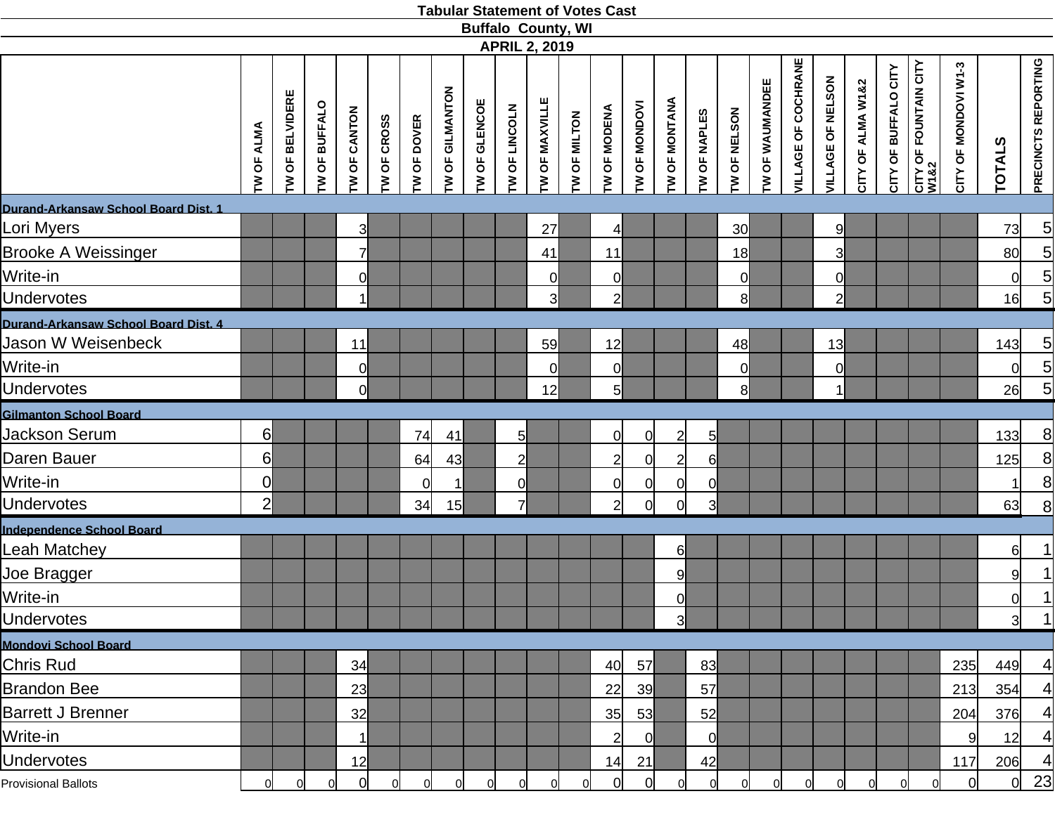# Tabular Statement of Votes Cast

## Buffalo County, WI

### APRIL 2, 2019

| | TW OF ALMA | TW OF BELVIDERE | TW OF BUFFALO | TW OF CANTON | TW OF CROSS | TW OF DOVER | TW OF GILMANTON | TW OF GLENCOE | TW OF LINCOLN | TW OF MAXVILLE | TW OF MILTON | TW OF MODENA | TW OF MONDOVI | TW OF MONTANA | TW OF NAPLES | TW OF NELSON | TW OF WAUMANDEE | VILLAGE OF COCHRANE | VILLAGE OF NELSON | CITY OF ALMA W1&2 | CITY OF BUFFALO CITY | CITY OF FOUNTAIN CITY W1&2 | CITY OF MONDOVI W1-3 | TOTALS | PRECINCTS REPORTING |
|---|---|---|---|---|---|---|---|---|---|---|---|---|---|---|---|---|---|---|---|---|---|---|---|---|---|
| **Durand-Arkansaw School Board Dist. 1** | | | | | | | | | | | | | | | | | | | | | | | | | |
| Lori Myers | | | | 3 | | | | | | 27 | | 4 | | | | 30 | | | 9 | | | | | 73 | 5 |
| Brooke A Weissinger | | | | 7 | | | | | | 41 | | 11 | | | | 18 | | | 3 | | | | | 80 | 5 |
| Write-in | | | | 0 | | | | | | 0 | | 0 | | | | 0 | | | 0 | | | | | 0 | 5 |
| Undervotes | | | | 1 | | | | | | 3 | | 2 | | | | 8 | | | 2 | | | | | 16 | 5 |
| **Durand-Arkansaw School Board Dist. 4** | | | | | | | | | | | | | | | | | | | | | | | | | |
| Jason W Weisenbeck | | | | 11 | | | | | | 59 | | 12 | | | | 48 | | | 13 | | | | | 143 | 5 |
| Write-in | | | | 0 | | | | | | 0 | | 0 | | | | 0 | | | 0 | | | | | 0 | 5 |
| Undervotes | | | | 0 | | | | | | 12 | | 5 | | | | 8 | | | 1 | | | | | 26 | 5 |
| **Gilmanton School Board** | | | | | | | | | | | | | | | | | | | | | | | | | |
| Jackson Serum | 6 | | | | | 74 | 41 | | 5 | | | 0 | 0 | 2 | 5 | | | | | | | | | 133 | 8 |
| Daren Bauer | 6 | | | | | 64 | 43 | | 2 | | | 2 | 0 | 2 | 6 | | | | | | | | | 125 | 8 |
| Write-in | 0 | | | | | 0 | 1 | | 0 | | | 0 | 0 | 0 | 0 | | | | | | | | | 1 | 8 |
| Undervotes | 2 | | | | | 34 | 15 | | 7 | | | 2 | 0 | 0 | 3 | | | | | | | | | 63 | 8 |
| **Independence School Board** | | | | | | | | | | | | | | | | | | | | | | | | | |
| Leah Matchey | | | | | | | | | | | | | | 6 | | | | | | | | | | 6 | 1 |
| Joe Bragger | | | | | | | | | | | | | | 9 | | | | | | | | | | 9 | 1 |
| Write-in | | | | | | | | | | | | | | 0 | | | | | | | | | | 0 | 1 |
| Undervotes | | | | | | | | | | | | | | 3 | | | | | | | | | | 3 | 1 |
| **Mondovi School Board** | | | | | | | | | | | | | | | | | | | | | | | | | |
| Chris Rud | | | | 34 | | | | | | | | 40 | 57 | | 83 | | | | | | | | 235 | 449 | 4 |
| Brandon Bee | | | | 23 | | | | | | | | 22 | 39 | | 57 | | | | | | | | 213 | 354 | 4 |
| Barrett J Brenner | | | | 32 | | | | | | | | 35 | 53 | | 52 | | | | | | | | 204 | 376 | 4 |
| Write-in | | | | 1 | | | | | | | | 2 | 0 | | 0 | | | | | | | | 9 | 12 | 4 |
| Undervotes | | | | 12 | | | | | | | | 14 | 21 | | 42 | | | | | | | | 117 | 206 | 4 |
| Provisional Ballots | 0 | 0 | 0 | 0 | 0 | 0 | 0 | 0 | 0 | 0 | 0 | 0 | 0 | 0 | 0 | 0 | 0 | 0 | 0 | 0 | 0 | 0 | 0 | 0 | 23 |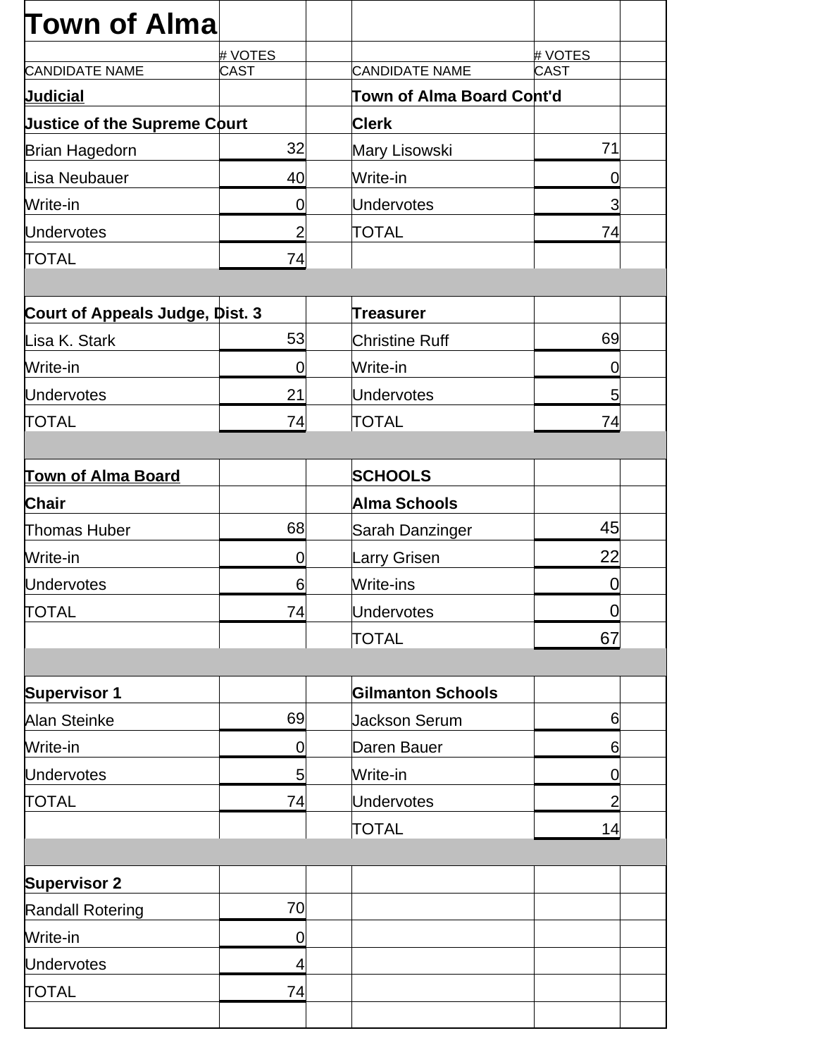# Town of Alma

| CANDIDATE NAME | # VOTES CAST | | CANDIDATE NAME | # VOTES CAST |
|---|---|---|---|---|
| **Judicial** | | | **Town of Alma Board Cont'd** | |
| **Justice of the Supreme Court** | | | **Clerk** | |
| Brian Hagedorn | 32 | | Mary Lisowski | 71 |
| Lisa Neubauer | 40 | | Write-in | 0 |
| Write-in | 0 | | Undervotes | 3 |
| Undervotes | 2 | | TOTAL | 74 |
| TOTAL | 74 | | | |
| | | | | |
| **Court of Appeals Judge, Dist. 3** | | | **Treasurer** | |
| Lisa K. Stark | 53 | | Christine Ruff | 69 |
| Write-in | 0 | | Write-in | 0 |
| Undervotes | 21 | | Undervotes | 5 |
| TOTAL | 74 | | TOTAL | 74 |
| | | | | |
| **Town of Alma Board** | | | **SCHOOLS** | |
| **Chair** | | | **Alma Schools** | |
| Thomas Huber | 68 | | Sarah Danzinger | 45 |
| Write-in | 0 | | Larry Grisen | 22 |
| Undervotes | 6 | | Write-ins | 0 |
| TOTAL | 74 | | Undervotes | 0 |
| | | | TOTAL | 67 |
| | | | | |
| **Supervisor 1** | | | **Gilmanton Schools** | |
| Alan Steinke | 69 | | Jackson Serum | 6 |
| Write-in | 0 | | Daren Bauer | 6 |
| Undervotes | 5 | | Write-in | 0 |
| TOTAL | 74 | | Undervotes | 2 |
| | | | TOTAL | 14 |
| | | | | |
| **Supervisor 2** | | | | |
| Randall Rotering | 70 | | | |
| Write-in | 0 | | | |
| Undervotes | 4 | | | |
| TOTAL | 74 | | | |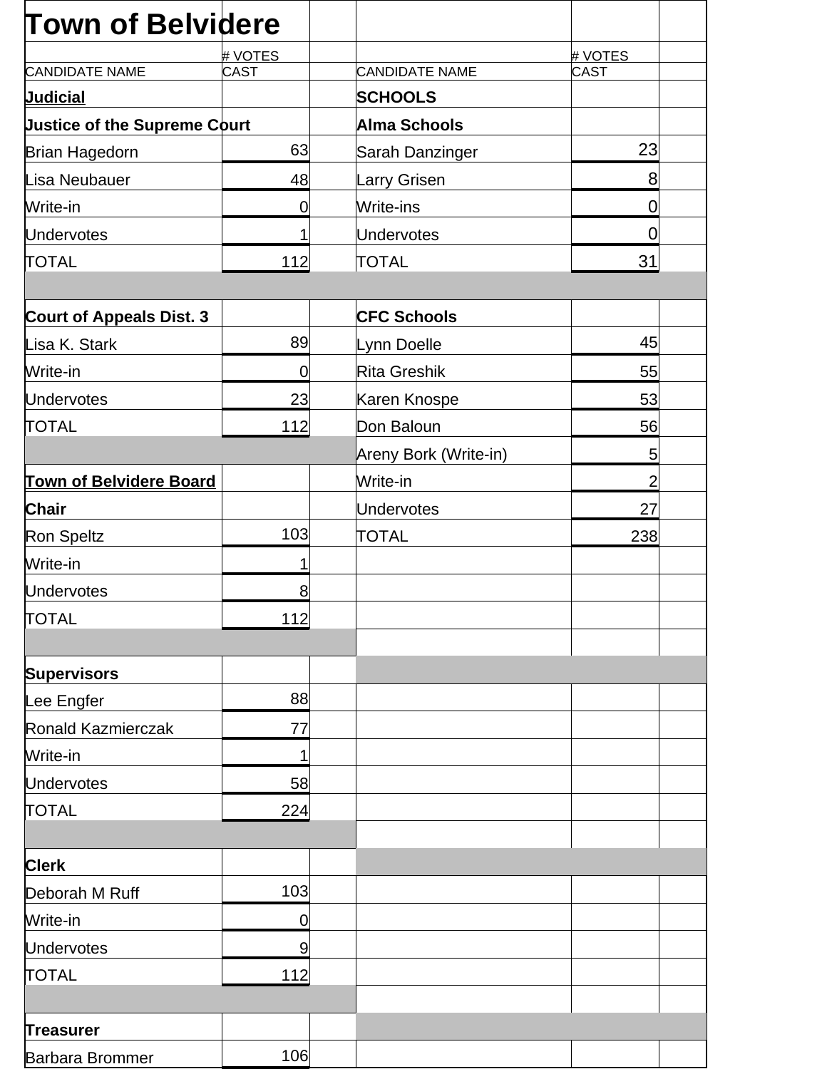# Town of Belvidere

| CANDIDATE NAME | # VOTES CAST | CANDIDATE NAME | # VOTES CAST |
|---|---|---|---|
| **Judicial** | | **SCHOOLS** | |
| **Justice of the Supreme Court** | | **Alma Schools** | |
| Brian Hagedorn | 63 | Sarah Danzinger | 23 |
| Lisa Neubauer | 48 | Larry Grisen | 8 |
| Write-in | 0 | Write-ins | 0 |
| Undervotes | 1 | Undervotes | 0 |
| TOTAL | 112 | TOTAL | 31 |
| | | | |
| **Court of Appeals Dist. 3** | | **CFC Schools** | |
| Lisa K. Stark | 89 | Lynn Doelle | 45 |
| Write-in | 0 | Rita Greshik | 55 |
| Undervotes | 23 | Karen Knospe | 53 |
| TOTAL | 112 | Don Baloun | 56 |
| | | Areny Bork (Write-in) | 5 |
| **Town of Belvidere Board** | | Write-in | 2 |
| **Chair** | | Undervotes | 27 |
| Ron Speltz | 103 | TOTAL | 238 |
| Write-in | 1 | | |
| Undervotes | 8 | | |
| TOTAL | 112 | | |
| | | | |
| **Supervisors** | | | |
| Lee Engfer | 88 | | |
| Ronald Kazmierczak | 77 | | |
| Write-in | 1 | | |
| Undervotes | 58 | | |
| TOTAL | 224 | | |
| | | | |
| **Clerk** | | | |
| Deborah M Ruff | 103 | | |
| Write-in | 0 | | |
| Undervotes | 9 | | |
| TOTAL | 112 | | |
| | | | |
| **Treasurer** | | | |
| Barbara Brommer | 106 | | |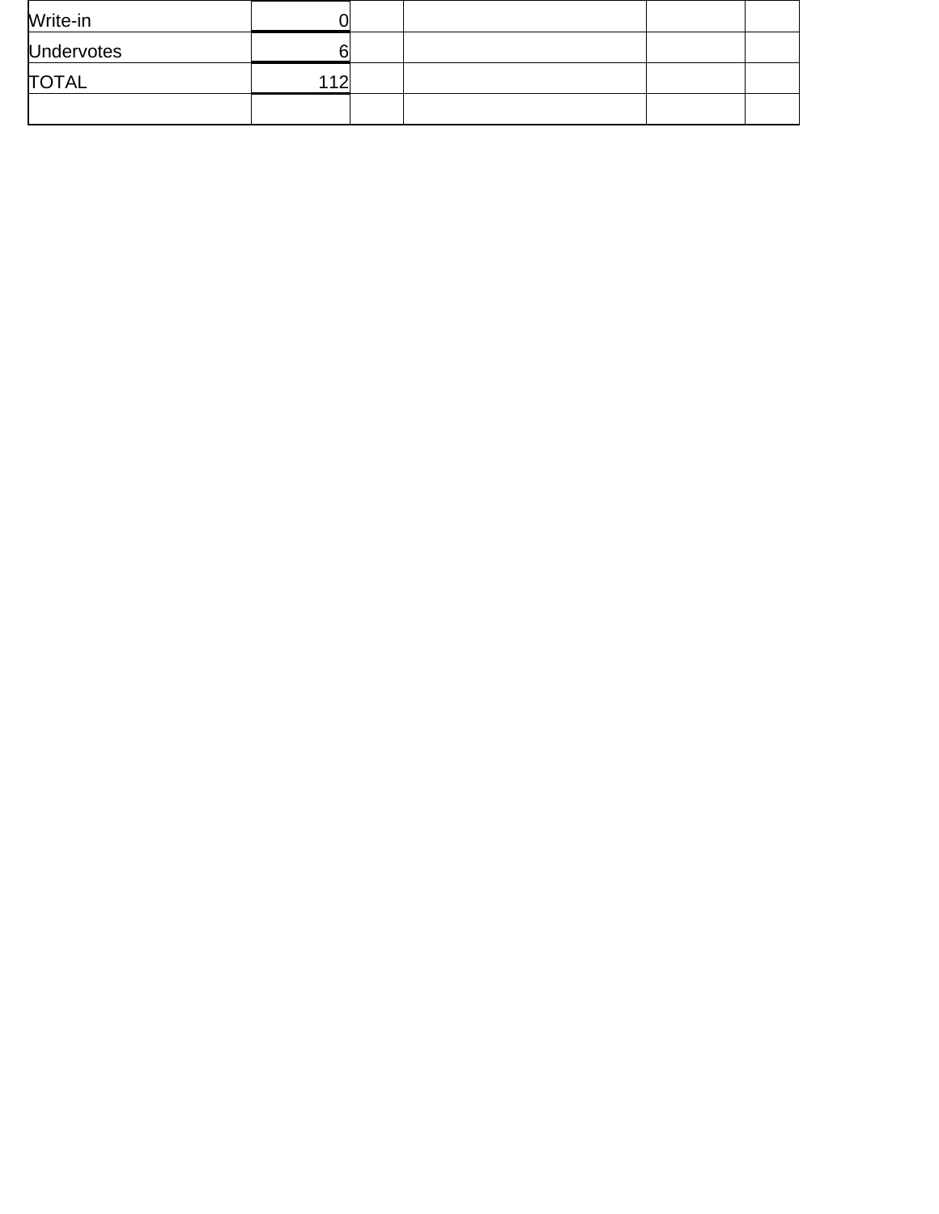| | | | | | |
|---|---|---|---|---|---|
| Write-in | 0 | | | | |
| Undervotes | 6 | | | | |
| TOTAL | 112 | | | | |
| | | | | | |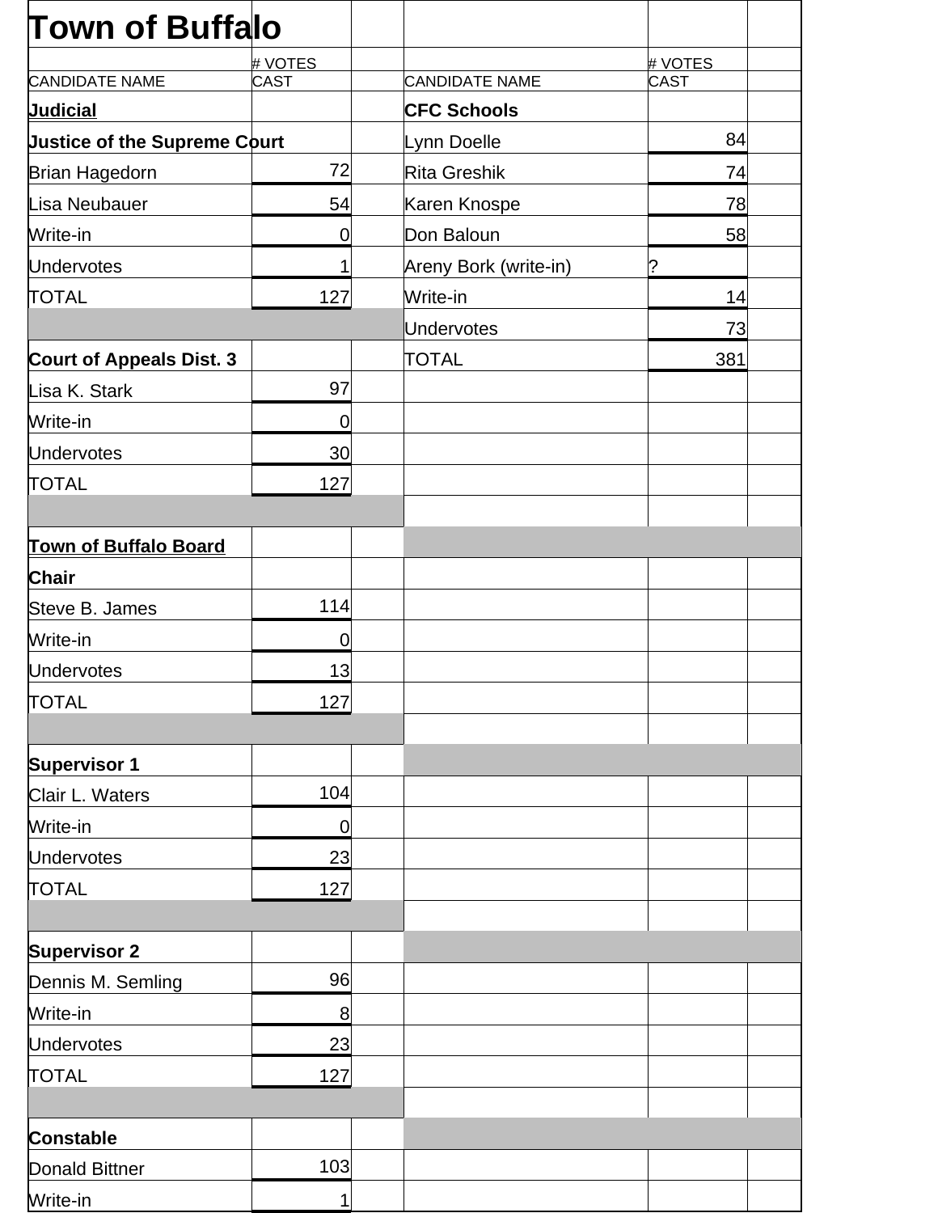# Town of Buffalo

| CANDIDATE NAME | # VOTES CAST | | CANDIDATE NAME | # VOTES CAST |
|---|---|---|---|---|
| **Judicial** | | | **CFC Schools** | |
| **Justice of the Supreme Court** | | | Lynn Doelle | 84 |
| Brian Hagedorn | 72 | | Rita Greshik | 74 |
| Lisa Neubauer | 54 | | Karen Knospe | 78 |
| Write-in | 0 | | Don Baloun | 58 |
| Undervotes | 1 | | Areny Bork (write-in) | ? |
| TOTAL | 127 | | Write-in | 14 |
| | | | Undervotes | 73 |
| **Court of Appeals Dist. 3** | | | TOTAL | 381 |
| Lisa K. Stark | 97 | | | |
| Write-in | 0 | | | |
| Undervotes | 30 | | | |
| TOTAL | 127 | | | |
| | | | | |
| **Town of Buffalo Board** | | | | |
| **Chair** | | | | |
| Steve B. James | 114 | | | |
| Write-in | 0 | | | |
| Undervotes | 13 | | | |
| TOTAL | 127 | | | |
| | | | | |
| **Supervisor 1** | | | | |
| Clair L. Waters | 104 | | | |
| Write-in | 0 | | | |
| Undervotes | 23 | | | |
| TOTAL | 127 | | | |
| | | | | |
| **Supervisor 2** | | | | |
| Dennis M. Semling | 96 | | | |
| Write-in | 8 | | | |
| Undervotes | 23 | | | |
| TOTAL | 127 | | | |
| | | | | |
| **Constable** | | | | |
| Donald Bittner | 103 | | | |
| Write-in | 1 | | | |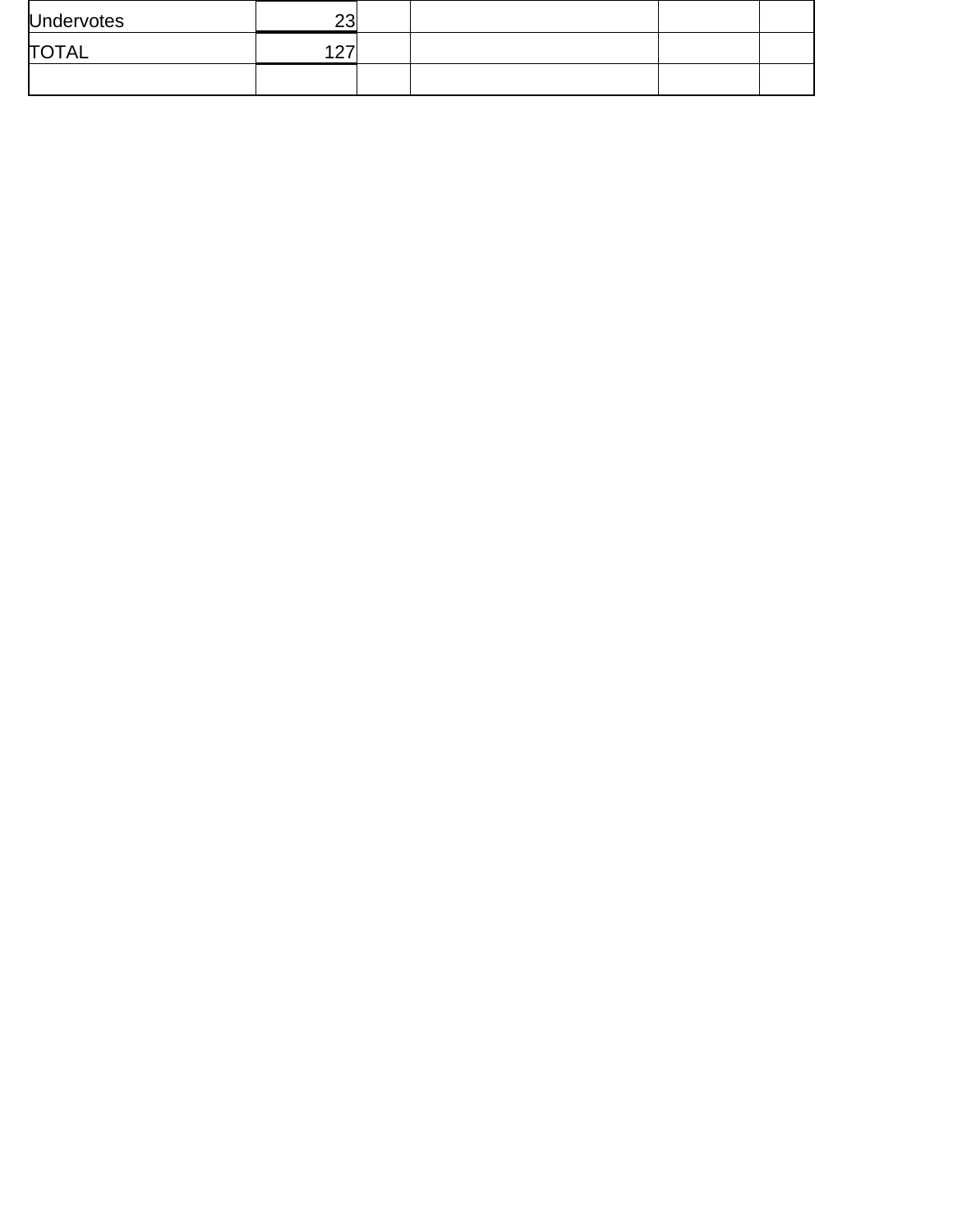| | | | | | |
|---|---|---|---|---|---|
| Undervotes | 23 | | | | |
| TOTAL | 127 | | | | |
| | | | | | |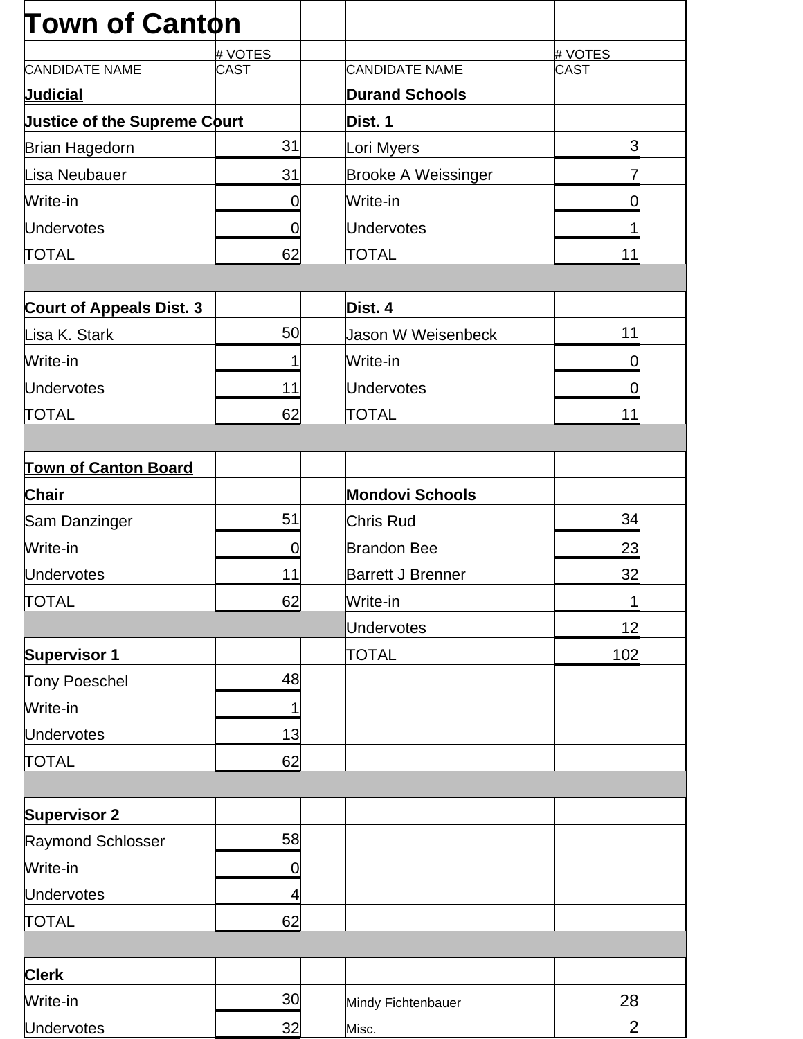# Town of Canton

| CANDIDATE NAME | # VOTES CAST | | CANDIDATE NAME | # VOTES CAST |
|---|---|---|---|---|
| **Judicial** | | | **Durand Schools** | |
| **Justice of the Supreme Court** | | | **Dist. 1** | |
| Brian Hagedorn | 31 | | Lori Myers | 3 |
| Lisa Neubauer | 31 | | Brooke A Weissinger | 7 |
| Write-in | 0 | | Write-in | 0 |
| Undervotes | 0 | | Undervotes | 1 |
| TOTAL | 62 | | TOTAL | 11 |
| | | | | |
| **Court of Appeals Dist. 3** | | | **Dist. 4** | |
| Lisa K. Stark | 50 | | Jason W Weisenbeck | 11 |
| Write-in | 1 | | Write-in | 0 |
| Undervotes | 11 | | Undervotes | 0 |
| TOTAL | 62 | | TOTAL | 11 |
| | | | | |
| **Town of Canton Board** | | | | |
| **Chair** | | | **Mondovi Schools** | |
| Sam Danzinger | 51 | | Chris Rud | 34 |
| Write-in | 0 | | Brandon Bee | 23 |
| Undervotes | 11 | | Barrett J Brenner | 32 |
| TOTAL | 62 | | Write-in | 1 |
| | | | Undervotes | 12 |
| **Supervisor 1** | | | TOTAL | 102 |
| Tony Poeschel | 48 | | | |
| Write-in | 1 | | | |
| Undervotes | 13 | | | |
| TOTAL | 62 | | | |
| | | | | |
| **Supervisor 2** | | | | |
| Raymond Schlosser | 58 | | | |
| Write-in | 0 | | | |
| Undervotes | 4 | | | |
| TOTAL | 62 | | | |
| | | | | |
| **Clerk** | | | | |
| Write-in | 30 | | Mindy Fichtenbauer | 28 |
| Undervotes | 32 | | Misc. | 2 |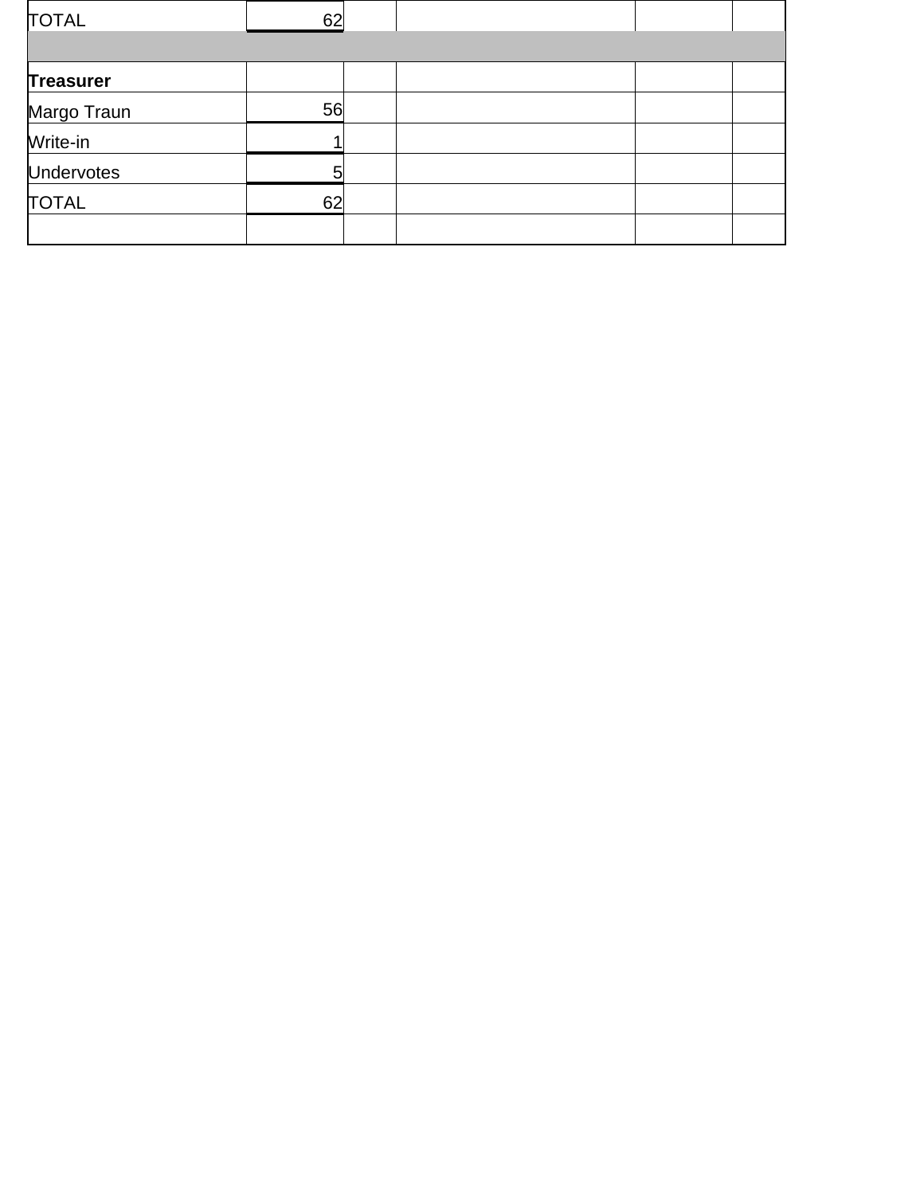| | | | | | |
|---|---|---|---|---|---|
| TOTAL | 62 | | | | |
| | | | | | |
| **Treasurer** | | | | | |
| Margo Traun | 56 | | | | |
| Write-in | 1 | | | | |
| Undervotes | 5 | | | | |
| TOTAL | 62 | | | | |
| | | | | | |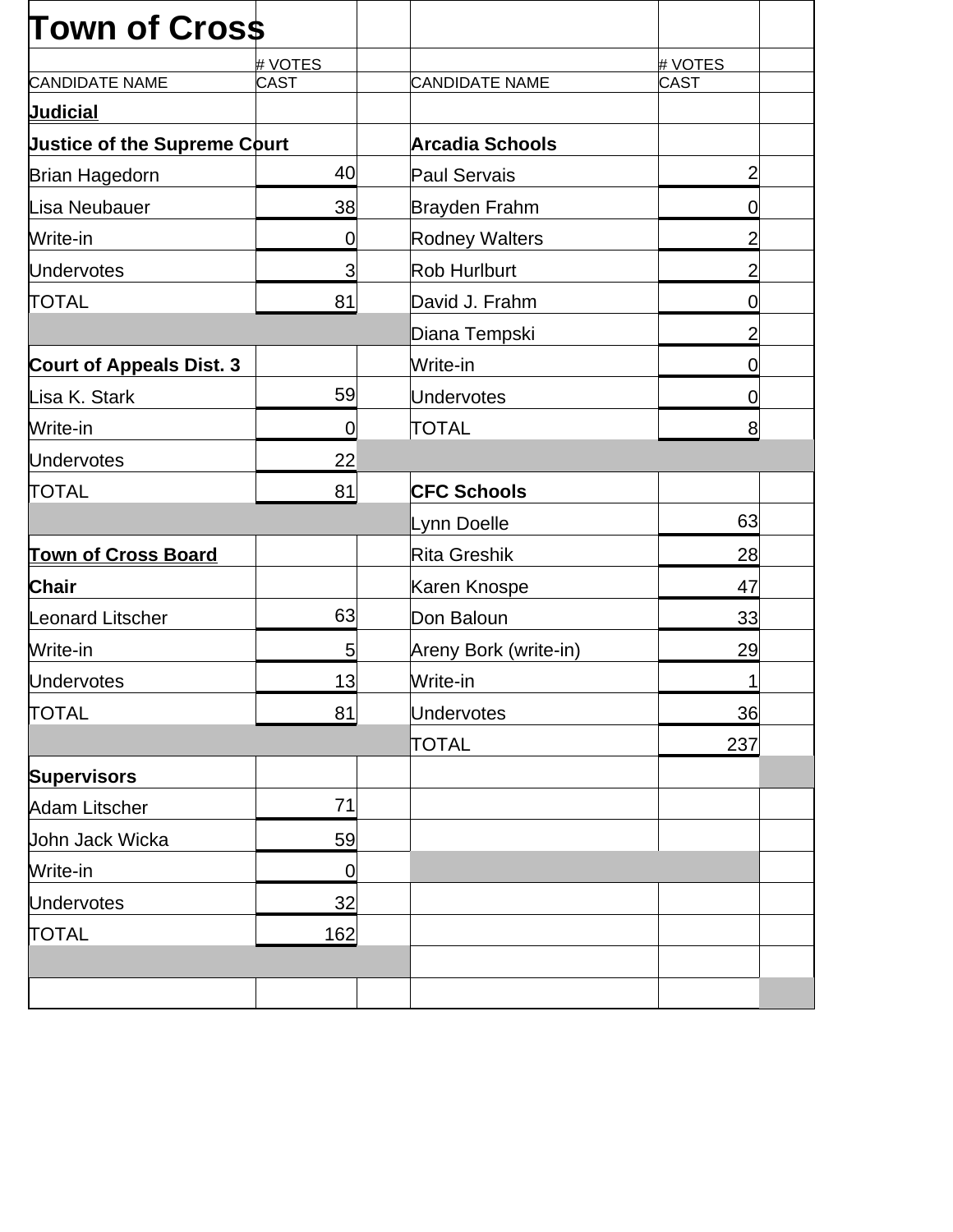# Town of Cross

| CANDIDATE NAME | # VOTES CAST | | CANDIDATE NAME | # VOTES CAST |
|---|---|---|---|---|
| **Judicial** | | | | |
| **Justice of the Supreme Court** | | | **Arcadia Schools** | |
| Brian Hagedorn | 40 | | Paul Servais | 2 |
| Lisa Neubauer | 38 | | Brayden Frahm | 0 |
| Write-in | 0 | | Rodney Walters | 2 |
| Undervotes | 3 | | Rob Hurlburt | 2 |
| TOTAL | 81 | | David J. Frahm | 0 |
| | | | Diana Tempski | 2 |
| **Court of Appeals Dist. 3** | | | Write-in | 0 |
| Lisa K. Stark | 59 | | Undervotes | 0 |
| Write-in | 0 | | TOTAL | 8 |
| Undervotes | 22 | | | |
| TOTAL | 81 | | **CFC Schools** | |
| | | | Lynn Doelle | 63 |
| **Town of Cross Board** | | | Rita Greshik | 28 |
| **Chair** | | | Karen Knospe | 47 |
| Leonard Litscher | 63 | | Don Baloun | 33 |
| Write-in | 5 | | Areny Bork (write-in) | 29 |
| Undervotes | 13 | | Write-in | 1 |
| TOTAL | 81 | | Undervotes | 36 |
| | | | TOTAL | 237 |
| **Supervisors** | | | | |
| Adam Litscher | 71 | | | |
| John Jack Wicka | 59 | | | |
| Write-in | 0 | | | |
| Undervotes | 32 | | | |
| TOTAL | 162 | | | |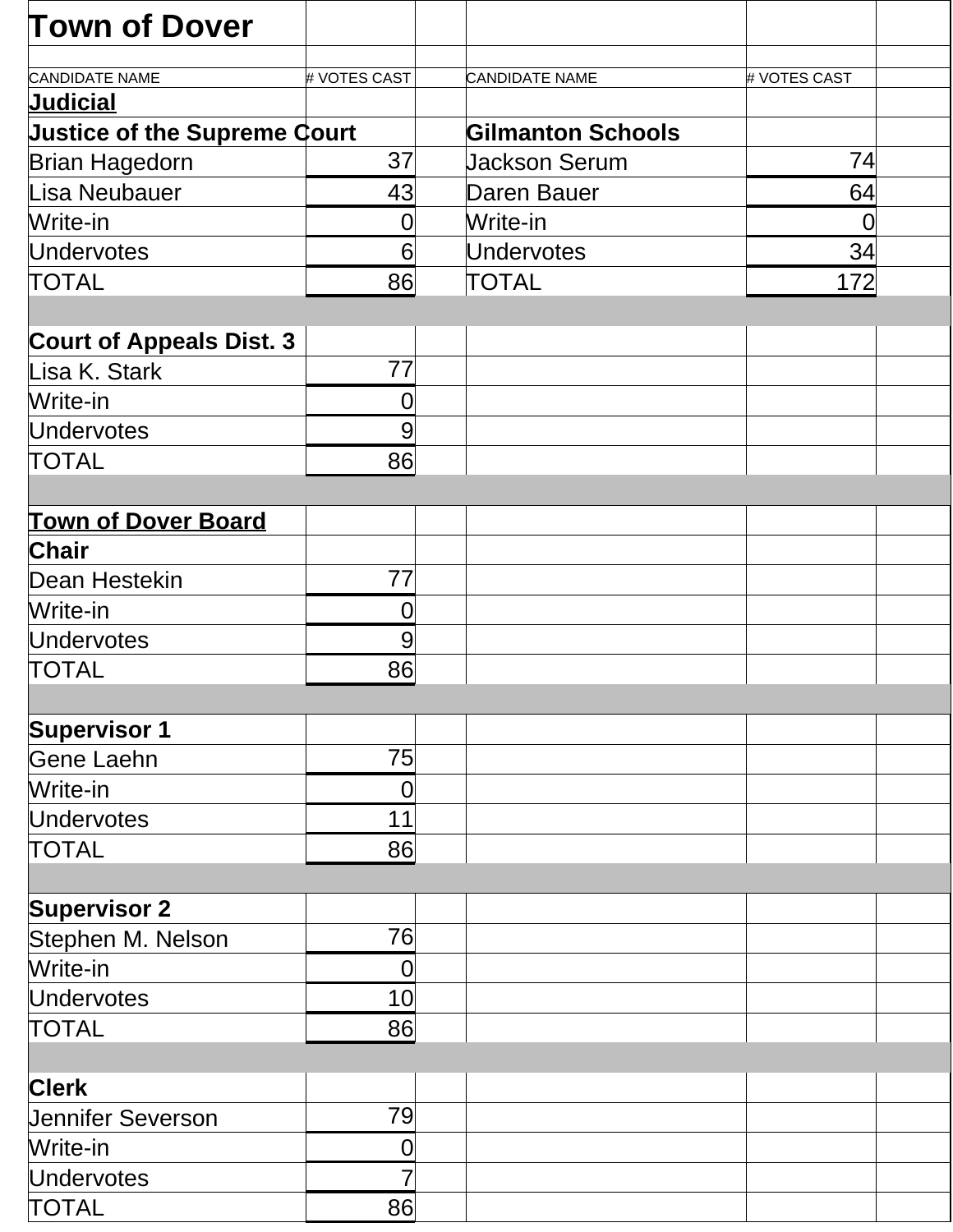# Town of Dover

| CANDIDATE NAME | # VOTES CAST | | CANDIDATE NAME | # VOTES CAST |
|---|---|---|---|---|
| **Judicial** | | | | |
| **Justice of the Supreme Court** | | | **Gilmanton Schools** | |
| Brian Hagedorn | 37 | | Jackson Serum | 74 |
| Lisa Neubauer | 43 | | Daren Bauer | 64 |
| Write-in | 0 | | Write-in | 0 |
| Undervotes | 6 | | Undervotes | 34 |
| TOTAL | 86 | | TOTAL | 172 |
| | | | | |
| **Court of Appeals Dist. 3** | | | | |
| Lisa K. Stark | 77 | | | |
| Write-in | 0 | | | |
| Undervotes | 9 | | | |
| TOTAL | 86 | | | |
| | | | | |
| **Town of Dover Board** | | | | |
| **Chair** | | | | |
| Dean Hestekin | 77 | | | |
| Write-in | 0 | | | |
| Undervotes | 9 | | | |
| TOTAL | 86 | | | |
| | | | | |
| **Supervisor 1** | | | | |
| Gene Laehn | 75 | | | |
| Write-in | 0 | | | |
| Undervotes | 11 | | | |
| TOTAL | 86 | | | |
| | | | | |
| **Supervisor 2** | | | | |
| Stephen M. Nelson | 76 | | | |
| Write-in | 0 | | | |
| Undervotes | 10 | | | |
| TOTAL | 86 | | | |
| | | | | |
| **Clerk** | | | | |
| Jennifer Severson | 79 | | | |
| Write-in | 0 | | | |
| Undervotes | 7 | | | |
| TOTAL | 86 | | | |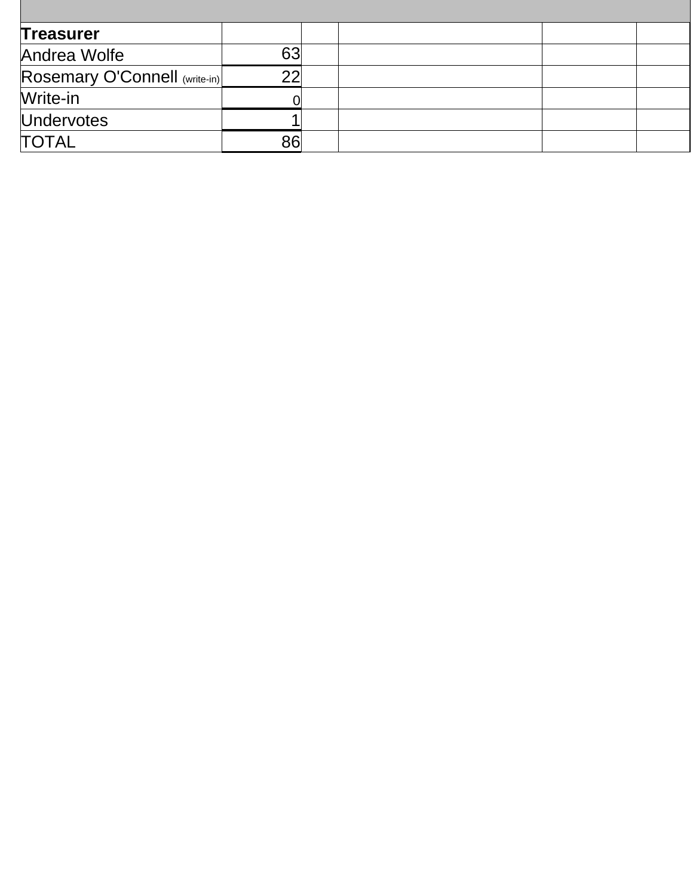| | | | | | |
|---|---|---|---|---|---|
| **Treasurer** | | | | | |
| Andrea Wolfe | 63 | | | | |
| Rosemary O'Connell (write-in) | 22 | | | | |
| Write-in | 0 | | | | |
| Undervotes | 1 | | | | |
| TOTAL | 86 | | | | |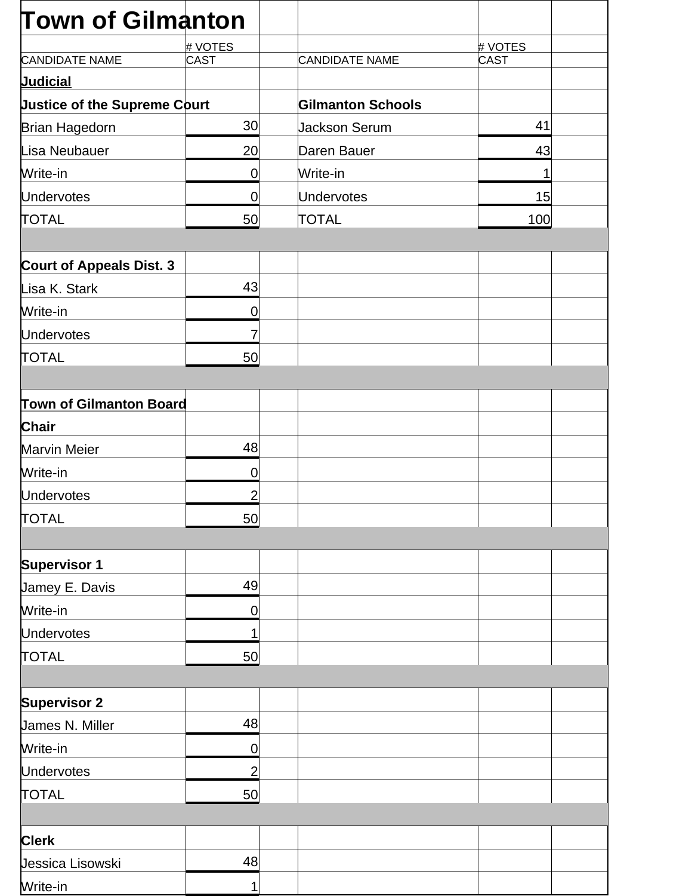# Town of Gilmanton

| CANDIDATE NAME | # VOTES CAST | | CANDIDATE NAME | # VOTES CAST | |
|---|---|---|---|---|---|
| **Judicial** | | | | | |
| **Justice of the Supreme Court** | | | **Gilmanton Schools** | | |
| Brian Hagedorn | 30 | | Jackson Serum | 41 | |
| Lisa Neubauer | 20 | | Daren Bauer | 43 | |
| Write-in | 0 | | Write-in | 1 | |
| Undervotes | 0 | | Undervotes | 15 | |
| TOTAL | 50 | | TOTAL | 100 | |
| | | | | | |
| **Court of Appeals Dist. 3** | | | | | |
| Lisa K. Stark | 43 | | | | |
| Write-in | 0 | | | | |
| Undervotes | 7 | | | | |
| TOTAL | 50 | | | | |
| | | | | | |
| **Town of Gilmanton Board** | | | | | |
| **Chair** | | | | | |
| Marvin Meier | 48 | | | | |
| Write-in | 0 | | | | |
| Undervotes | 2 | | | | |
| TOTAL | 50 | | | | |
| | | | | | |
| **Supervisor 1** | | | | | |
| Jamey E. Davis | 49 | | | | |
| Write-in | 0 | | | | |
| Undervotes | 1 | | | | |
| TOTAL | 50 | | | | |
| | | | | | |
| **Supervisor 2** | | | | | |
| James N. Miller | 48 | | | | |
| Write-in | 0 | | | | |
| Undervotes | 2 | | | | |
| TOTAL | 50 | | | | |
| | | | | | |
| **Clerk** | | | | | |
| Jessica Lisowski | 48 | | | | |
| Write-in | 1 | | | | |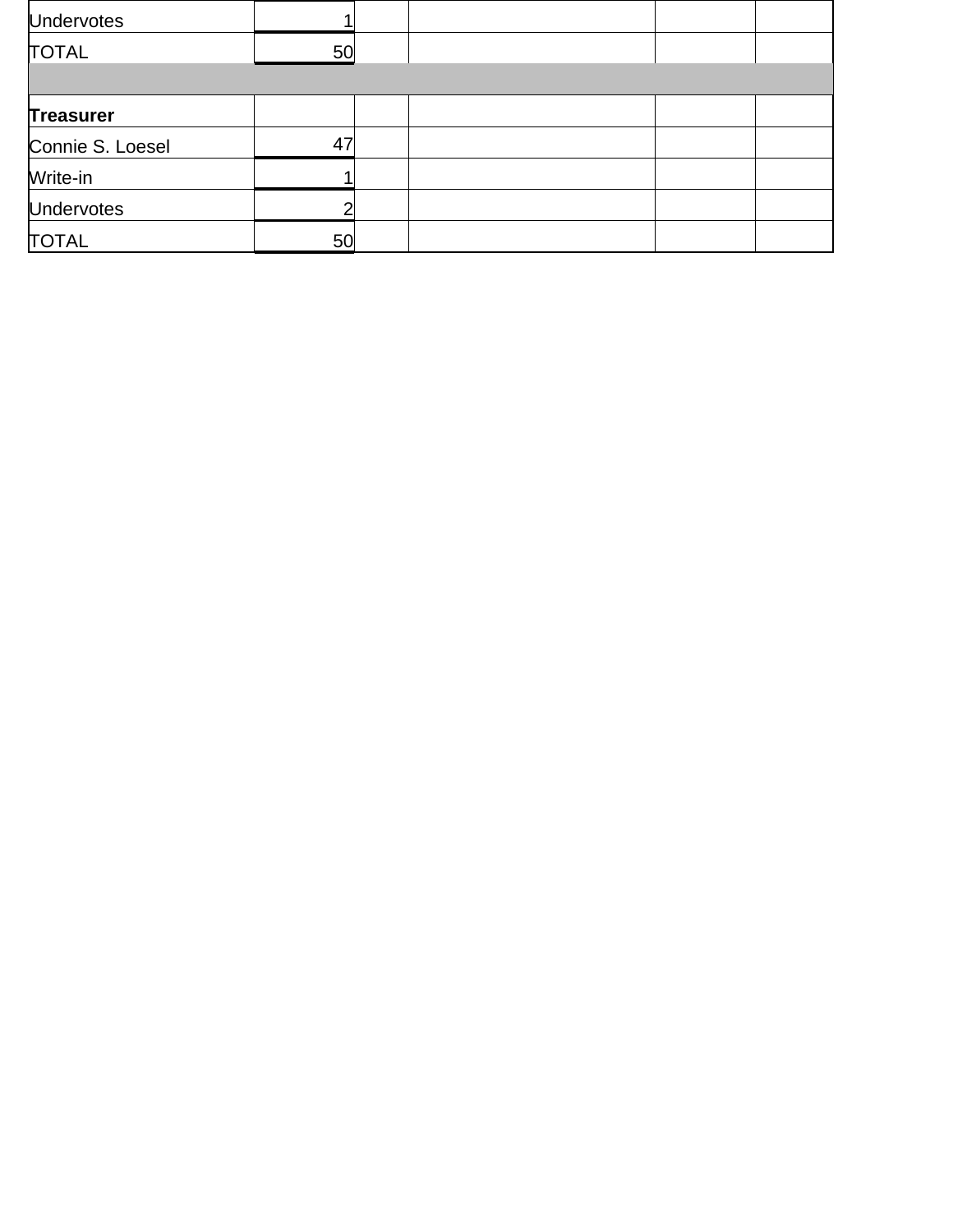| | | | | | |
|---|---|---|---|---|---|
| Undervotes | 1 | | | | |
| TOTAL | 50 | | | | |
| | | | | | |
| **Treasurer** | | | | | |
| Connie S. Loesel | 47 | | | | |
| Write-in | 1 | | | | |
| Undervotes | 2 | | | | |
| TOTAL | 50 | | | | |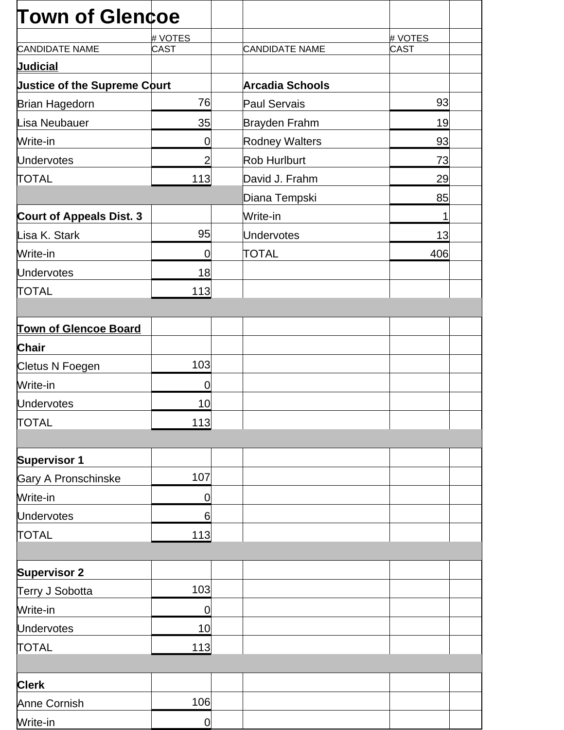# Town of Glencoe

| CANDIDATE NAME | # VOTES CAST | CANDIDATE NAME | # VOTES CAST |
|---|---|---|---|
| **Judicial** | | | |
| **Justice of the Supreme Court** | | **Arcadia Schools** | |
| Brian Hagedorn | 76 | Paul Servais | 93 |
| Lisa Neubauer | 35 | Brayden Frahm | 19 |
| Write-in | 0 | Rodney Walters | 93 |
| Undervotes | 2 | Rob Hurlburt | 73 |
| TOTAL | 113 | David J. Frahm | 29 |
| | | Diana Tempski | 85 |
| **Court of Appeals Dist. 3** | | Write-in | 1 |
| Lisa K. Stark | 95 | Undervotes | 13 |
| Write-in | 0 | TOTAL | 406 |
| Undervotes | 18 | | |
| TOTAL | 113 | | |
| | | | |
| **Town of Glencoe Board** | | | |
| **Chair** | | | |
| Cletus N Foegen | 103 | | |
| Write-in | 0 | | |
| Undervotes | 10 | | |
| TOTAL | 113 | | |
| | | | |
| **Supervisor 1** | | | |
| Gary A Pronschinske | 107 | | |
| Write-in | 0 | | |
| Undervotes | 6 | | |
| TOTAL | 113 | | |
| | | | |
| **Supervisor 2** | | | |
| Terry J Sobotta | 103 | | |
| Write-in | 0 | | |
| Undervotes | 10 | | |
| TOTAL | 113 | | |
| | | | |
| **Clerk** | | | |
| Anne Cornish | 106 | | |
| Write-in | 0 | | |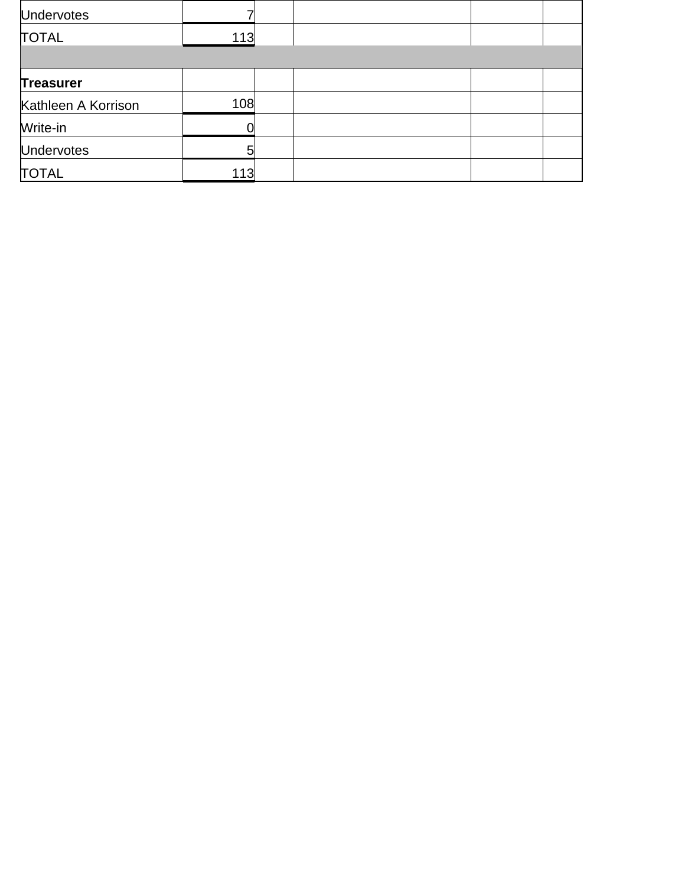| | | | | | |
|---|---|---|---|---|---|
| Undervotes | 7 | | | | |
| TOTAL | 113 | | | | |
| | | | | | |
| **Treasurer** | | | | | |
| Kathleen A Korrison | 108 | | | | |
| Write-in | 0 | | | | |
| Undervotes | 5 | | | | |
| TOTAL | 113 | | | | |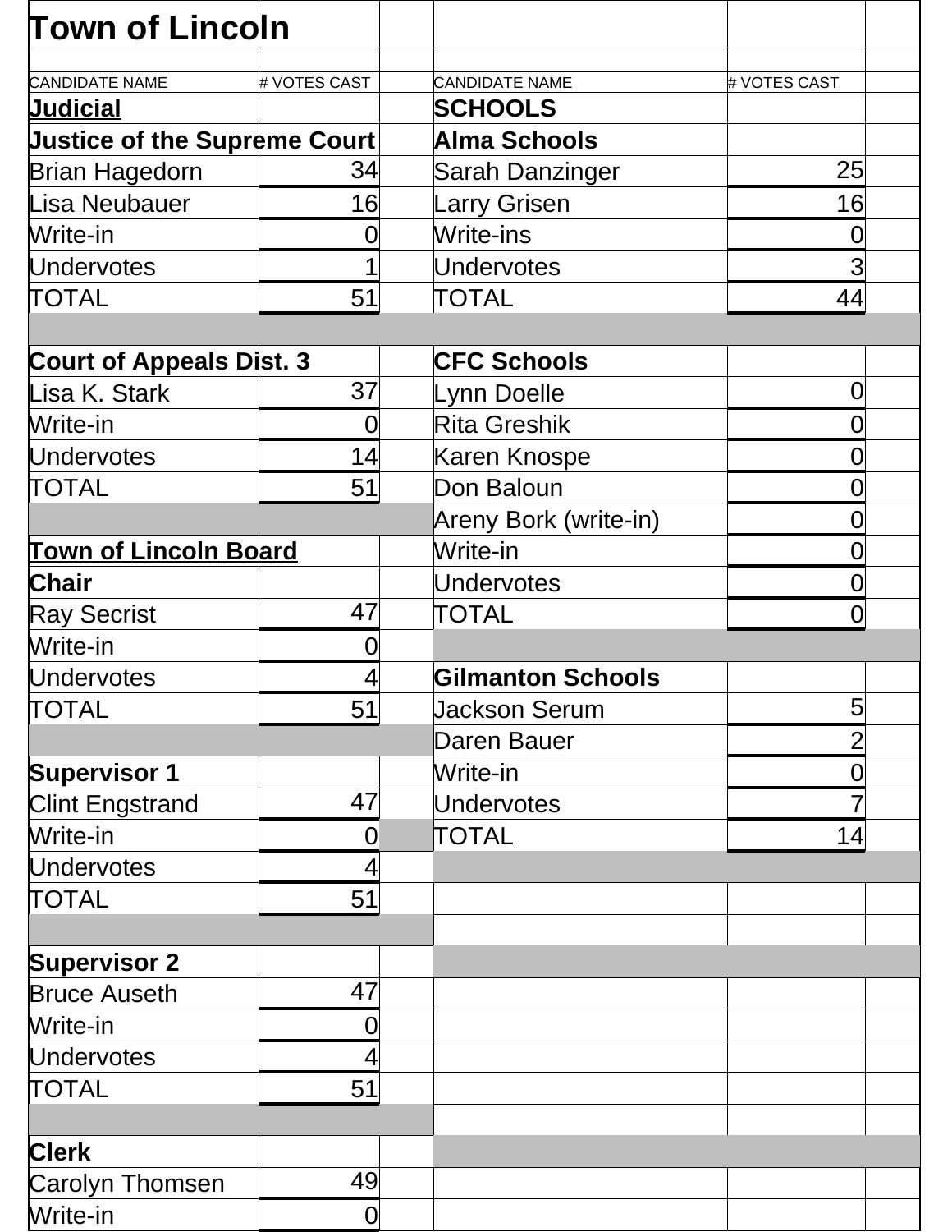# Town of Lincoln

| CANDIDATE NAME | # VOTES CAST | | CANDIDATE NAME | # VOTES CAST |
|---|---|---|---|---|
| **Judicial** | | | **SCHOOLS** | |
| **Justice of the Supreme Court** | | | **Alma Schools** | |
| Brian Hagedorn | 34 | | Sarah Danzinger | 25 |
| Lisa Neubauer | 16 | | Larry Grisen | 16 |
| Write-in | 0 | | Write-ins | 0 |
| Undervotes | 1 | | Undervotes | 3 |
| TOTAL | 51 | | TOTAL | 44 |
| | | | | |
| **Court of Appeals Dist. 3** | | | **CFC Schools** | |
| Lisa K. Stark | 37 | | Lynn Doelle | 0 |
| Write-in | 0 | | Rita Greshik | 0 |
| Undervotes | 14 | | Karen Knospe | 0 |
| TOTAL | 51 | | Don Baloun | 0 |
| | | | Areny Bork (write-in) | 0 |
| **Town of Lincoln Board** | | | Write-in | 0 |
| **Chair** | | | Undervotes | 0 |
| Ray Secrist | 47 | | TOTAL | 0 |
| Write-in | 0 | | | |
| Undervotes | 4 | | **Gilmanton Schools** | |
| TOTAL | 51 | | Jackson Serum | 5 |
| | | | Daren Bauer | 2 |
| **Supervisor 1** | | | Write-in | 0 |
| Clint Engstrand | 47 | | Undervotes | 7 |
| Write-in | 0 | | TOTAL | 14 |
| Undervotes | 4 | | | |
| TOTAL | 51 | | | |
| | | | | |
| **Supervisor 2** | | | | |
| Bruce Auseth | 47 | | | |
| Write-in | 0 | | | |
| Undervotes | 4 | | | |
| TOTAL | 51 | | | |
| | | | | |
| **Clerk** | | | | |
| Carolyn Thomsen | 49 | | | |
| Write-in | 0 | | | |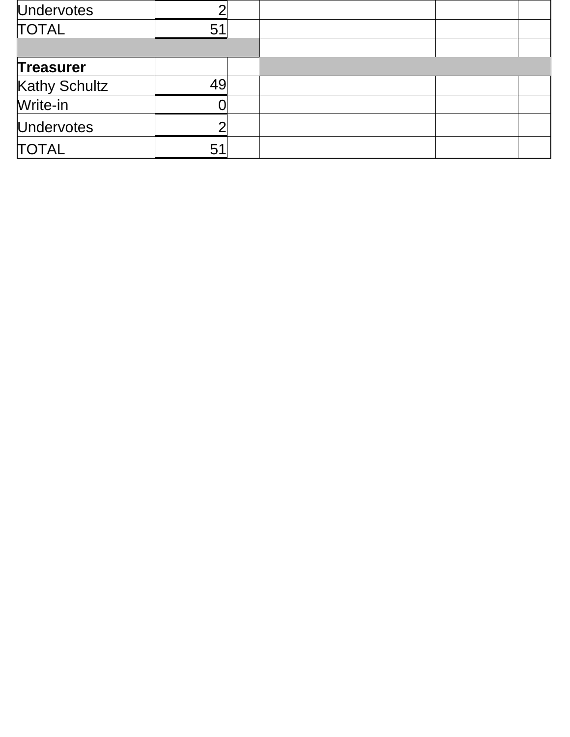| | | | | | |
|---|---|---|---|---|---|
| Undervotes | 2 | | | | |
| TOTAL | 51 | | | | |
| | | | | | |
| **Treasurer** | | | | | |
| Kathy Schultz | 49 | | | | |
| Write-in | 0 | | | | |
| Undervotes | 2 | | | | |
| TOTAL | 51 | | | | |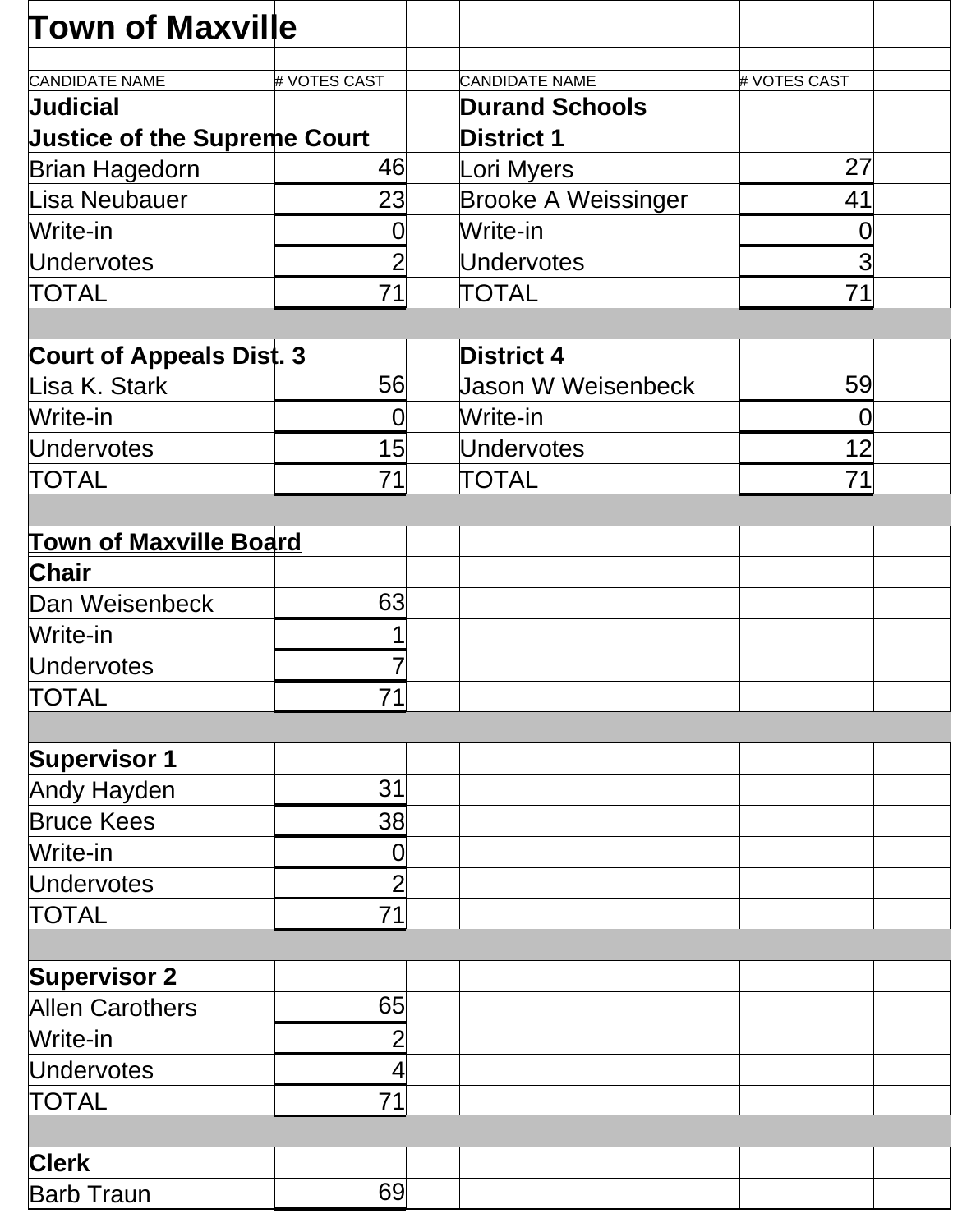# Town of Maxville

| CANDIDATE NAME | # VOTES CAST | | CANDIDATE NAME | # VOTES CAST |
|---|---|---|---|---|
| **Judicial** | | | **Durand Schools** | |
| **Justice of the Supreme Court** | | | **District 1** | |
| Brian Hagedorn | 46 | | Lori Myers | 27 |
| Lisa Neubauer | 23 | | Brooke A Weissinger | 41 |
| Write-in | 0 | | Write-in | 0 |
| Undervotes | 2 | | Undervotes | 3 |
| TOTAL | 71 | | TOTAL | 71 |
| | | | | |
| **Court of Appeals Dist. 3** | | | **District 4** | |
| Lisa K. Stark | 56 | | Jason W Weisenbeck | 59 |
| Write-in | 0 | | Write-in | 0 |
| Undervotes | 15 | | Undervotes | 12 |
| TOTAL | 71 | | TOTAL | 71 |
| | | | | |
| **Town of Maxville Board** | | | | |
| **Chair** | | | | |
| Dan Weisenbeck | 63 | | | |
| Write-in | 1 | | | |
| Undervotes | 7 | | | |
| TOTAL | 71 | | | |
| | | | | |
| **Supervisor 1** | | | | |
| Andy Hayden | 31 | | | |
| Bruce Kees | 38 | | | |
| Write-in | 0 | | | |
| Undervotes | 2 | | | |
| TOTAL | 71 | | | |
| | | | | |
| **Supervisor 2** | | | | |
| Allen Carothers | 65 | | | |
| Write-in | 2 | | | |
| Undervotes | 4 | | | |
| TOTAL | 71 | | | |
| | | | | |
| **Clerk** | | | | |
| Barb Traun | 69 | | | |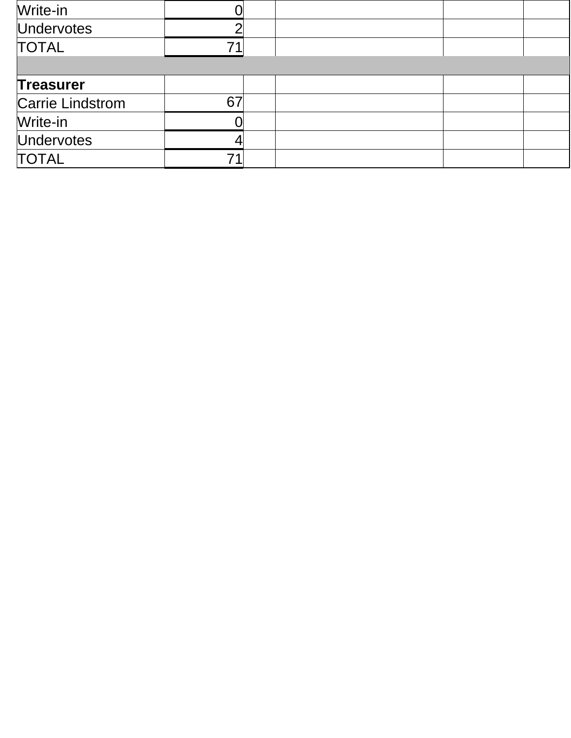| | | | | | |
|---|---|---|---|---|---|
| Write-in | 0 | | | | |
| Undervotes | 2 | | | | |
| TOTAL | 71 | | | | |
| | | | | | |
| **Treasurer** | | | | | |
| Carrie Lindstrom | 67 | | | | |
| Write-in | 0 | | | | |
| Undervotes | 4 | | | | |
| TOTAL | 71 | | | | |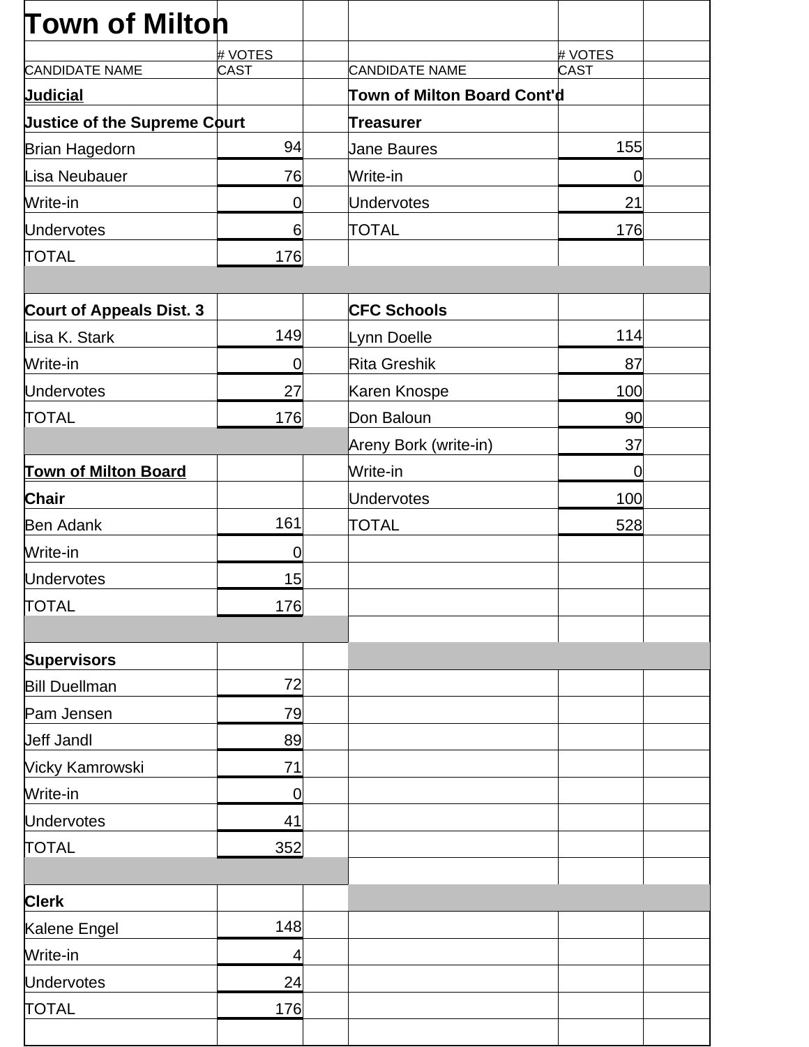# Town of Milton

| CANDIDATE NAME | # VOTES CAST | | CANDIDATE NAME | # VOTES CAST |
|---|---|---|---|---|
| **Judicial** | | | **Town of Milton Board Cont'd** | |
| **Justice of the Supreme Court** | | | **Treasurer** | |
| Brian Hagedorn | 94 | | Jane Baures | 155 |
| Lisa Neubauer | 76 | | Write-in | 0 |
| Write-in | 0 | | Undervotes | 21 |
| Undervotes | 6 | | TOTAL | 176 |
| TOTAL | 176 | | | |
| | | | | |
| **Court of Appeals Dist. 3** | | | **CFC Schools** | |
| Lisa K. Stark | 149 | | Lynn Doelle | 114 |
| Write-in | 0 | | Rita Greshik | 87 |
| Undervotes | 27 | | Karen Knospe | 100 |
| TOTAL | 176 | | Don Baloun | 90 |
| | | | Areny Bork (write-in) | 37 |
| **Town of Milton Board** | | | Write-in | 0 |
| **Chair** | | | Undervotes | 100 |
| Ben Adank | 161 | | TOTAL | 528 |
| Write-in | 0 | | | |
| Undervotes | 15 | | | |
| TOTAL | 176 | | | |
| | | | | |
| **Supervisors** | | | | |
| Bill Duellman | 72 | | | |
| Pam Jensen | 79 | | | |
| Jeff Jandl | 89 | | | |
| Vicky Kamrowski | 71 | | | |
| Write-in | 0 | | | |
| Undervotes | 41 | | | |
| TOTAL | 352 | | | |
| | | | | |
| **Clerk** | | | | |
| Kalene Engel | 148 | | | |
| Write-in | 4 | | | |
| Undervotes | 24 | | | |
| TOTAL | 176 | | | |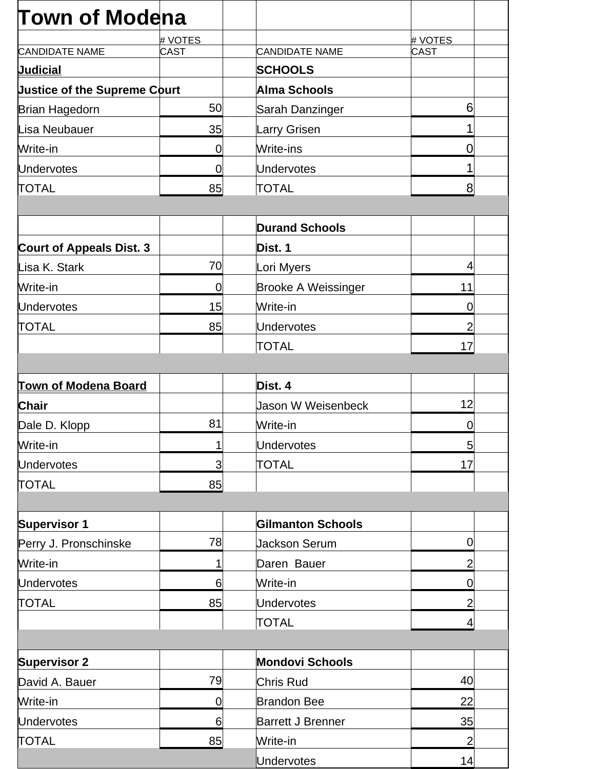# Town of Modena

| CANDIDATE NAME | # VOTES CAST | | CANDIDATE NAME | # VOTES CAST |
|---|---|---|---|---|
| **Judicial** | | | **SCHOOLS** | |
| **Justice of the Supreme Court** | | | **Alma Schools** | |
| Brian Hagedorn | 50 | | Sarah Danzinger | 6 |
| Lisa Neubauer | 35 | | Larry Grisen | 1 |
| Write-in | 0 | | Write-ins | 0 |
| Undervotes | 0 | | Undervotes | 1 |
| TOTAL | 85 | | TOTAL | 8 |
| | | | | |
| | | | **Durand Schools** | |
| **Court of Appeals Dist. 3** | | | **Dist. 1** | |
| Lisa K. Stark | 70 | | Lori Myers | 4 |
| Write-in | 0 | | Brooke A Weissinger | 11 |
| Undervotes | 15 | | Write-in | 0 |
| TOTAL | 85 | | Undervotes | 2 |
| | | | TOTAL | 17 |
| | | | | |
| **Town of Modena Board** | | | **Dist. 4** | |
| **Chair** | | | Jason W Weisenbeck | 12 |
| Dale D. Klopp | 81 | | Write-in | 0 |
| Write-in | 1 | | Undervotes | 5 |
| Undervotes | 3 | | TOTAL | 17 |
| TOTAL | 85 | | | |
| | | | | |
| **Supervisor 1** | | | **Gilmanton Schools** | |
| Perry J. Pronschinske | 78 | | Jackson Serum | 0 |
| Write-in | 1 | | Daren Bauer | 2 |
| Undervotes | 6 | | Write-in | 0 |
| TOTAL | 85 | | Undervotes | 2 |
| | | | TOTAL | 4 |
| | | | | |
| **Supervisor 2** | | | **Mondovi Schools** | |
| David A. Bauer | 79 | | Chris Rud | 40 |
| Write-in | 0 | | Brandon Bee | 22 |
| Undervotes | 6 | | Barrett J Brenner | 35 |
| TOTAL | 85 | | Write-in | 2 |
| | | | Undervotes | 14 |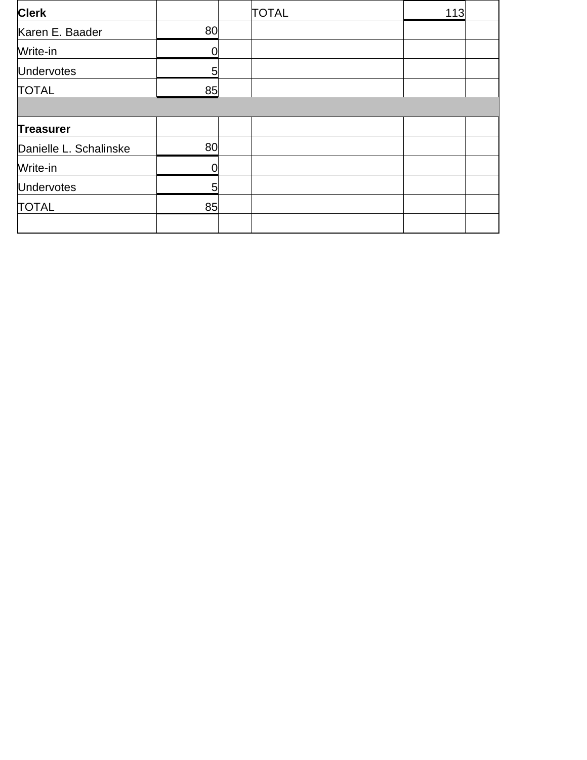| Clerk | | | TOTAL | 113 | |
|---|---|---|---|---|---|
| Karen E. Baader | 80 | | | | |
| Write-in | 0 | | | | |
| Undervotes | 5 | | | | |
| TOTAL | 85 | | | | |
| | | | | | |
| **Treasurer** | | | | | |
| Danielle L. Schalinske | 80 | | | | |
| Write-in | 0 | | | | |
| Undervotes | 5 | | | | |
| TOTAL | 85 | | | | |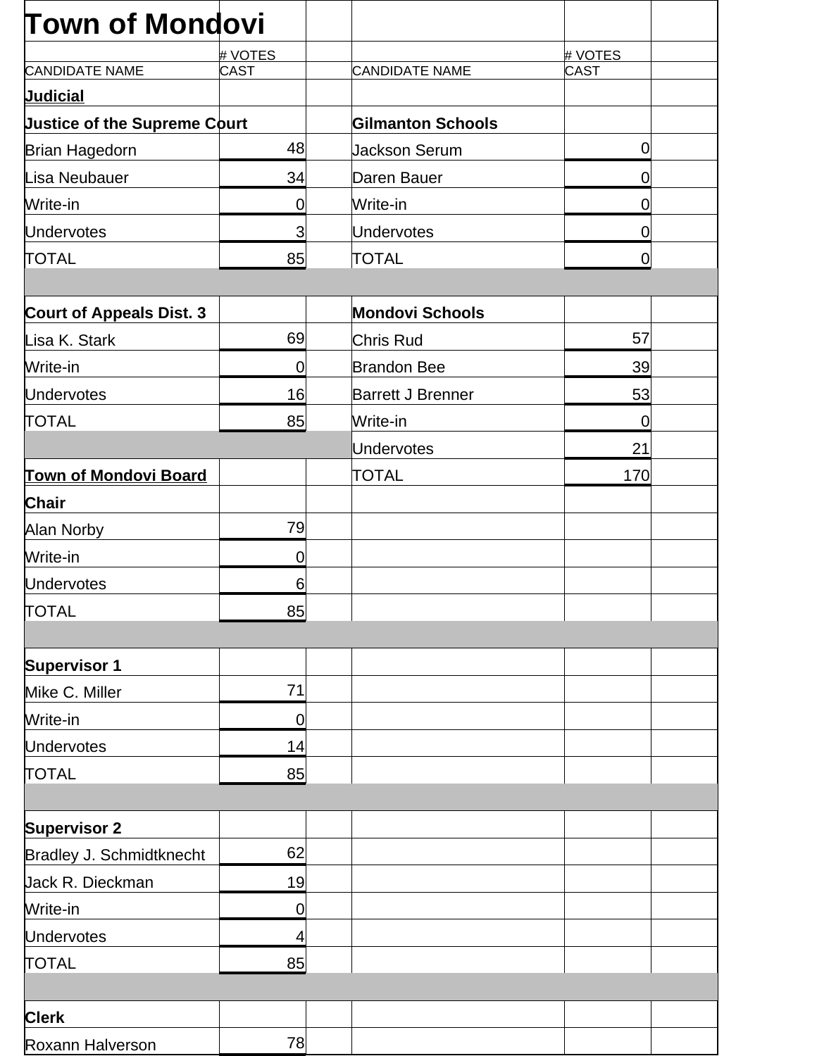# Town of Mondovi

| CANDIDATE NAME | # VOTES CAST | | CANDIDATE NAME | # VOTES CAST | |
|---|---|---|---|---|---|
| **Judicial** | | | | | |
| **Justice of the Supreme Court** | | | **Gilmanton Schools** | | |
| Brian Hagedorn | 48 | | Jackson Serum | 0 | |
| Lisa Neubauer | 34 | | Daren Bauer | 0 | |
| Write-in | 0 | | Write-in | 0 | |
| Undervotes | 3 | | Undervotes | 0 | |
| TOTAL | 85 | | TOTAL | 0 | |
| | | | | | |
| **Court of Appeals Dist. 3** | | | **Mondovi Schools** | | |
| Lisa K. Stark | 69 | | Chris Rud | 57 | |
| Write-in | 0 | | Brandon Bee | 39 | |
| Undervotes | 16 | | Barrett J Brenner | 53 | |
| TOTAL | 85 | | Write-in | 0 | |
| | | | Undervotes | 21 | |
| **Town of Mondovi Board** | | | TOTAL | 170 | |
| **Chair** | | | | | |
| Alan Norby | 79 | | | | |
| Write-in | 0 | | | | |
| Undervotes | 6 | | | | |
| TOTAL | 85 | | | | |
| | | | | | |
| **Supervisor 1** | | | | | |
| Mike C. Miller | 71 | | | | |
| Write-in | 0 | | | | |
| Undervotes | 14 | | | | |
| TOTAL | 85 | | | | |
| | | | | | |
| **Supervisor 2** | | | | | |
| Bradley J. Schmidtknecht | 62 | | | | |
| Jack R. Dieckman | 19 | | | | |
| Write-in | 0 | | | | |
| Undervotes | 4 | | | | |
| TOTAL | 85 | | | | |
| | | | | | |
| **Clerk** | | | | | |
| Roxann Halverson | 78 | | | | |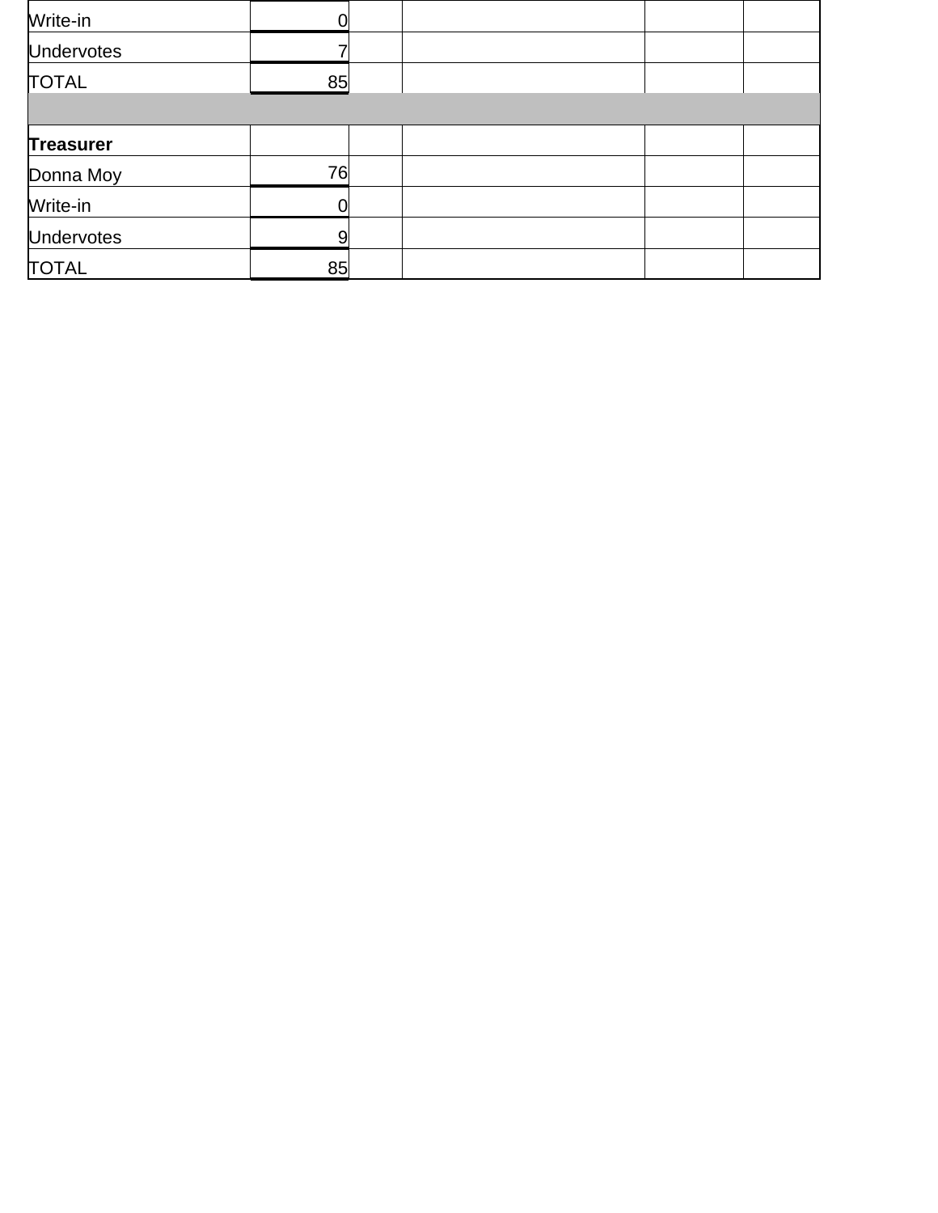| | | | | | |
|---|---|---|---|---|---|
| Write-in | 0 | | | | |
| Undervotes | 7 | | | | |
| TOTAL | 85 | | | | |
| | | | | | |
| **Treasurer** | | | | | |
| Donna Moy | 76 | | | | |
| Write-in | 0 | | | | |
| Undervotes | 9 | | | | |
| TOTAL | 85 | | | | |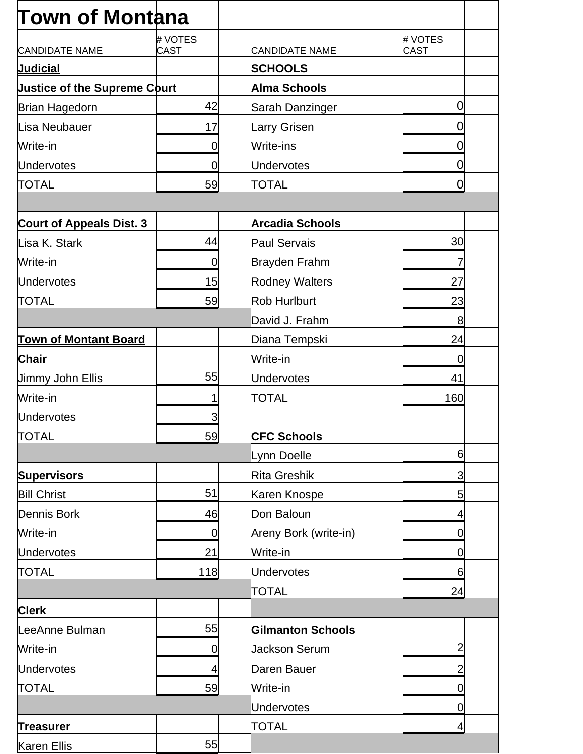# Town of Montana

| CANDIDATE NAME | # VOTES CAST | | CANDIDATE NAME | # VOTES CAST |
|---|---|---|---|---|
| **Judicial** | | | **SCHOOLS** | |
| **Justice of the Supreme Court** | | | **Alma Schools** | |
| Brian Hagedorn | 42 | | Sarah Danzinger | 0 |
| Lisa Neubauer | 17 | | Larry Grisen | 0 |
| Write-in | 0 | | Write-ins | 0 |
| Undervotes | 0 | | Undervotes | 0 |
| TOTAL | 59 | | TOTAL | 0 |
| | | | | |
| **Court of Appeals Dist. 3** | | | **Arcadia Schools** | |
| Lisa K. Stark | 44 | | Paul Servais | 30 |
| Write-in | 0 | | Brayden Frahm | 7 |
| Undervotes | 15 | | Rodney Walters | 27 |
| TOTAL | 59 | | Rob Hurlburt | 23 |
| | | | David J. Frahm | 8 |
| **Town of Montant Board** | | | Diana Tempski | 24 |
| **Chair** | | | Write-in | 0 |
| Jimmy John Ellis | 55 | | Undervotes | 41 |
| Write-in | 1 | | TOTAL | 160 |
| Undervotes | 3 | | | |
| TOTAL | 59 | | **CFC Schools** | |
| | | | Lynn Doelle | 6 |
| **Supervisors** | | | Rita Greshik | 3 |
| Bill Christ | 51 | | Karen Knospe | 5 |
| Dennis Bork | 46 | | Don Baloun | 4 |
| Write-in | 0 | | Areny Bork (write-in) | 0 |
| Undervotes | 21 | | Write-in | 0 |
| TOTAL | 118 | | Undervotes | 6 |
| | | | TOTAL | 24 |
| **Clerk** | | | | |
| LeeAnne Bulman | 55 | | **Gilmanton Schools** | |
| Write-in | 0 | | Jackson Serum | 2 |
| Undervotes | 4 | | Daren Bauer | 2 |
| TOTAL | 59 | | Write-in | 0 |
| | | | Undervotes | 0 |
| **Treasurer** | | | TOTAL | 4 |
| Karen Ellis | 55 | | | |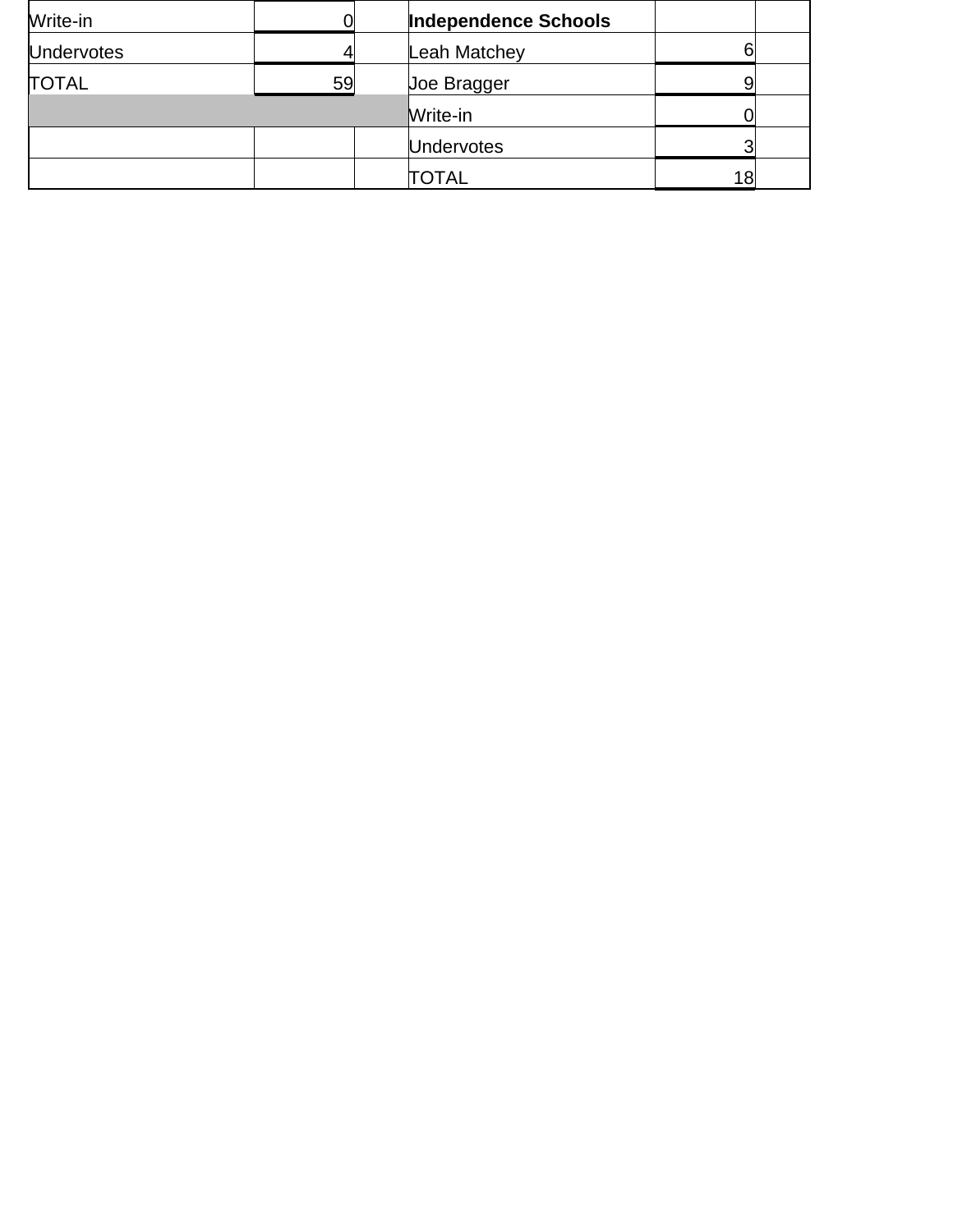| | | | | | |
|---|---|---|---|---|---|
| Write-in | 0 | | **Independence Schools** | | |
| Undervotes | 4 | | Leah Matchey | 6 | |
| TOTAL | 59 | | Joe Bragger | 9 | |
| | | | Write-in | 0 | |
| | | | Undervotes | 3 | |
| | | | TOTAL | 18 | |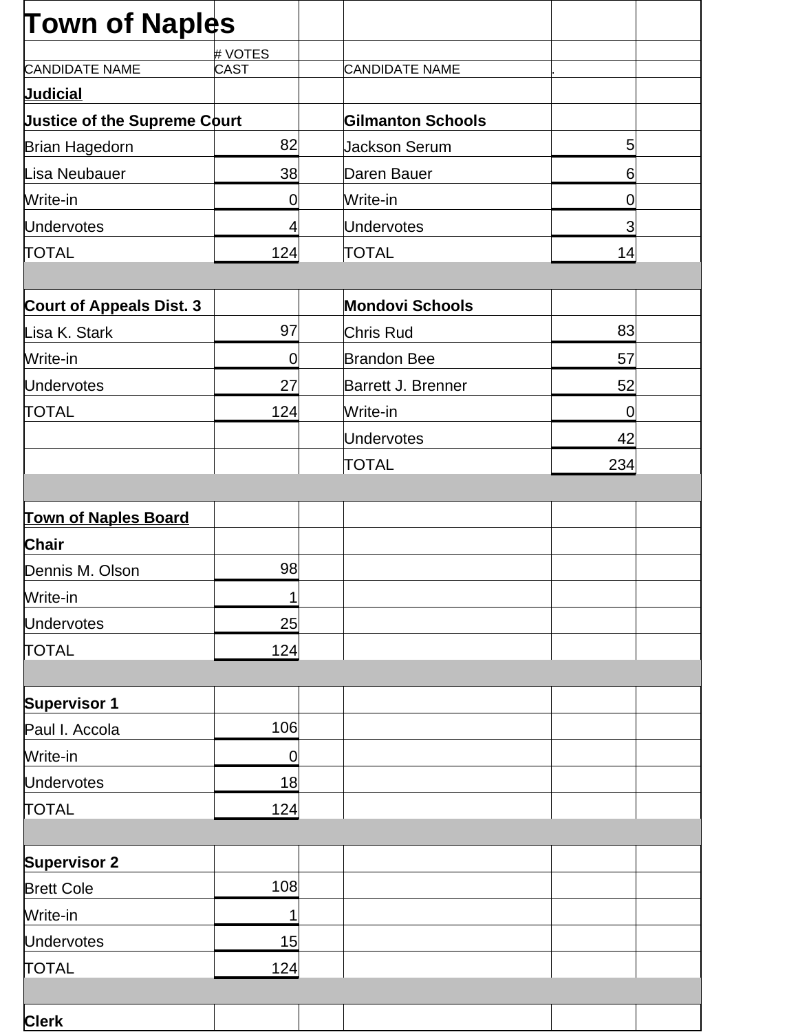# Town of Naples

| CANDIDATE NAME | # VOTES CAST | | CANDIDATE NAME | . | |
|---|---|---|---|---|---|
| **Judicial** | | | | | |
| **Justice of the Supreme Court** | | | **Gilmanton Schools** | | |
| Brian Hagedorn | 82 | | Jackson Serum | 5 | |
| Lisa Neubauer | 38 | | Daren Bauer | 6 | |
| Write-in | 0 | | Write-in | 0 | |
| Undervotes | 4 | | Undervotes | 3 | |
| TOTAL | 124 | | TOTAL | 14 | |
| | | | | | |
| **Court of Appeals Dist. 3** | | | **Mondovi Schools** | | |
| Lisa K. Stark | 97 | | Chris Rud | 83 | |
| Write-in | 0 | | Brandon Bee | 57 | |
| Undervotes | 27 | | Barrett J. Brenner | 52 | |
| TOTAL | 124 | | Write-in | 0 | |
| | | | Undervotes | 42 | |
| | | | TOTAL | 234 | |
| | | | | | |
| **Town of Naples Board** | | | | | |
| **Chair** | | | | | |
| Dennis M. Olson | 98 | | | | |
| Write-in | 1 | | | | |
| Undervotes | 25 | | | | |
| TOTAL | 124 | | | | |
| | | | | | |
| **Supervisor 1** | | | | | |
| Paul I. Accola | 106 | | | | |
| Write-in | 0 | | | | |
| Undervotes | 18 | | | | |
| TOTAL | 124 | | | | |
| | | | | | |
| **Supervisor 2** | | | | | |
| Brett Cole | 108 | | | | |
| Write-in | 1 | | | | |
| Undervotes | 15 | | | | |
| TOTAL | 124 | | | | |
| | | | | | |
| **Clerk** | | | | | |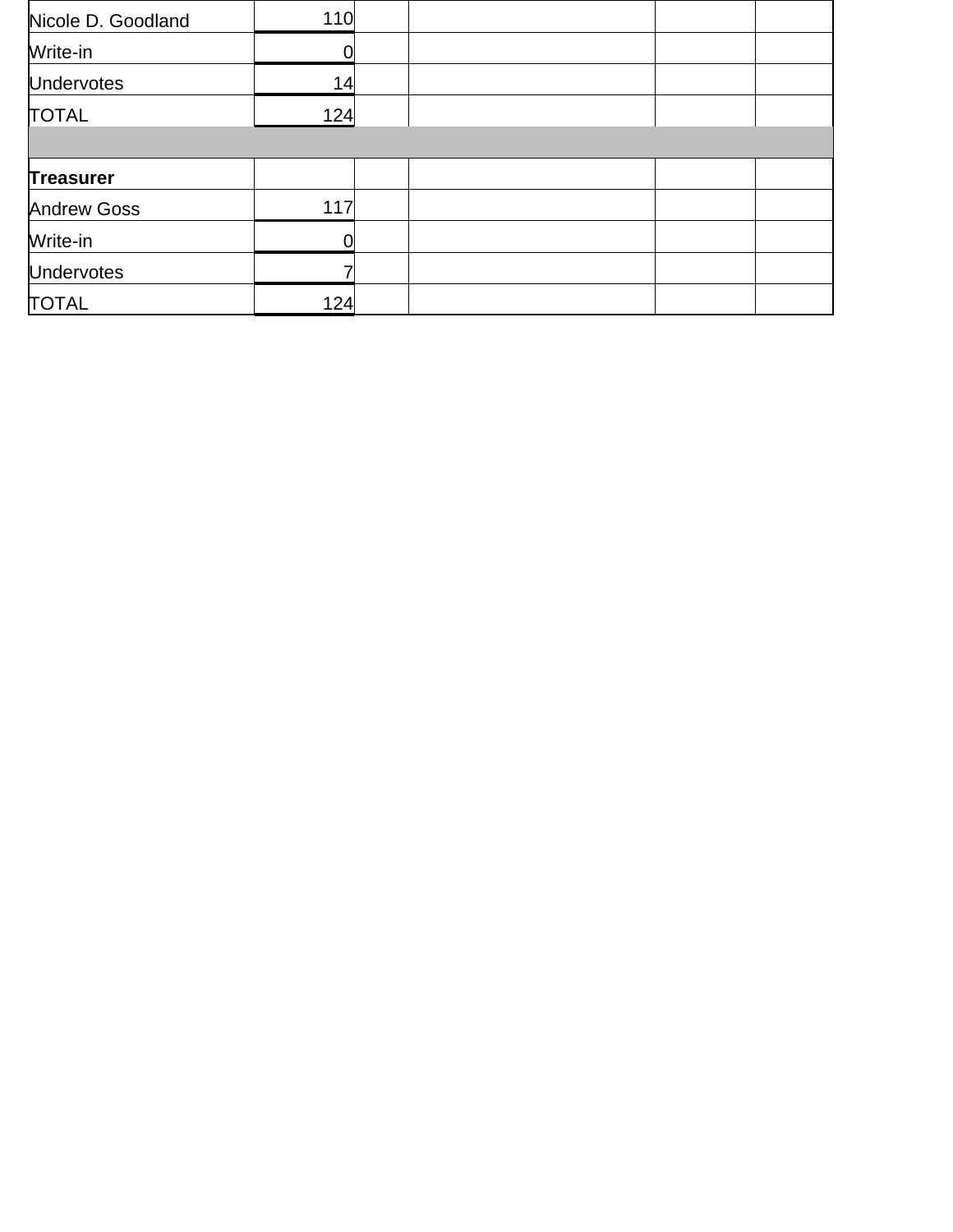| | | | | | |
|---|---|---|---|---|---|
| Nicole D. Goodland | 110 | | | | |
| Write-in | 0 | | | | |
| Undervotes | 14 | | | | |
| TOTAL | 124 | | | | |
| | | | | | |
| **Treasurer** | | | | | |
| Andrew Goss | 117 | | | | |
| Write-in | 0 | | | | |
| Undervotes | 7 | | | | |
| TOTAL | 124 | | | | |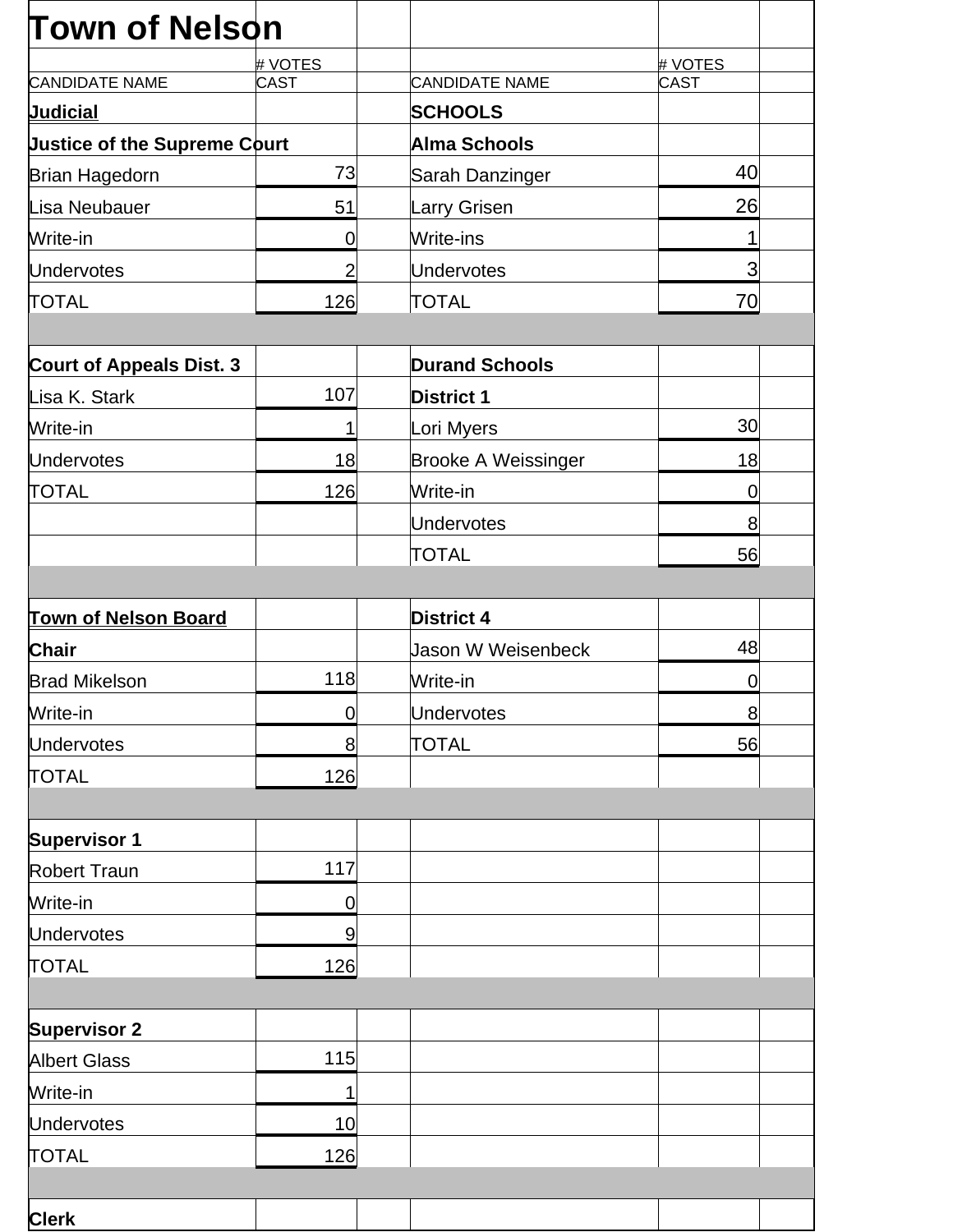# Town of Nelson

| CANDIDATE NAME | # VOTES CAST | | CANDIDATE NAME | # VOTES CAST | |
|---|---|---|---|---|---|
| **Judicial** | | | **SCHOOLS** | | |
| **Justice of the Supreme Court** | | | **Alma Schools** | | |
| Brian Hagedorn | 73 | | Sarah Danzinger | 40 | |
| Lisa Neubauer | 51 | | Larry Grisen | 26 | |
| Write-in | 0 | | Write-ins | 1 | |
| Undervotes | 2 | | Undervotes | 3 | |
| TOTAL | 126 | | TOTAL | 70 | |
| | | | | | |
| **Court of Appeals Dist. 3** | | | **Durand Schools** | | |
| Lisa K. Stark | 107 | | **District 1** | | |
| Write-in | 1 | | Lori Myers | 30 | |
| Undervotes | 18 | | Brooke A Weissinger | 18 | |
| TOTAL | 126 | | Write-in | 0 | |
| | | | Undervotes | 8 | |
| | | | TOTAL | 56 | |
| | | | | | |
| **Town of Nelson Board** | | | **District 4** | | |
| **Chair** | | | Jason W Weisenbeck | 48 | |
| Brad Mikelson | 118 | | Write-in | 0 | |
| Write-in | 0 | | Undervotes | 8 | |
| Undervotes | 8 | | TOTAL | 56 | |
| TOTAL | 126 | | | | |
| | | | | | |
| **Supervisor 1** | | | | | |
| Robert Traun | 117 | | | | |
| Write-in | 0 | | | | |
| Undervotes | 9 | | | | |
| TOTAL | 126 | | | | |
| | | | | | |
| **Supervisor 2** | | | | | |
| Albert Glass | 115 | | | | |
| Write-in | 1 | | | | |
| Undervotes | 10 | | | | |
| TOTAL | 126 | | | | |
| | | | | | |
| **Clerk** | | | | | |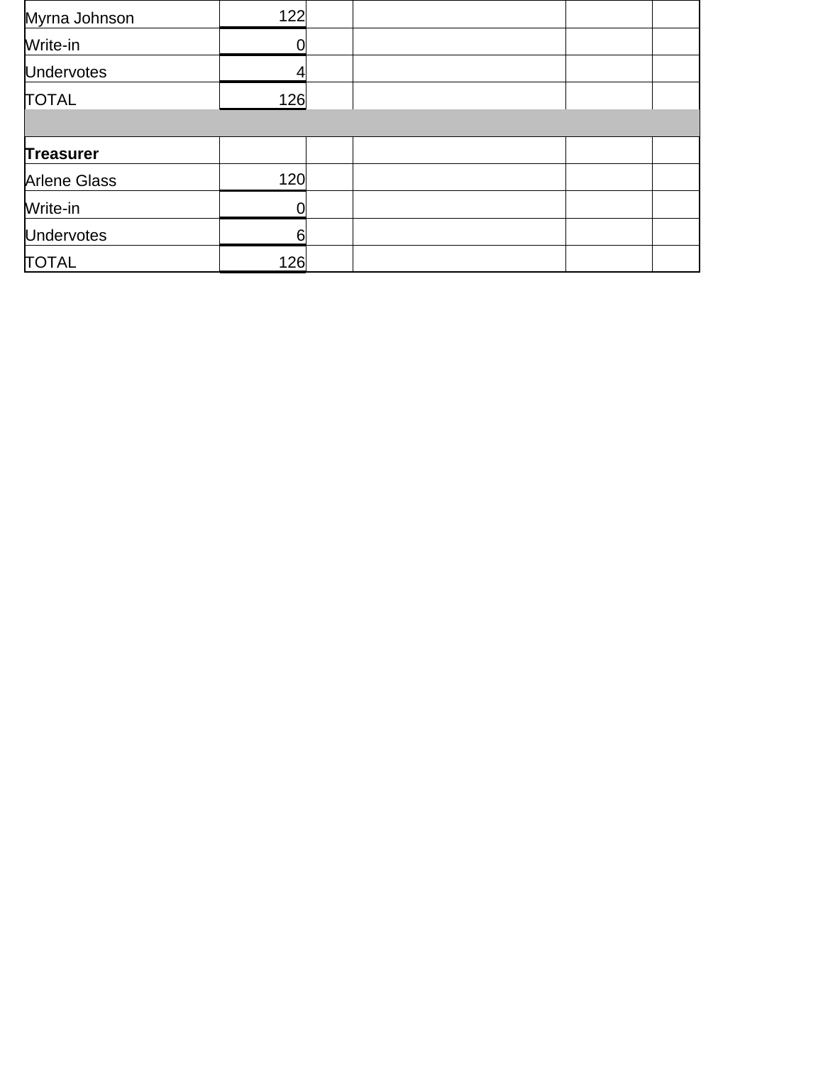| | | | | | |
|---|---|---|---|---|---|
| Myrna Johnson | 122 | | | | |
| Write-in | 0 | | | | |
| Undervotes | 4 | | | | |
| TOTAL | 126 | | | | |
| | | | | | |
| **Treasurer** | | | | | |
| Arlene Glass | 120 | | | | |
| Write-in | 0 | | | | |
| Undervotes | 6 | | | | |
| TOTAL | 126 | | | | |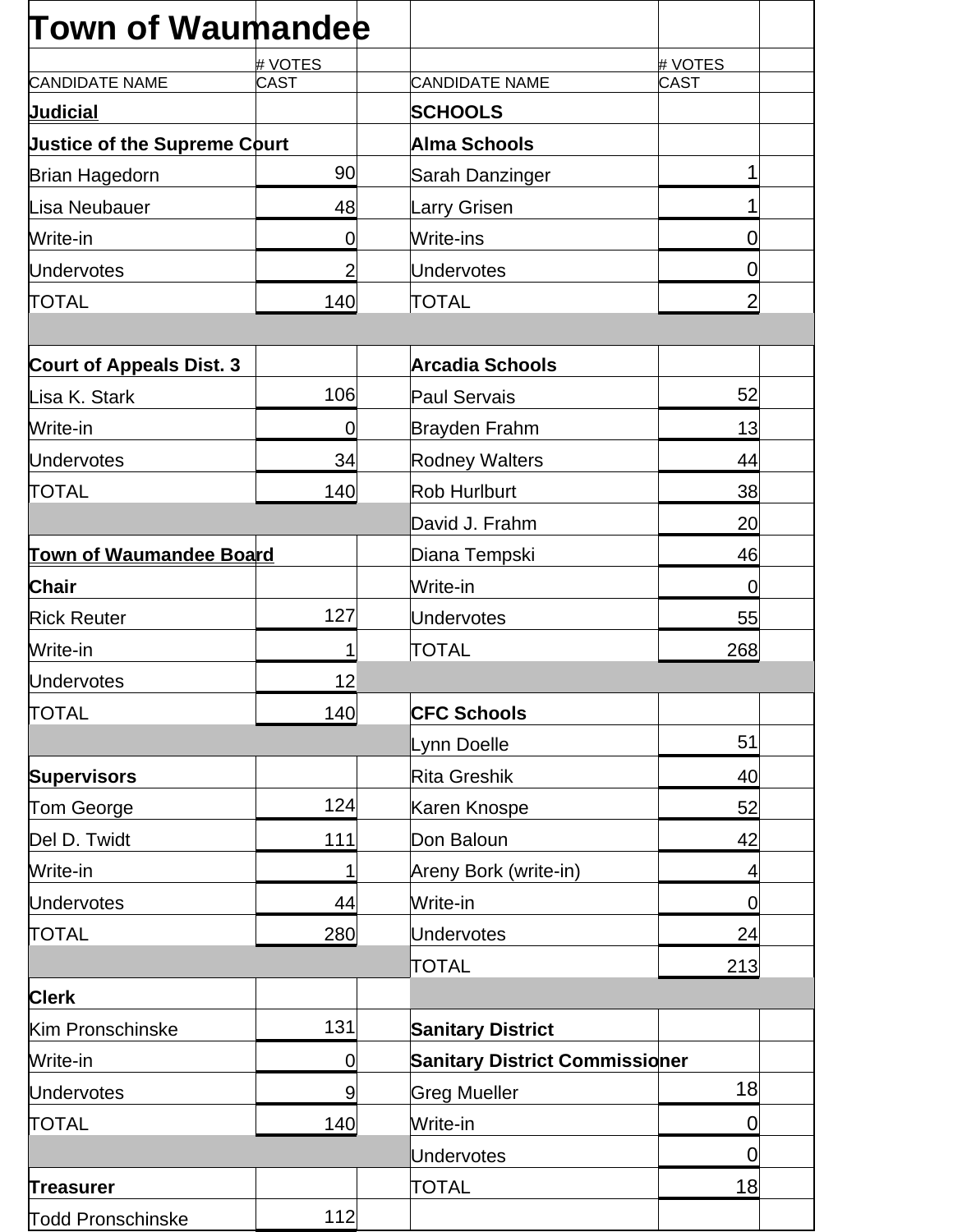# Town of Waumandee

| CANDIDATE NAME | # VOTES CAST | CANDIDATE NAME | # VOTES CAST |
|---|---|---|---|
| **Judicial** | | **SCHOOLS** | |
| **Justice of the Supreme Court** | | **Alma Schools** | |
| Brian Hagedorn | 90 | Sarah Danzinger | 1 |
| Lisa Neubauer | 48 | Larry Grisen | 1 |
| Write-in | 0 | Write-ins | 0 |
| Undervotes | 2 | Undervotes | 0 |
| TOTAL | 140 | TOTAL | 2 |
| | | | |
| **Court of Appeals Dist. 3** | | **Arcadia Schools** | |
| Lisa K. Stark | 106 | Paul Servais | 52 |
| Write-in | 0 | Brayden Frahm | 13 |
| Undervotes | 34 | Rodney Walters | 44 |
| TOTAL | 140 | Rob Hurlburt | 38 |
| | | David J. Frahm | 20 |
| **Town of Waumandee Board** | | Diana Tempski | 46 |
| **Chair** | | Write-in | 0 |
| Rick Reuter | 127 | Undervotes | 55 |
| Write-in | 1 | TOTAL | 268 |
| Undervotes | 12 | | |
| TOTAL | 140 | **CFC Schools** | |
| | | Lynn Doelle | 51 |
| **Supervisors** | | Rita Greshik | 40 |
| Tom George | 124 | Karen Knospe | 52 |
| Del D. Twidt | 111 | Don Baloun | 42 |
| Write-in | 1 | Areny Bork (write-in) | 4 |
| Undervotes | 44 | Write-in | 0 |
| TOTAL | 280 | Undervotes | 24 |
| | | TOTAL | 213 |
| **Clerk** | | | |
| Kim Pronschinske | 131 | **Sanitary District** | |
| Write-in | 0 | **Sanitary District Commissioner** | |
| Undervotes | 9 | Greg Mueller | 18 |
| TOTAL | 140 | Write-in | 0 |
| | | Undervotes | 0 |
| **Treasurer** | | TOTAL | 18 |
| Todd Pronschinske | 112 | | |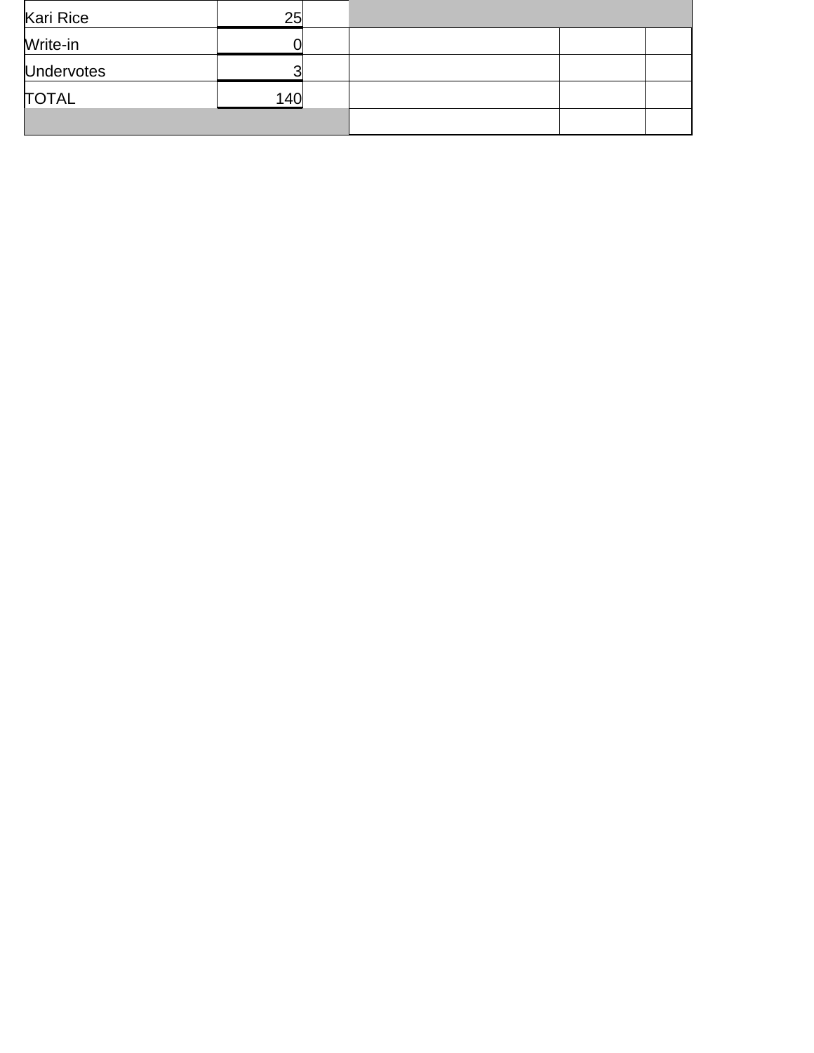| Kari Rice | 25 | | | | |
|---|---|---|---|---|---|
| Write-in | 0 | | | | |
| Undervotes | 3 | | | | |
| TOTAL | 140 | | | | |
| | | | | | |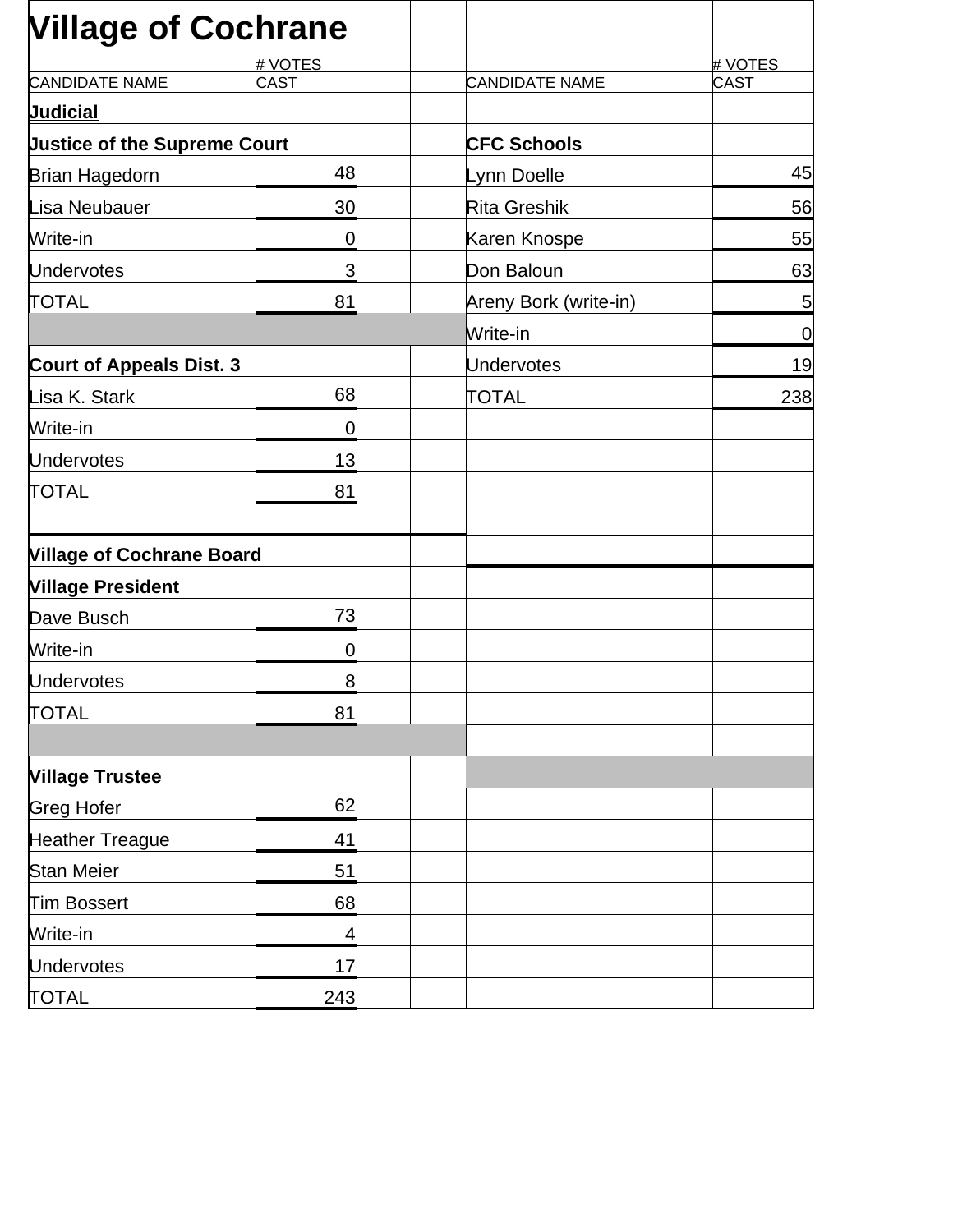# Village of Cochrane

| CANDIDATE NAME | # VOTES CAST | | | CANDIDATE NAME | # VOTES CAST |
|---|---|---|---|---|---|
| **Judicial** | | | | | |
| **Justice of the Supreme Court** | | | | **CFC Schools** | |
| Brian Hagedorn | 48 | | | Lynn Doelle | 45 |
| Lisa Neubauer | 30 | | | Rita Greshik | 56 |
| Write-in | 0 | | | Karen Knospe | 55 |
| Undervotes | 3 | | | Don Baloun | 63 |
| TOTAL | 81 | | | Areny Bork (write-in) | 5 |
| | | | | Write-in | 0 |
| **Court of Appeals Dist. 3** | | | | Undervotes | 19 |
| Lisa K. Stark | 68 | | | TOTAL | 238 |
| Write-in | 0 | | | | |
| Undervotes | 13 | | | | |
| TOTAL | 81 | | | | |
| | | | | | |
| **Village of Cochrane Board** | | | | | |
| **Village President** | | | | | |
| Dave Busch | 73 | | | | |
| Write-in | 0 | | | | |
| Undervotes | 8 | | | | |
| TOTAL | 81 | | | | |
| | | | | | |
| **Village Trustee** | | | | | |
| Greg Hofer | 62 | | | | |
| Heather Treague | 41 | | | | |
| Stan Meier | 51 | | | | |
| Tim Bossert | 68 | | | | |
| Write-in | 4 | | | | |
| Undervotes | 17 | | | | |
| TOTAL | 243 | | | | |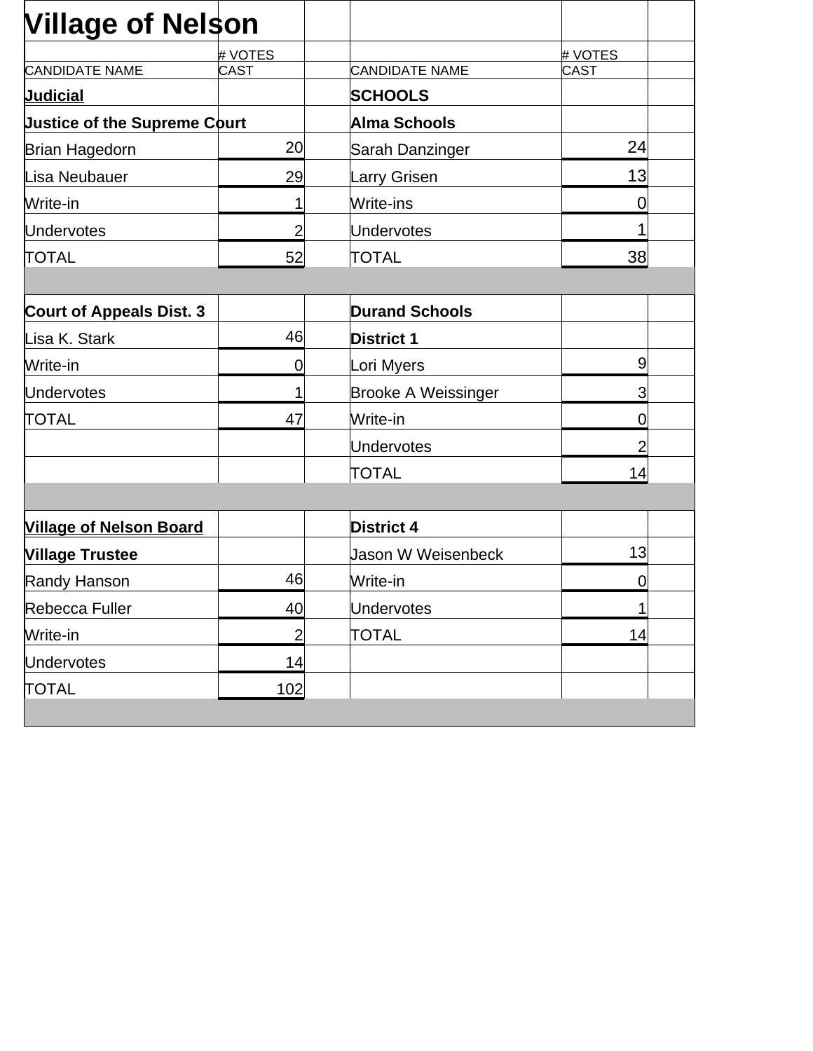# Village of Nelson

| CANDIDATE NAME | # VOTES CAST | | CANDIDATE NAME | # VOTES CAST | |
|---|---|---|---|---|---|
| **Judicial** | | | **SCHOOLS** | | |
| **Justice of the Supreme Court** | | | **Alma Schools** | | |
| Brian Hagedorn | 20 | | Sarah Danzinger | 24 | |
| Lisa Neubauer | 29 | | Larry Grisen | 13 | |
| Write-in | 1 | | Write-ins | 0 | |
| Undervotes | 2 | | Undervotes | 1 | |
| TOTAL | 52 | | TOTAL | 38 | |
| | | | | | |
| **Court of Appeals Dist. 3** | | | **Durand Schools** | | |
| Lisa K. Stark | 46 | | **District 1** | | |
| Write-in | 0 | | Lori Myers | 9 | |
| Undervotes | 1 | | Brooke A Weissinger | 3 | |
| TOTAL | 47 | | Write-in | 0 | |
| | | | Undervotes | 2 | |
| | | | TOTAL | 14 | |
| | | | | | |
| **Village of Nelson Board** | | | **District 4** | | |
| **Village Trustee** | | | Jason W Weisenbeck | 13 | |
| Randy Hanson | 46 | | Write-in | 0 | |
| Rebecca Fuller | 40 | | Undervotes | 1 | |
| Write-in | 2 | | TOTAL | 14 | |
| Undervotes | 14 | | | | |
| TOTAL | 102 | | | | |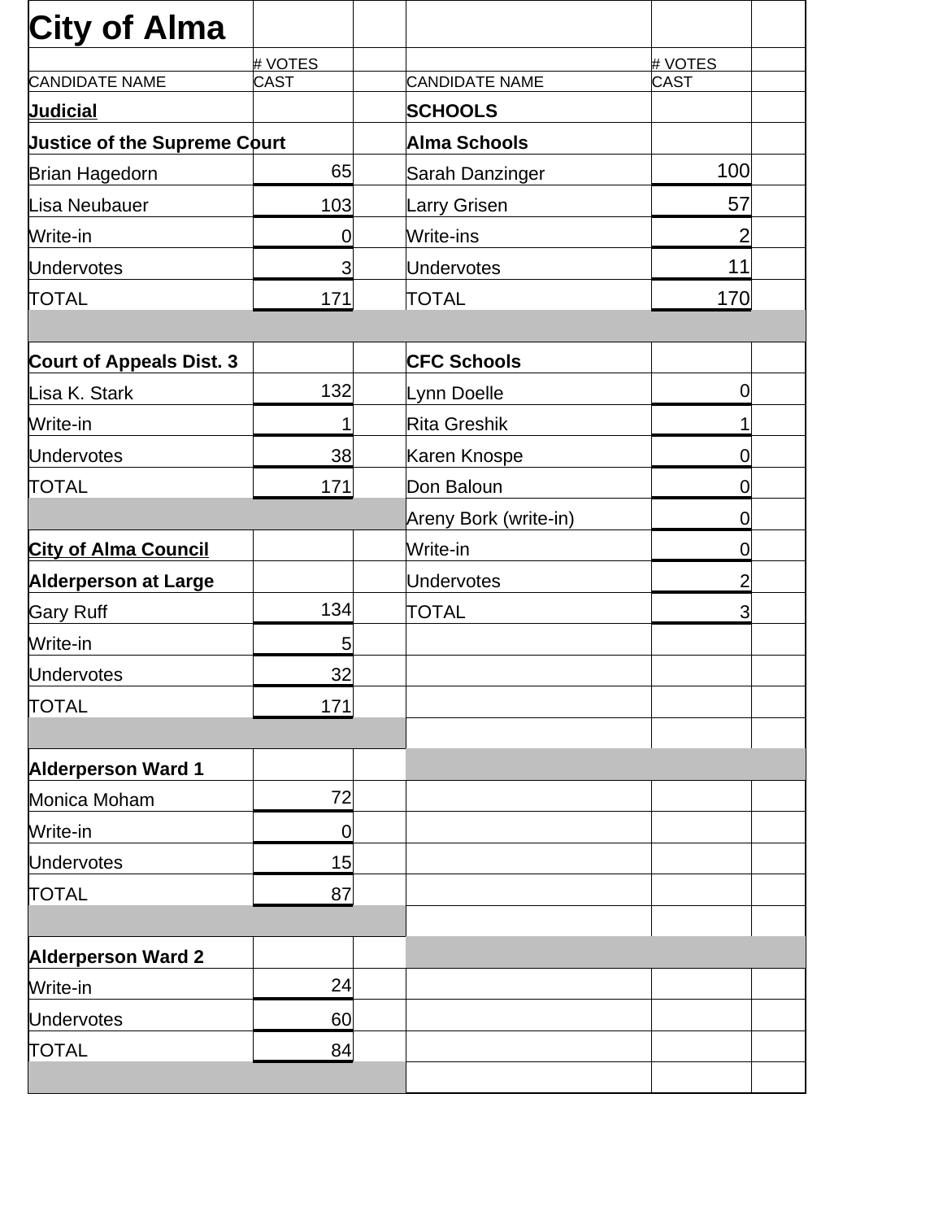# City of Alma

| CANDIDATE NAME | # VOTES CAST | | CANDIDATE NAME | # VOTES CAST |
|---|---|---|---|---|
| **Judicial** | | | **SCHOOLS** | |
| **Justice of the Supreme Court** | | | **Alma Schools** | |
| Brian Hagedorn | 65 | | Sarah Danzinger | 100 |
| Lisa Neubauer | 103 | | Larry Grisen | 57 |
| Write-in | 0 | | Write-ins | 2 |
| Undervotes | 3 | | Undervotes | 11 |
| TOTAL | 171 | | TOTAL | 170 |
| | | | | |
| **Court of Appeals Dist. 3** | | | **CFC Schools** | |
| Lisa K. Stark | 132 | | Lynn Doelle | 0 |
| Write-in | 1 | | Rita Greshik | 1 |
| Undervotes | 38 | | Karen Knospe | 0 |
| TOTAL | 171 | | Don Baloun | 0 |
| | | | Areny Bork (write-in) | 0 |
| **City of Alma Council** | | | Write-in | 0 |
| **Alderperson at Large** | | | Undervotes | 2 |
| Gary Ruff | 134 | | TOTAL | 3 |
| Write-in | 5 | | | |
| Undervotes | 32 | | | |
| TOTAL | 171 | | | |
| | | | | |
| **Alderperson Ward 1** | | | | |
| Monica Moham | 72 | | | |
| Write-in | 0 | | | |
| Undervotes | 15 | | | |
| TOTAL | 87 | | | |
| | | | | |
| **Alderperson Ward 2** | | | | |
| Write-in | 24 | | | |
| Undervotes | 60 | | | |
| TOTAL | 84 | | | |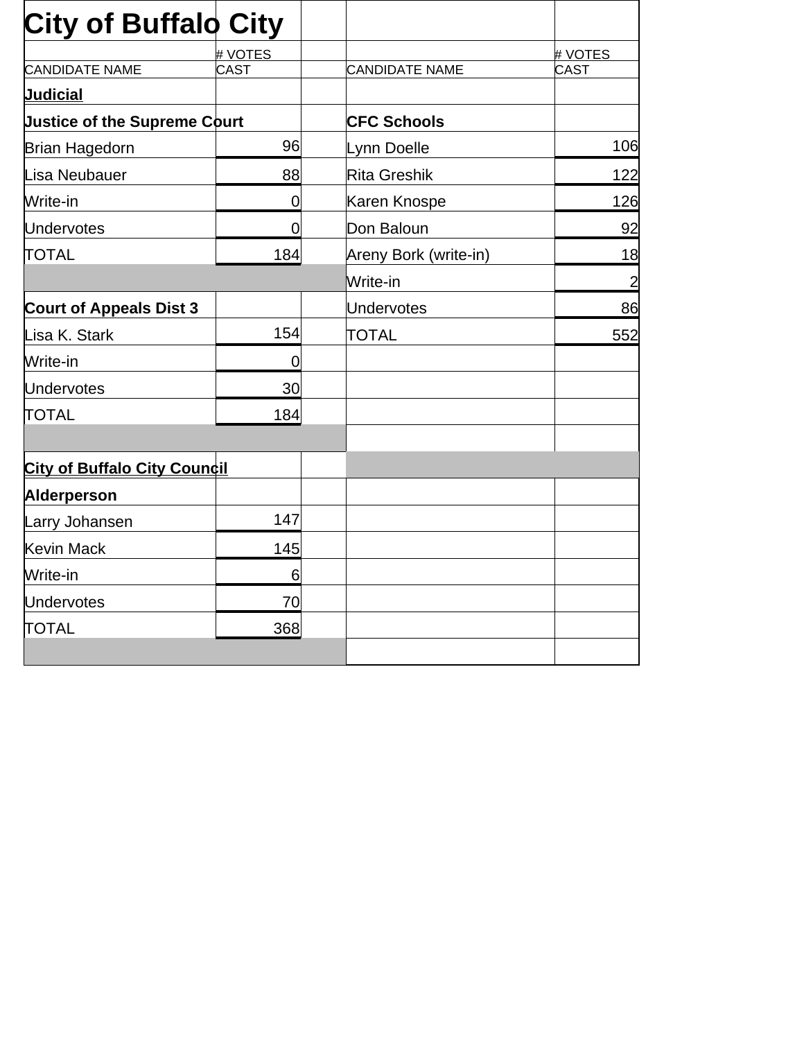# City of Buffalo City

| CANDIDATE NAME | # VOTES CAST | | CANDIDATE NAME | # VOTES CAST |
|---|---|---|---|---|
| **Judicial** | | | | |
| **Justice of the Supreme Court** | | | **CFC Schools** | |
| Brian Hagedorn | 96 | | Lynn Doelle | 106 |
| Lisa Neubauer | 88 | | Rita Greshik | 122 |
| Write-in | 0 | | Karen Knospe | 126 |
| Undervotes | 0 | | Don Baloun | 92 |
| TOTAL | 184 | | Areny Bork (write-in) | 18 |
| | | | Write-in | 2 |
| **Court of Appeals Dist 3** | | | Undervotes | 86 |
| Lisa K. Stark | 154 | | TOTAL | 552 |
| Write-in | 0 | | | |
| Undervotes | 30 | | | |
| TOTAL | 184 | | | |
| | | | | |
| **City of Buffalo City Council** | | | | |
| **Alderperson** | | | | |
| Larry Johansen | 147 | | | |
| Kevin Mack | 145 | | | |
| Write-in | 6 | | | |
| Undervotes | 70 | | | |
| TOTAL | 368 | | | |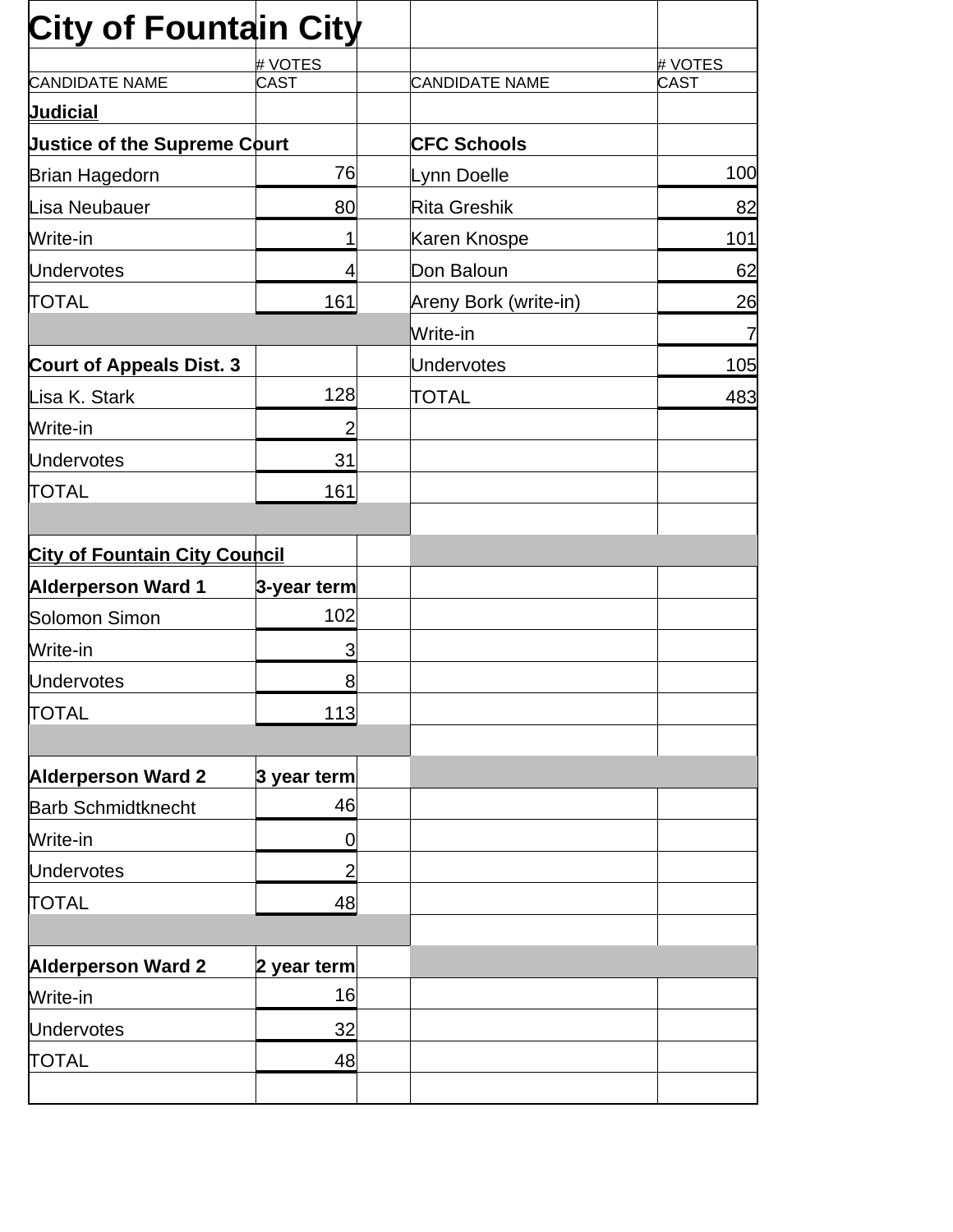# City of Fountain City

| CANDIDATE NAME | # VOTES CAST | | CANDIDATE NAME | # VOTES CAST |
|---|---|---|---|---|
| **Judicial** | | | | |
| **Justice of the Supreme Court** | | | **CFC Schools** | |
| Brian Hagedorn | 76 | | Lynn Doelle | 100 |
| Lisa Neubauer | 80 | | Rita Greshik | 82 |
| Write-in | 1 | | Karen Knospe | 101 |
| Undervotes | 4 | | Don Baloun | 62 |
| TOTAL | 161 | | Areny Bork (write-in) | 26 |
| | | | Write-in | 7 |
| **Court of Appeals Dist. 3** | | | Undervotes | 105 |
| Lisa K. Stark | 128 | | TOTAL | 483 |
| Write-in | 2 | | | |
| Undervotes | 31 | | | |
| TOTAL | 161 | | | |
| | | | | |
| **City of Fountain City Council** | | | | |
| **Alderperson Ward 1** | **3-year term** | | | |
| Solomon Simon | 102 | | | |
| Write-in | 3 | | | |
| Undervotes | 8 | | | |
| TOTAL | 113 | | | |
| | | | | |
| **Alderperson Ward 2** | **3 year term** | | | |
| Barb Schmidtknecht | 46 | | | |
| Write-in | 0 | | | |
| Undervotes | 2 | | | |
| TOTAL | 48 | | | |
| | | | | |
| **Alderperson Ward 2** | **2 year term** | | | |
| Write-in | 16 | | | |
| Undervotes | 32 | | | |
| TOTAL | 48 | | | |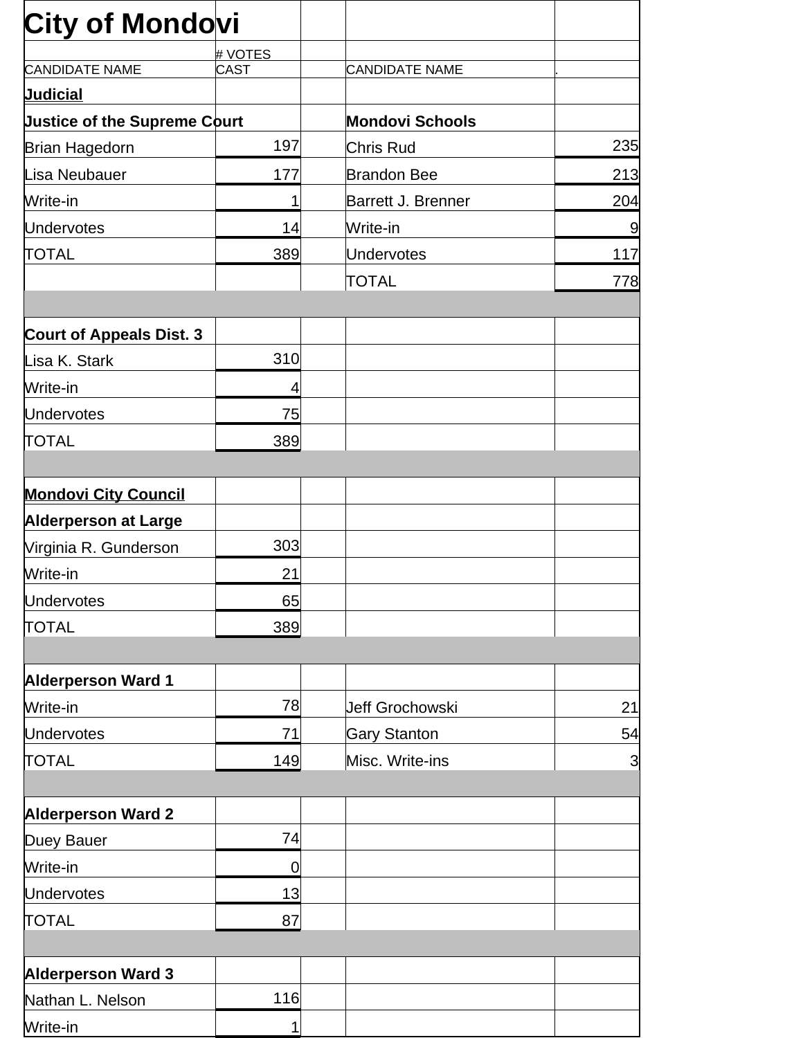# City of Mondovi

| CANDIDATE NAME | # VOTES CAST | | CANDIDATE NAME | . |
|---|---|---|---|---|
| **Judicial** | | | | |
| **Justice of the Supreme Court** | | | **Mondovi Schools** | |
| Brian Hagedorn | 197 | | Chris Rud | 235 |
| Lisa Neubauer | 177 | | Brandon Bee | 213 |
| Write-in | 1 | | Barrett J. Brenner | 204 |
| Undervotes | 14 | | Write-in | 9 |
| TOTAL | 389 | | Undervotes | 117 |
| | | | TOTAL | 778 |
| | | | | |
| **Court of Appeals Dist. 3** | | | | |
| Lisa K. Stark | 310 | | | |
| Write-in | 4 | | | |
| Undervotes | 75 | | | |
| TOTAL | 389 | | | |
| | | | | |
| **Mondovi City Council** | | | | |
| **Alderperson at Large** | | | | |
| Virginia R. Gunderson | 303 | | | |
| Write-in | 21 | | | |
| Undervotes | 65 | | | |
| TOTAL | 389 | | | |
| | | | | |
| **Alderperson Ward 1** | | | | |
| Write-in | 78 | | Jeff Grochowski | 21 |
| Undervotes | 71 | | Gary Stanton | 54 |
| TOTAL | 149 | | Misc. Write-ins | 3 |
| | | | | |
| **Alderperson Ward 2** | | | | |
| Duey Bauer | 74 | | | |
| Write-in | 0 | | | |
| Undervotes | 13 | | | |
| TOTAL | 87 | | | |
| | | | | |
| **Alderperson Ward 3** | | | | |
| Nathan L. Nelson | 116 | | | |
| Write-in | 1 | | | |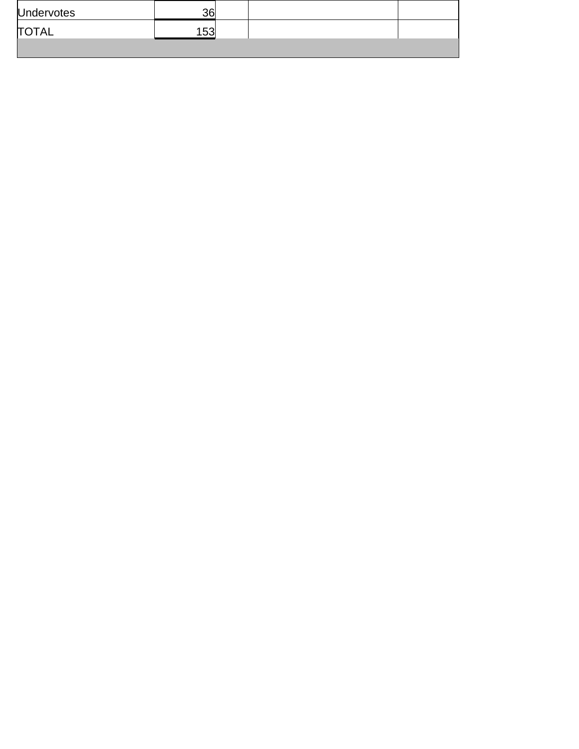| | | | | |
|---|---|---|---|---|
| Undervotes | 36 | | | |
| TOTAL | 153 | | | |